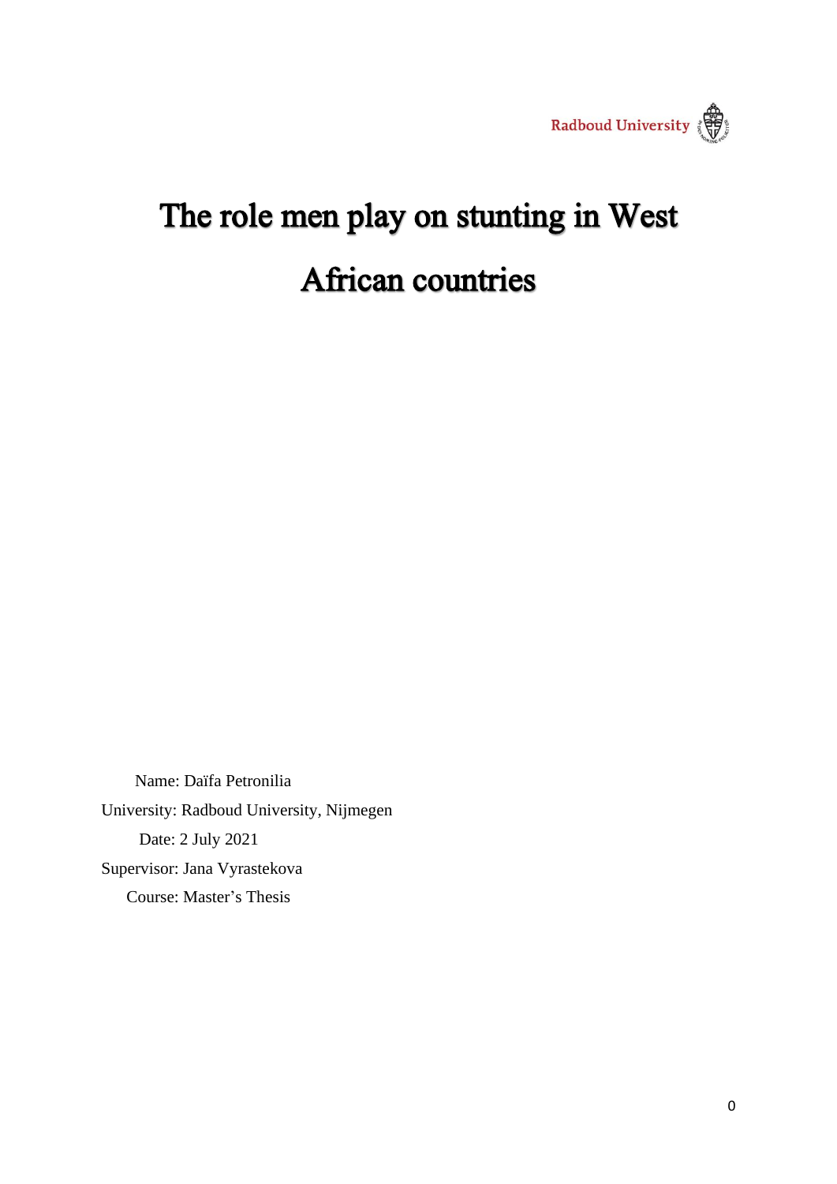Radboud University

# The role men play on stunting in West African countries

Name: Daïfa Petronilia

University: Radboud University, Nijmegen

Date: 2 July 2021

Supervisor: Jana Vyrastekova

Course: Master's Thesis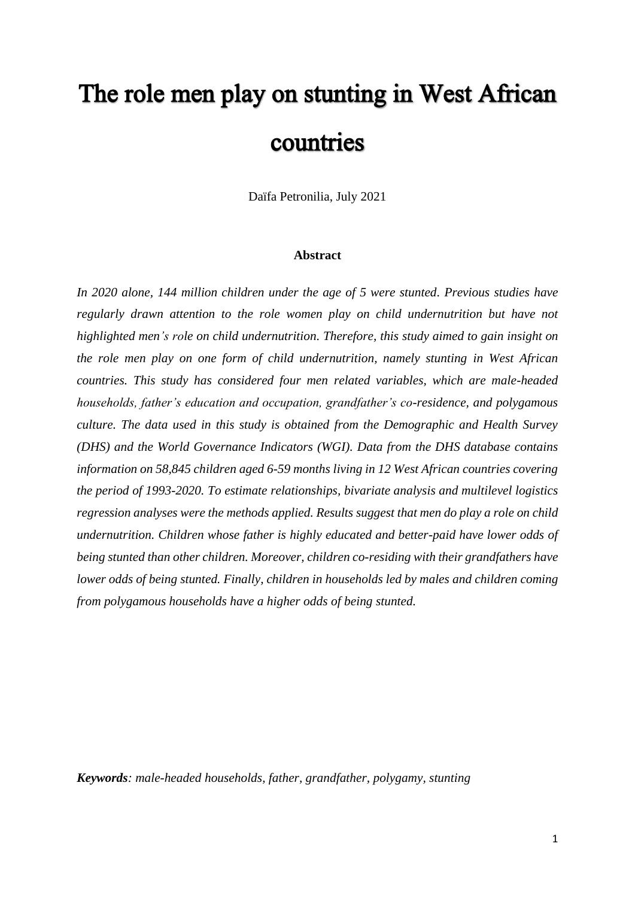# The role men play on stunting in West African countries

Daïfa Petronilia, July 2021

**Abstract**

*In 2020 alone, 144 million children under the age of 5 were stunted. Previous studies have regularly drawn attention to the role women play on child undernutrition but have not highlighted men's role on child undernutrition. Therefore, this study aimed to gain insight on the role men play on one form of child undernutrition, namely stunting in West African countries. This study has considered four men related variables, which are male-headed households, father's education and occupation, grandfather's co-residence, and polygamous culture. The data used in this study is obtained from the Demographic and Health Survey (DHS) and the World Governance Indicators (WGI). Data from the DHS database contains information on 58,845 children aged 6-59 months living in 12 West African countries covering the period of 1993-2020. To estimate relationships, bivariate analysis and multilevel logistics regression analyses were the methods applied. Results suggest that men do play a role on child undernutrition. Children whose father is highly educated and better-paid have lower odds of being stunted than other children. Moreover, children co-residing with their grandfathers have lower odds of being stunted. Finally, children in households led by males and children coming from polygamous households have a higher odds of being stunted.*

***Keywords**: male-headed households, father, grandfather, polygamy, stunting*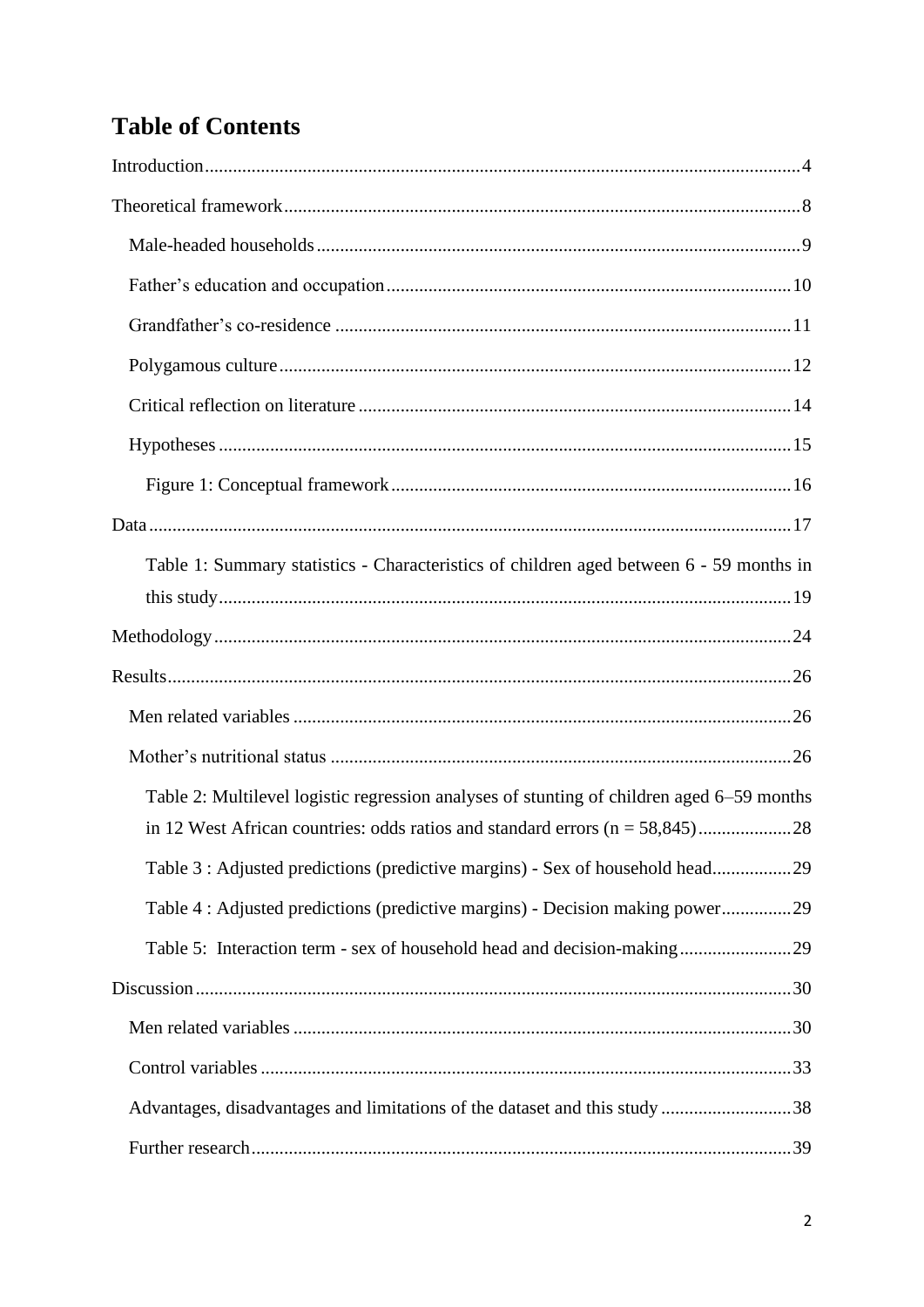# Table of Contents

Introduction....4

Theoretical framework....8

- Male-headed households....9
- Father's education and occupation....10
- Grandfather's co-residence....11
- Polygamous culture....12
- Critical reflection on literature....14
- Hypotheses....15
  - Figure 1: Conceptual framework....16

Data....17

- Table 1: Summary statistics - Characteristics of children aged between 6 - 59 months in this study....19

Methodology....24

Results....26

- Men related variables....26
- Mother's nutritional status....26
  - Table 2: Multilevel logistic regression analyses of stunting of children aged 6–59 months in 12 West African countries: odds ratios and standard errors (n = 58,845)....28
  - Table 3 : Adjusted predictions (predictive margins) - Sex of household head....29
  - Table 4 : Adjusted predictions (predictive margins) - Decision making power....29
  - Table 5: Interaction term - sex of household head and decision-making....29

Discussion....30

- Men related variables....30
- Control variables....33
- Advantages, disadvantages and limitations of the dataset and this study....38
- Further research....39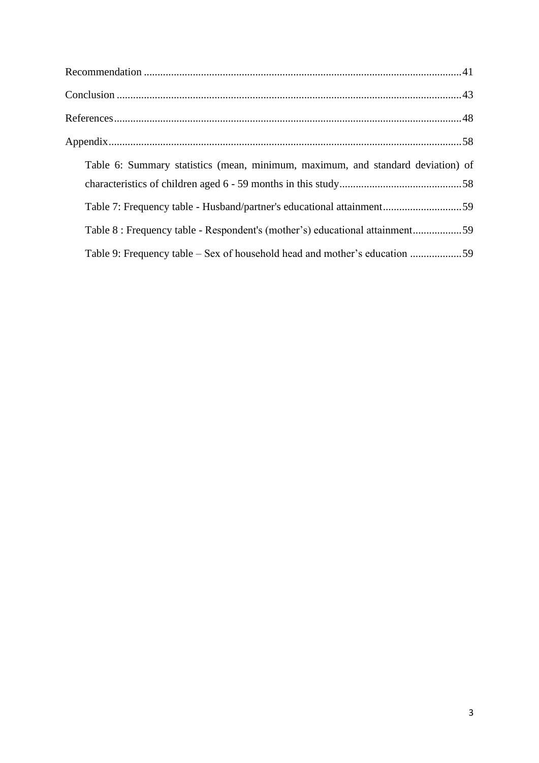Recommendation ..................................................................................................................41

Conclusion ..........................................................................................................................43

References...........................................................................................................................48

Appendix.............................................................................................................................58

- Table 6: Summary statistics (mean, minimum, maximum, and standard deviation) of characteristics of children aged 6 - 59 months in this study..............................................58
- Table 7: Frequency table - Husband/partner's educational attainment.............................59
- Table 8 : Frequency table - Respondent's (mother's) educational attainment..................59
- Table 9: Frequency table – Sex of household head and mother's education ...................59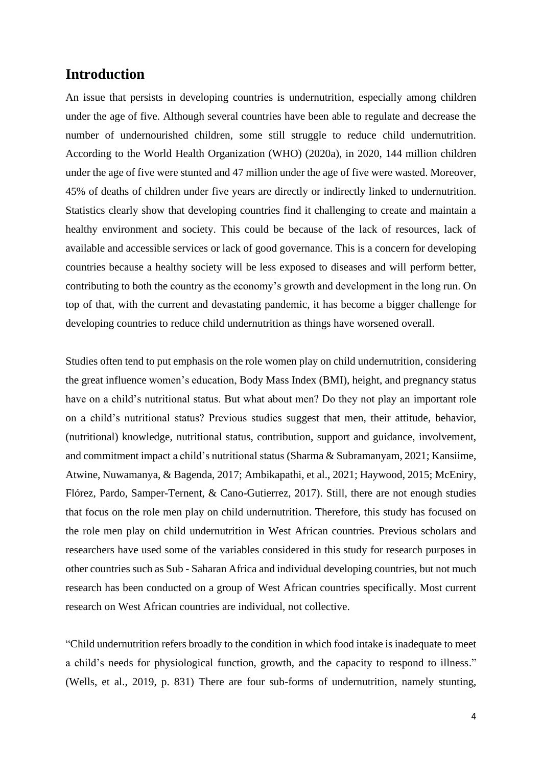## Introduction

An issue that persists in developing countries is undernutrition, especially among children under the age of five. Although several countries have been able to regulate and decrease the number of undernourished children, some still struggle to reduce child undernutrition. According to the World Health Organization (WHO) (2020a), in 2020, 144 million children under the age of five were stunted and 47 million under the age of five were wasted. Moreover, 45% of deaths of children under five years are directly or indirectly linked to undernutrition. Statistics clearly show that developing countries find it challenging to create and maintain a healthy environment and society. This could be because of the lack of resources, lack of available and accessible services or lack of good governance. This is a concern for developing countries because a healthy society will be less exposed to diseases and will perform better, contributing to both the country as the economy's growth and development in the long run. On top of that, with the current and devastating pandemic, it has become a bigger challenge for developing countries to reduce child undernutrition as things have worsened overall.

Studies often tend to put emphasis on the role women play on child undernutrition, considering the great influence women's education, Body Mass Index (BMI), height, and pregnancy status have on a child's nutritional status. But what about men? Do they not play an important role on a child's nutritional status? Previous studies suggest that men, their attitude, behavior, (nutritional) knowledge, nutritional status, contribution, support and guidance, involvement, and commitment impact a child's nutritional status (Sharma & Subramanyam, 2021; Kansiime, Atwine, Nuwamanya, & Bagenda, 2017; Ambikapathi, et al., 2021; Haywood, 2015; McEniry, Flórez, Pardo, Samper-Ternent, & Cano-Gutierrez, 2017). Still, there are not enough studies that focus on the role men play on child undernutrition. Therefore, this study has focused on the role men play on child undernutrition in West African countries. Previous scholars and researchers have used some of the variables considered in this study for research purposes in other countries such as Sub - Saharan Africa and individual developing countries, but not much research has been conducted on a group of West African countries specifically. Most current research on West African countries are individual, not collective.

"Child undernutrition refers broadly to the condition in which food intake is inadequate to meet a child's needs for physiological function, growth, and the capacity to respond to illness." (Wells, et al., 2019, p. 831) There are four sub-forms of undernutrition, namely stunting,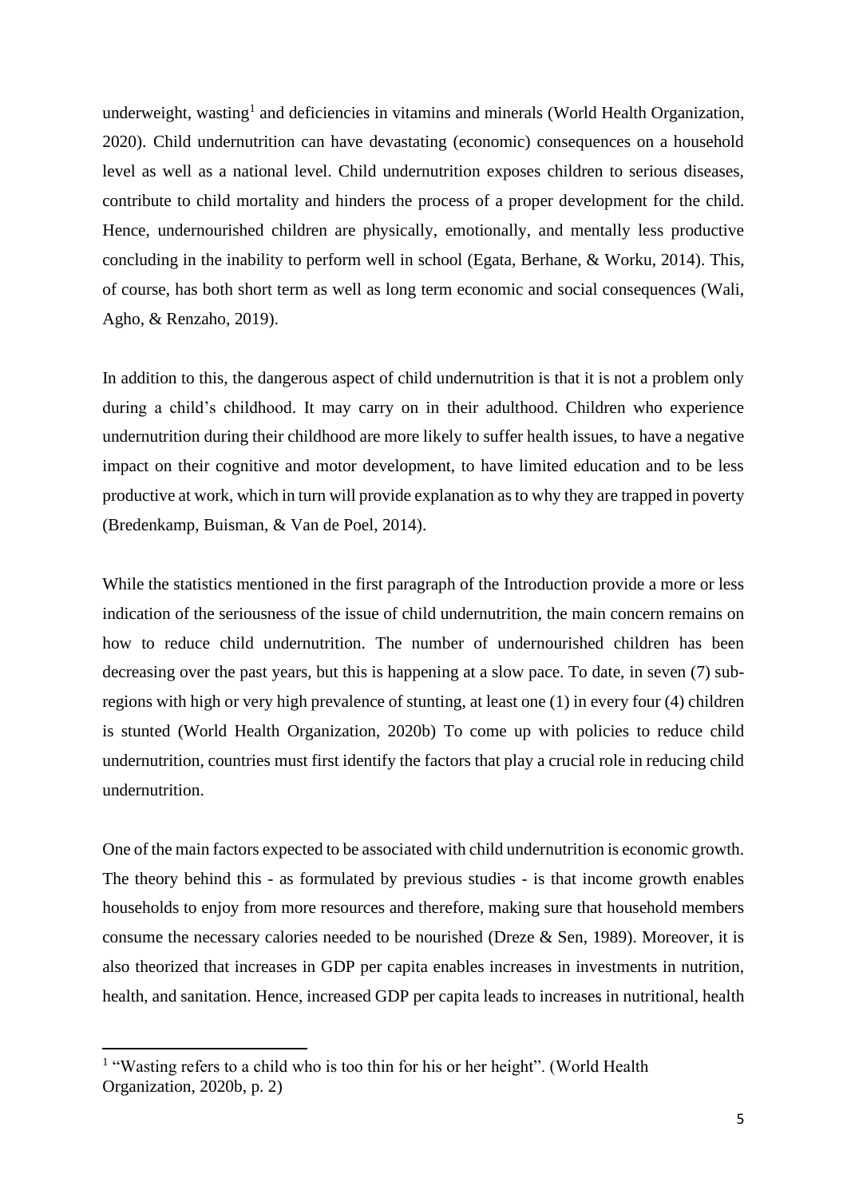underweight, wasting[1] and deficiencies in vitamins and minerals (World Health Organization, 2020). Child undernutrition can have devastating (economic) consequences on a household level as well as a national level. Child undernutrition exposes children to serious diseases, contribute to child mortality and hinders the process of a proper development for the child. Hence, undernourished children are physically, emotionally, and mentally less productive concluding in the inability to perform well in school (Egata, Berhane, & Worku, 2014). This, of course, has both short term as well as long term economic and social consequences (Wali, Agho, & Renzaho, 2019).

In addition to this, the dangerous aspect of child undernutrition is that it is not a problem only during a child's childhood. It may carry on in their adulthood. Children who experience undernutrition during their childhood are more likely to suffer health issues, to have a negative impact on their cognitive and motor development, to have limited education and to be less productive at work, which in turn will provide explanation as to why they are trapped in poverty (Bredenkamp, Buisman, & Van de Poel, 2014).

While the statistics mentioned in the first paragraph of the Introduction provide a more or less indication of the seriousness of the issue of child undernutrition, the main concern remains on how to reduce child undernutrition. The number of undernourished children has been decreasing over the past years, but this is happening at a slow pace. To date, in seven (7) sub-regions with high or very high prevalence of stunting, at least one (1) in every four (4) children is stunted (World Health Organization, 2020b) To come up with policies to reduce child undernutrition, countries must first identify the factors that play a crucial role in reducing child undernutrition.

One of the main factors expected to be associated with child undernutrition is economic growth. The theory behind this - as formulated by previous studies - is that income growth enables households to enjoy from more resources and therefore, making sure that household members consume the necessary calories needed to be nourished (Dreze & Sen, 1989). Moreover, it is also theorized that increases in GDP per capita enables increases in investments in nutrition, health, and sanitation. Hence, increased GDP per capita leads to increases in nutritional, health

[1] "Wasting refers to a child who is too thin for his or her height". (World Health Organization, 2020b, p. 2)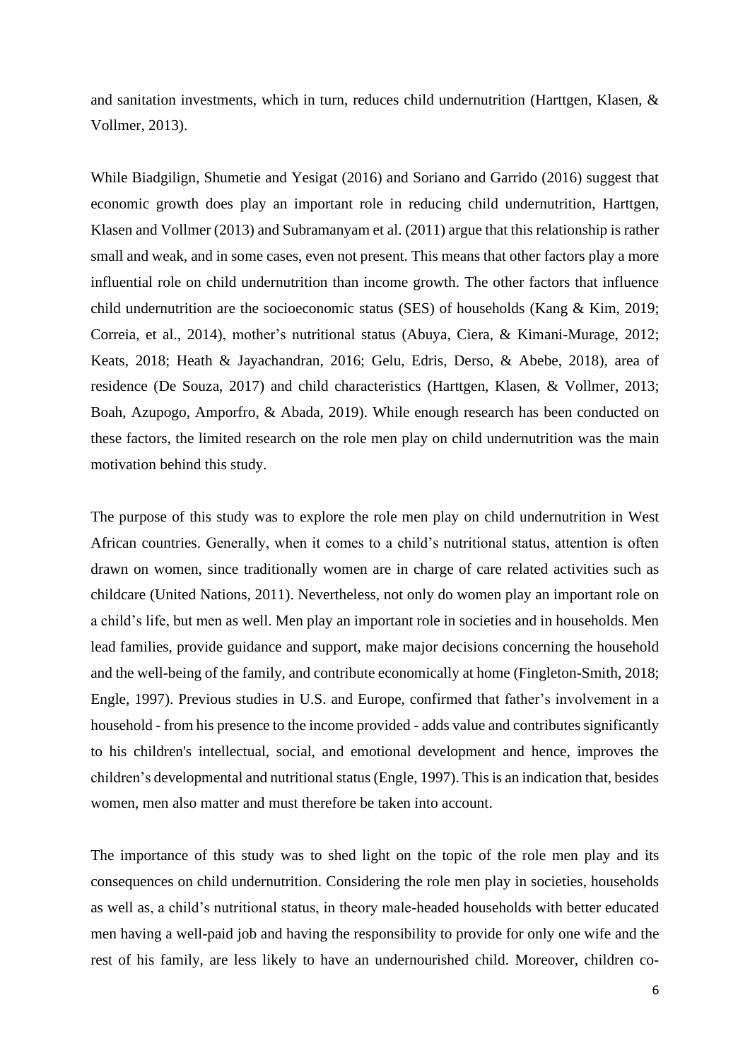and sanitation investments, which in turn, reduces child undernutrition (Harttgen, Klasen, & Vollmer, 2013).

While Biadgilign, Shumetie and Yesigat (2016) and Soriano and Garrido (2016) suggest that economic growth does play an important role in reducing child undernutrition, Harttgen, Klasen and Vollmer (2013) and Subramanyam et al. (2011) argue that this relationship is rather small and weak, and in some cases, even not present. This means that other factors play a more influential role on child undernutrition than income growth. The other factors that influence child undernutrition are the socioeconomic status (SES) of households (Kang & Kim, 2019; Correia, et al., 2014), mother's nutritional status (Abuya, Ciera, & Kimani-Murage, 2012; Keats, 2018; Heath & Jayachandran, 2016; Gelu, Edris, Derso, & Abebe, 2018), area of residence (De Souza, 2017) and child characteristics (Harttgen, Klasen, & Vollmer, 2013; Boah, Azupogo, Amporfro, & Abada, 2019). While enough research has been conducted on these factors, the limited research on the role men play on child undernutrition was the main motivation behind this study.

The purpose of this study was to explore the role men play on child undernutrition in West African countries. Generally, when it comes to a child's nutritional status, attention is often drawn on women, since traditionally women are in charge of care related activities such as childcare (United Nations, 2011). Nevertheless, not only do women play an important role on a child's life, but men as well. Men play an important role in societies and in households. Men lead families, provide guidance and support, make major decisions concerning the household and the well-being of the family, and contribute economically at home (Fingleton-Smith, 2018; Engle, 1997). Previous studies in U.S. and Europe, confirmed that father's involvement in a household - from his presence to the income provided - adds value and contributes significantly to his children's intellectual, social, and emotional development and hence, improves the children's developmental and nutritional status (Engle, 1997). This is an indication that, besides women, men also matter and must therefore be taken into account.

The importance of this study was to shed light on the topic of the role men play and its consequences on child undernutrition. Considering the role men play in societies, households as well as, a child's nutritional status, in theory male-headed households with better educated men having a well-paid job and having the responsibility to provide for only one wife and the rest of his family, are less likely to have an undernourished child. Moreover, children co-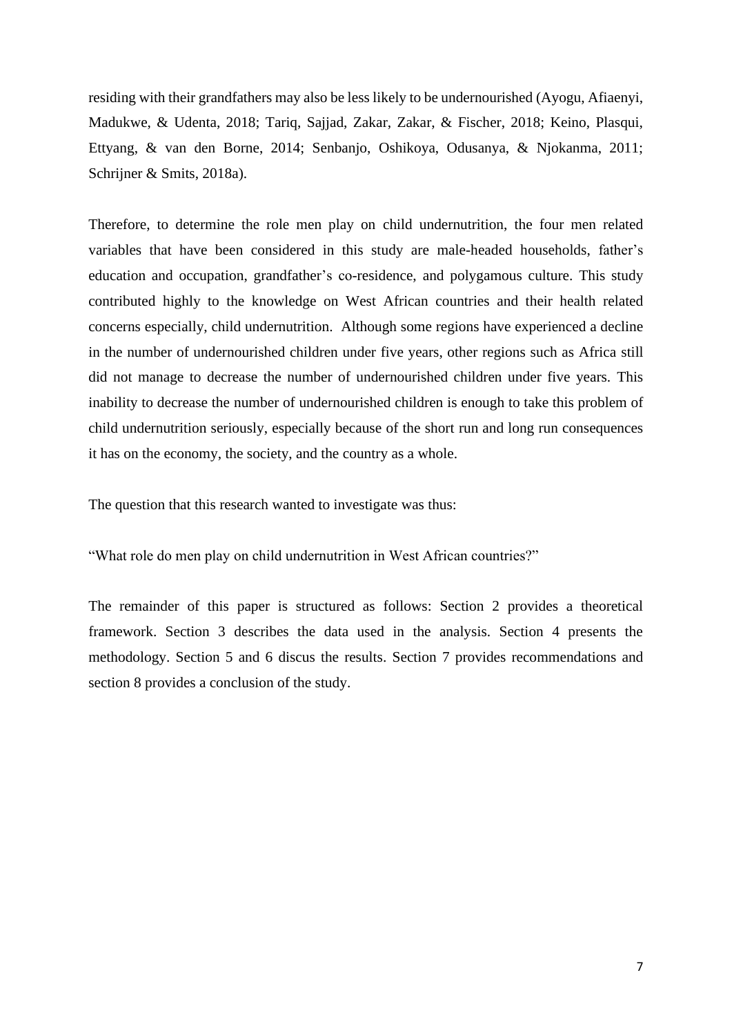residing with their grandfathers may also be less likely to be undernourished (Ayogu, Afiaenyi, Madukwe, & Udenta, 2018; Tariq, Sajjad, Zakar, Zakar, & Fischer, 2018; Keino, Plasqui, Ettyang, & van den Borne, 2014; Senbanjo, Oshikoya, Odusanya, & Njokanma, 2011; Schrijner & Smits, 2018a).

Therefore, to determine the role men play on child undernutrition, the four men related variables that have been considered in this study are male-headed households, father's education and occupation, grandfather's co-residence, and polygamous culture. This study contributed highly to the knowledge on West African countries and their health related concerns especially, child undernutrition. Although some regions have experienced a decline in the number of undernourished children under five years, other regions such as Africa still did not manage to decrease the number of undernourished children under five years. This inability to decrease the number of undernourished children is enough to take this problem of child undernutrition seriously, especially because of the short run and long run consequences it has on the economy, the society, and the country as a whole.

The question that this research wanted to investigate was thus:

"What role do men play on child undernutrition in West African countries?"

The remainder of this paper is structured as follows: Section 2 provides a theoretical framework. Section 3 describes the data used in the analysis. Section 4 presents the methodology. Section 5 and 6 discus the results. Section 7 provides recommendations and section 8 provides a conclusion of the study.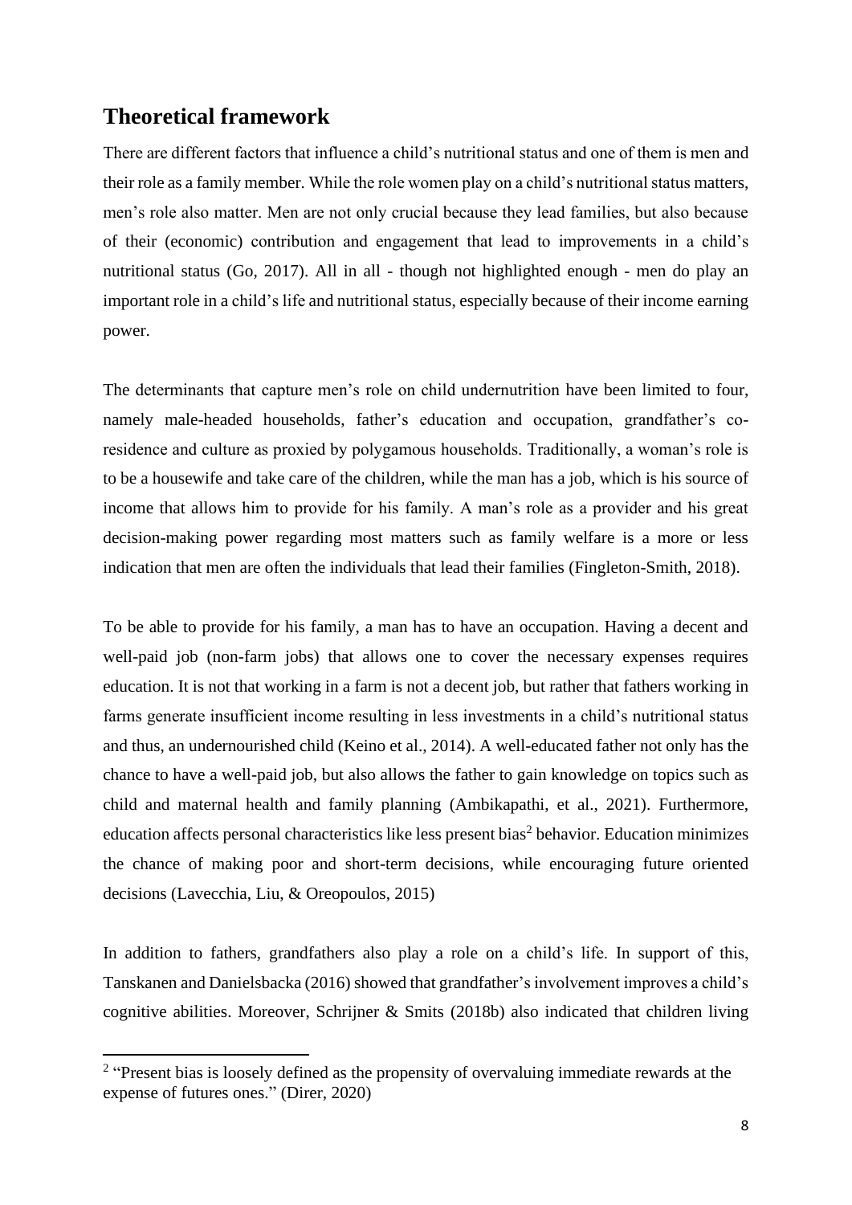## Theoretical framework

There are different factors that influence a child's nutritional status and one of them is men and their role as a family member. While the role women play on a child's nutritional status matters, men's role also matter. Men are not only crucial because they lead families, but also because of their (economic) contribution and engagement that lead to improvements in a child's nutritional status (Go, 2017). All in all - though not highlighted enough - men do play an important role in a child's life and nutritional status, especially because of their income earning power.

The determinants that capture men's role on child undernutrition have been limited to four, namely male-headed households, father's education and occupation, grandfather's co-residence and culture as proxied by polygamous households. Traditionally, a woman's role is to be a housewife and take care of the children, while the man has a job, which is his source of income that allows him to provide for his family. A man's role as a provider and his great decision-making power regarding most matters such as family welfare is a more or less indication that men are often the individuals that lead their families (Fingleton-Smith, 2018).

To be able to provide for his family, a man has to have an occupation. Having a decent and well-paid job (non-farm jobs) that allows one to cover the necessary expenses requires education. It is not that working in a farm is not a decent job, but rather that fathers working in farms generate insufficient income resulting in less investments in a child's nutritional status and thus, an undernourished child (Keino et al., 2014). A well-educated father not only has the chance to have a well-paid job, but also allows the father to gain knowledge on topics such as child and maternal health and family planning (Ambikapathi, et al., 2021). Furthermore, education affects personal characteristics like less present bias[2] behavior. Education minimizes the chance of making poor and short-term decisions, while encouraging future oriented decisions (Lavecchia, Liu, & Oreopoulos, 2015)

In addition to fathers, grandfathers also play a role on a child's life. In support of this, Tanskanen and Danielsbacka (2016) showed that grandfather's involvement improves a child's cognitive abilities. Moreover, Schrijner & Smits (2018b) also indicated that children living

[2] "Present bias is loosely defined as the propensity of overvaluing immediate rewards at the expense of futures ones." (Direr, 2020)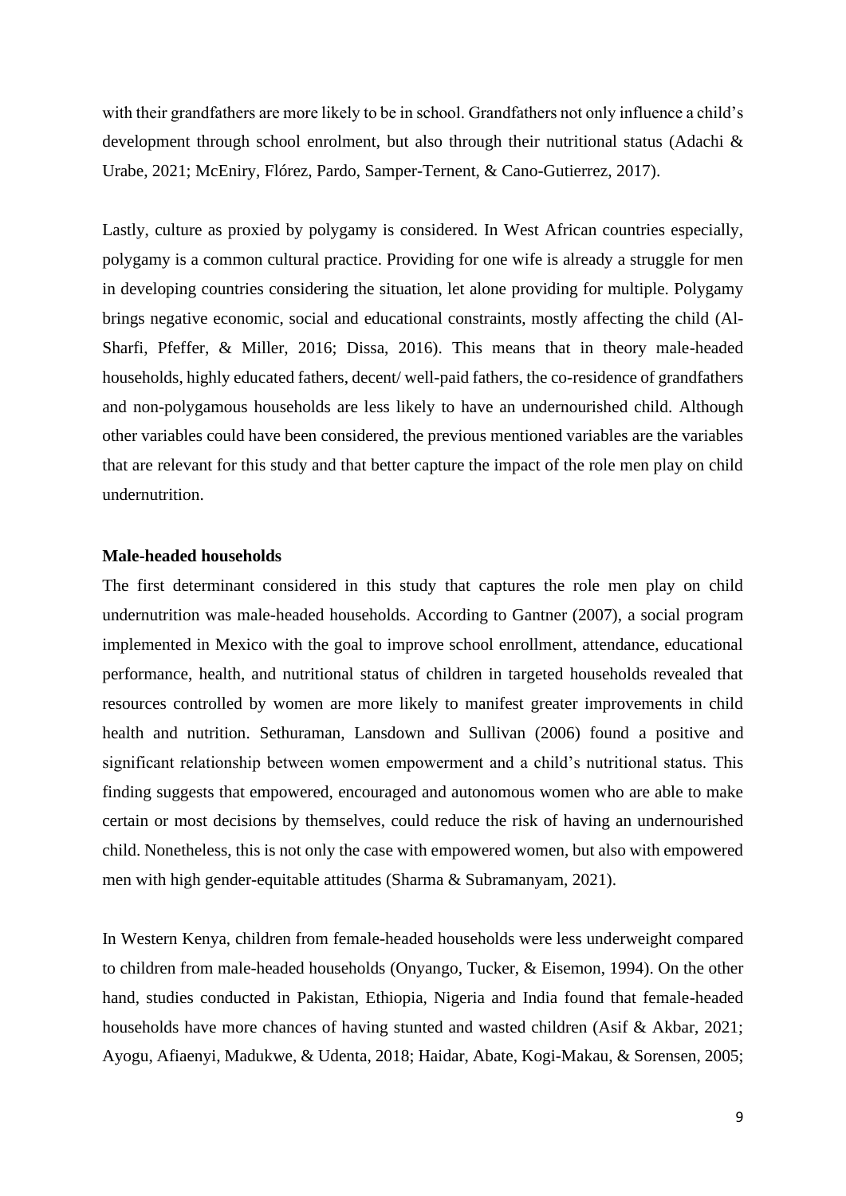with their grandfathers are more likely to be in school. Grandfathers not only influence a child's development through school enrolment, but also through their nutritional status (Adachi & Urabe, 2021; McEniry, Flórez, Pardo, Samper-Ternent, & Cano-Gutierrez, 2017).

Lastly, culture as proxied by polygamy is considered. In West African countries especially, polygamy is a common cultural practice. Providing for one wife is already a struggle for men in developing countries considering the situation, let alone providing for multiple. Polygamy brings negative economic, social and educational constraints, mostly affecting the child (Al-Sharfi, Pfeffer, & Miller, 2016; Dissa, 2016). This means that in theory male-headed households, highly educated fathers, decent/ well-paid fathers, the co-residence of grandfathers and non-polygamous households are less likely to have an undernourished child. Although other variables could have been considered, the previous mentioned variables are the variables that are relevant for this study and that better capture the impact of the role men play on child undernutrition.

**Male-headed households**

The first determinant considered in this study that captures the role men play on child undernutrition was male-headed households. According to Gantner (2007), a social program implemented in Mexico with the goal to improve school enrollment, attendance, educational performance, health, and nutritional status of children in targeted households revealed that resources controlled by women are more likely to manifest greater improvements in child health and nutrition. Sethuraman, Lansdown and Sullivan (2006) found a positive and significant relationship between women empowerment and a child's nutritional status. This finding suggests that empowered, encouraged and autonomous women who are able to make certain or most decisions by themselves, could reduce the risk of having an undernourished child. Nonetheless, this is not only the case with empowered women, but also with empowered men with high gender-equitable attitudes (Sharma & Subramanyam, 2021).

In Western Kenya, children from female-headed households were less underweight compared to children from male-headed households (Onyango, Tucker, & Eisemon, 1994). On the other hand, studies conducted in Pakistan, Ethiopia, Nigeria and India found that female-headed households have more chances of having stunted and wasted children (Asif & Akbar, 2021; Ayogu, Afiaenyi, Madukwe, & Udenta, 2018; Haidar, Abate, Kogi-Makau, & Sorensen, 2005;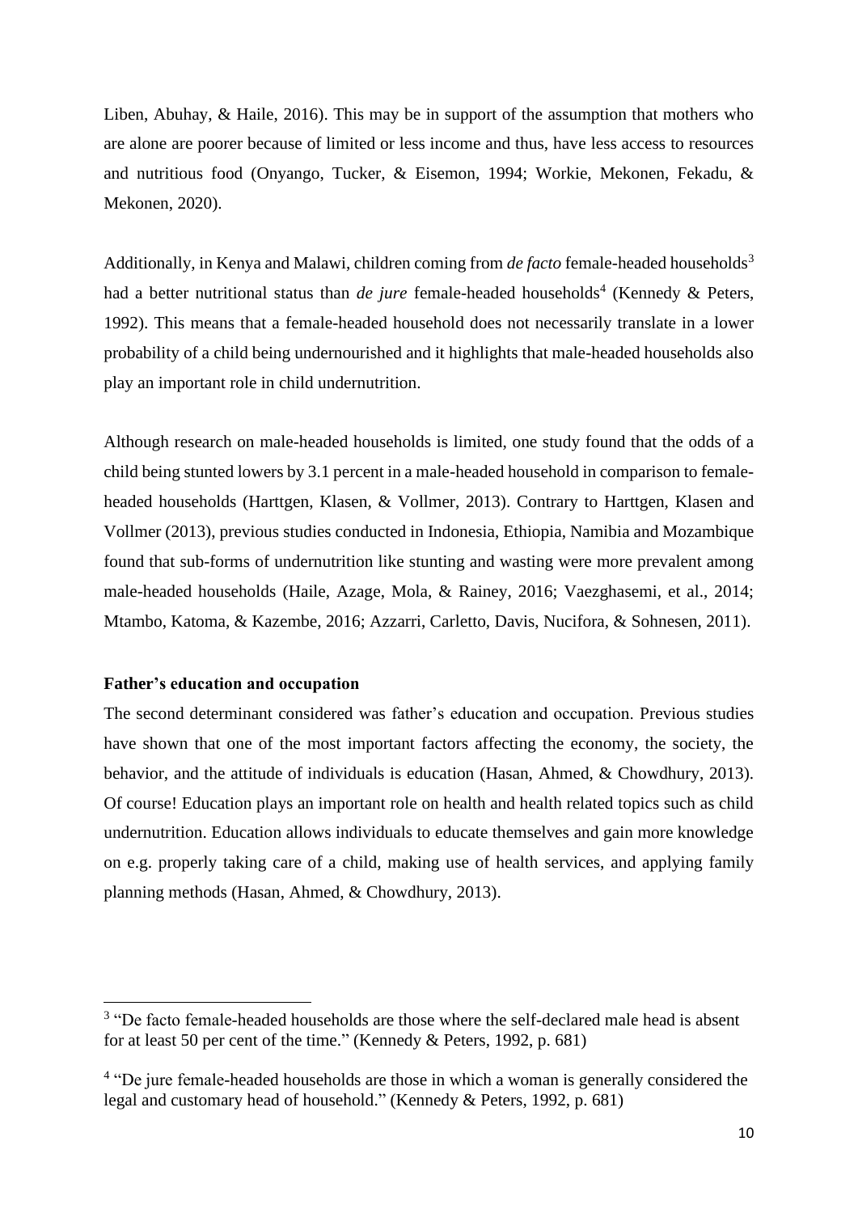Liben, Abuhay, & Haile, 2016). This may be in support of the assumption that mothers who are alone are poorer because of limited or less income and thus, have less access to resources and nutritious food (Onyango, Tucker, & Eisemon, 1994; Workie, Mekonen, Fekadu, & Mekonen, 2020).

Additionally, in Kenya and Malawi, children coming from *de facto* female-headed households[3] had a better nutritional status than *de jure* female-headed households[4] (Kennedy & Peters, 1992). This means that a female-headed household does not necessarily translate in a lower probability of a child being undernourished and it highlights that male-headed households also play an important role in child undernutrition.

Although research on male-headed households is limited, one study found that the odds of a child being stunted lowers by 3.1 percent in a male-headed household in comparison to female-headed households (Harttgen, Klasen, & Vollmer, 2013). Contrary to Harttgen, Klasen and Vollmer (2013), previous studies conducted in Indonesia, Ethiopia, Namibia and Mozambique found that sub-forms of undernutrition like stunting and wasting were more prevalent among male-headed households (Haile, Azage, Mola, & Rainey, 2016; Vaezghasemi, et al., 2014; Mtambo, Katoma, & Kazembe, 2016; Azzarri, Carletto, Davis, Nucifora, & Sohnesen, 2011).

**Father's education and occupation**

The second determinant considered was father's education and occupation. Previous studies have shown that one of the most important factors affecting the economy, the society, the behavior, and the attitude of individuals is education (Hasan, Ahmed, & Chowdhury, 2013). Of course! Education plays an important role on health and health related topics such as child undernutrition. Education allows individuals to educate themselves and gain more knowledge on e.g. properly taking care of a child, making use of health services, and applying family planning methods (Hasan, Ahmed, & Chowdhury, 2013).

---

[3] "De facto female-headed households are those where the self-declared male head is absent for at least 50 per cent of the time." (Kennedy & Peters, 1992, p. 681)

[4] "De jure female-headed households are those in which a woman is generally considered the legal and customary head of household." (Kennedy & Peters, 1992, p. 681)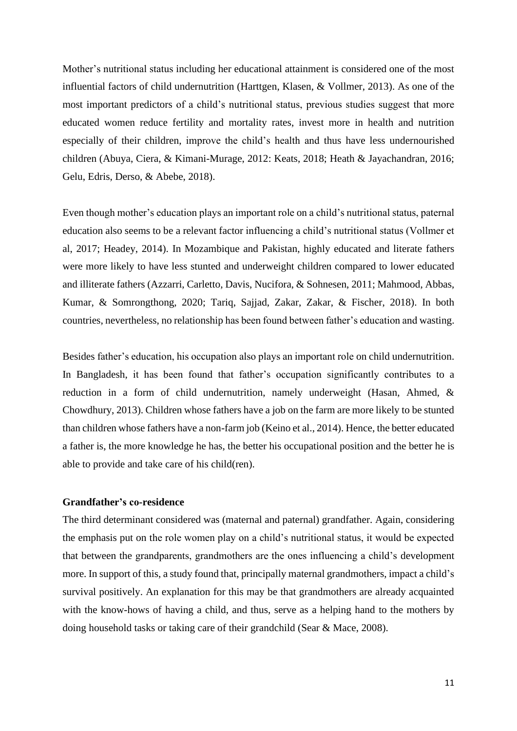Mother's nutritional status including her educational attainment is considered one of the most influential factors of child undernutrition (Harttgen, Klasen, & Vollmer, 2013). As one of the most important predictors of a child's nutritional status, previous studies suggest that more educated women reduce fertility and mortality rates, invest more in health and nutrition especially of their children, improve the child's health and thus have less undernourished children (Abuya, Ciera, & Kimani-Murage, 2012: Keats, 2018; Heath & Jayachandran, 2016; Gelu, Edris, Derso, & Abebe, 2018).

Even though mother's education plays an important role on a child's nutritional status, paternal education also seems to be a relevant factor influencing a child's nutritional status (Vollmer et al, 2017; Headey, 2014). In Mozambique and Pakistan, highly educated and literate fathers were more likely to have less stunted and underweight children compared to lower educated and illiterate fathers (Azzarri, Carletto, Davis, Nucifora, & Sohnesen, 2011; Mahmood, Abbas, Kumar, & Somrongthong, 2020; Tariq, Sajjad, Zakar, Zakar, & Fischer, 2018). In both countries, nevertheless, no relationship has been found between father's education and wasting.

Besides father's education, his occupation also plays an important role on child undernutrition. In Bangladesh, it has been found that father's occupation significantly contributes to a reduction in a form of child undernutrition, namely underweight (Hasan, Ahmed, & Chowdhury, 2013). Children whose fathers have a job on the farm are more likely to be stunted than children whose fathers have a non-farm job (Keino et al., 2014). Hence, the better educated a father is, the more knowledge he has, the better his occupational position and the better he is able to provide and take care of his child(ren).

**Grandfather's co-residence**

The third determinant considered was (maternal and paternal) grandfather. Again, considering the emphasis put on the role women play on a child's nutritional status, it would be expected that between the grandparents, grandmothers are the ones influencing a child's development more. In support of this, a study found that, principally maternal grandmothers, impact a child's survival positively. An explanation for this may be that grandmothers are already acquainted with the know-hows of having a child, and thus, serve as a helping hand to the mothers by doing household tasks or taking care of their grandchild (Sear & Mace, 2008).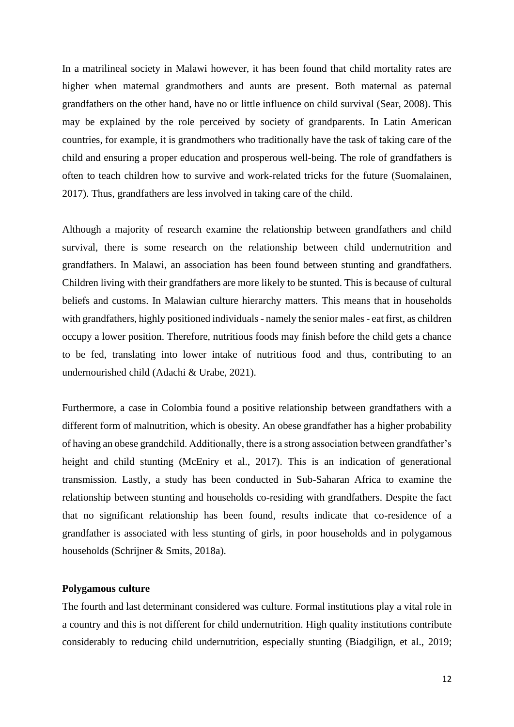In a matrilineal society in Malawi however, it has been found that child mortality rates are higher when maternal grandmothers and aunts are present. Both maternal as paternal grandfathers on the other hand, have no or little influence on child survival (Sear, 2008). This may be explained by the role perceived by society of grandparents. In Latin American countries, for example, it is grandmothers who traditionally have the task of taking care of the child and ensuring a proper education and prosperous well-being. The role of grandfathers is often to teach children how to survive and work-related tricks for the future (Suomalainen, 2017). Thus, grandfathers are less involved in taking care of the child.

Although a majority of research examine the relationship between grandfathers and child survival, there is some research on the relationship between child undernutrition and grandfathers. In Malawi, an association has been found between stunting and grandfathers. Children living with their grandfathers are more likely to be stunted. This is because of cultural beliefs and customs. In Malawian culture hierarchy matters. This means that in households with grandfathers, highly positioned individuals - namely the senior males - eat first, as children occupy a lower position. Therefore, nutritious foods may finish before the child gets a chance to be fed, translating into lower intake of nutritious food and thus, contributing to an undernourished child (Adachi & Urabe, 2021).

Furthermore, a case in Colombia found a positive relationship between grandfathers with a different form of malnutrition, which is obesity. An obese grandfather has a higher probability of having an obese grandchild. Additionally, there is a strong association between grandfather's height and child stunting (McEniry et al., 2017). This is an indication of generational transmission. Lastly, a study has been conducted in Sub-Saharan Africa to examine the relationship between stunting and households co-residing with grandfathers. Despite the fact that no significant relationship has been found, results indicate that co-residence of a grandfather is associated with less stunting of girls, in poor households and in polygamous households (Schrijner & Smits, 2018a).

**Polygamous culture**

The fourth and last determinant considered was culture. Formal institutions play a vital role in a country and this is not different for child undernutrition. High quality institutions contribute considerably to reducing child undernutrition, especially stunting (Biadgilign, et al., 2019;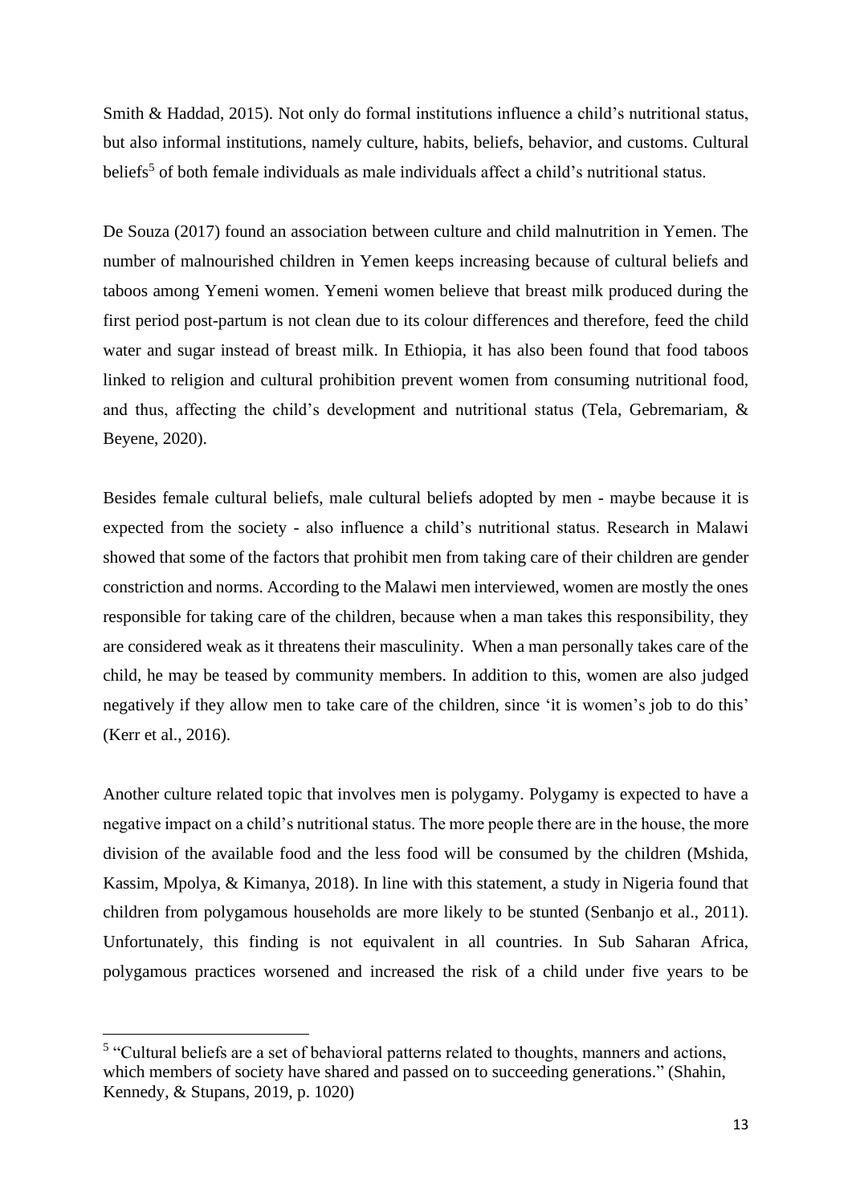Smith & Haddad, 2015). Not only do formal institutions influence a child's nutritional status, but also informal institutions, namely culture, habits, beliefs, behavior, and customs. Cultural beliefs[5] of both female individuals as male individuals affect a child's nutritional status.

De Souza (2017) found an association between culture and child malnutrition in Yemen. The number of malnourished children in Yemen keeps increasing because of cultural beliefs and taboos among Yemeni women. Yemeni women believe that breast milk produced during the first period post-partum is not clean due to its colour differences and therefore, feed the child water and sugar instead of breast milk. In Ethiopia, it has also been found that food taboos linked to religion and cultural prohibition prevent women from consuming nutritional food, and thus, affecting the child's development and nutritional status (Tela, Gebremariam, & Beyene, 2020).

Besides female cultural beliefs, male cultural beliefs adopted by men - maybe because it is expected from the society - also influence a child's nutritional status. Research in Malawi showed that some of the factors that prohibit men from taking care of their children are gender constriction and norms. According to the Malawi men interviewed, women are mostly the ones responsible for taking care of the children, because when a man takes this responsibility, they are considered weak as it threatens their masculinity. When a man personally takes care of the child, he may be teased by community members. In addition to this, women are also judged negatively if they allow men to take care of the children, since 'it is women's job to do this' (Kerr et al., 2016).

Another culture related topic that involves men is polygamy. Polygamy is expected to have a negative impact on a child's nutritional status. The more people there are in the house, the more division of the available food and the less food will be consumed by the children (Mshida, Kassim, Mpolya, & Kimanya, 2018). In line with this statement, a study in Nigeria found that children from polygamous households are more likely to be stunted (Senbanjo et al., 2011). Unfortunately, this finding is not equivalent in all countries. In Sub Saharan Africa, polygamous practices worsened and increased the risk of a child under five years to be

[5] "Cultural beliefs are a set of behavioral patterns related to thoughts, manners and actions, which members of society have shared and passed on to succeeding generations." (Shahin, Kennedy, & Stupans, 2019, p. 1020)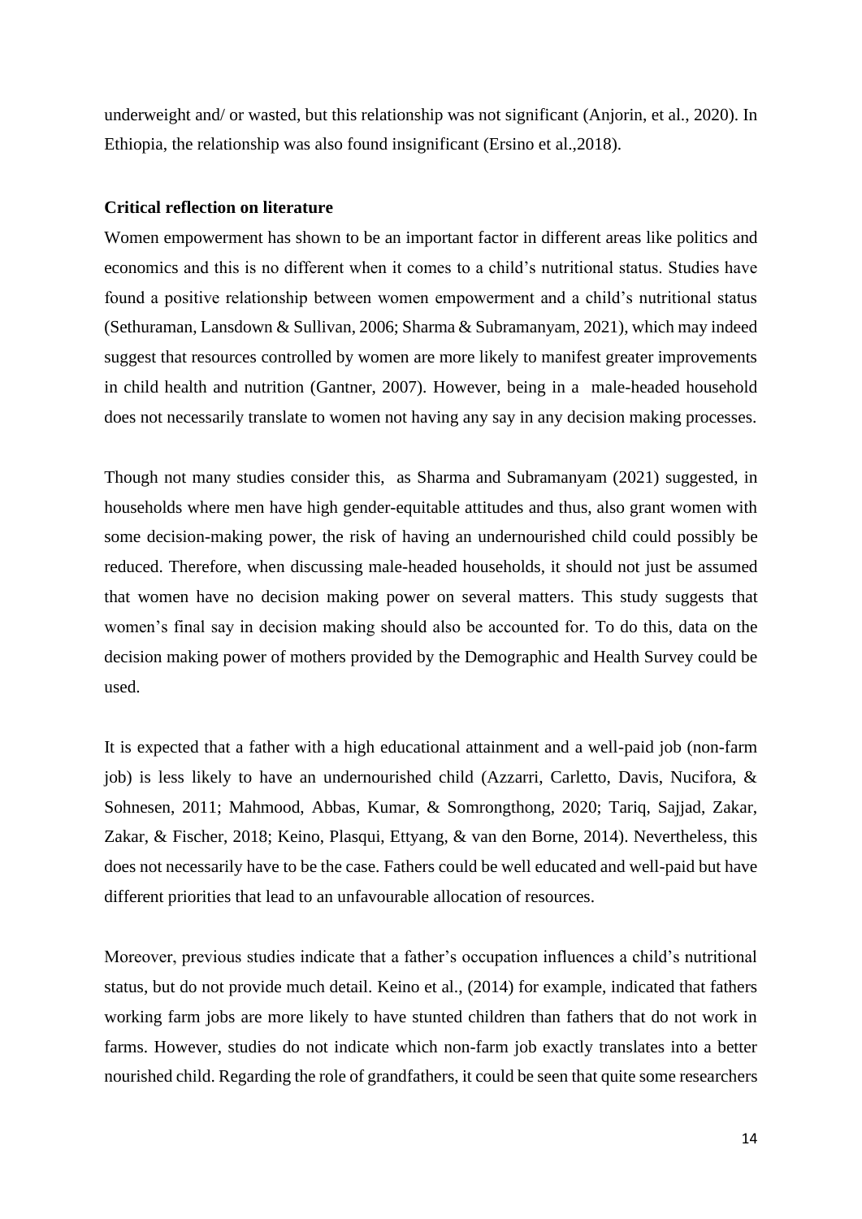underweight and/ or wasted, but this relationship was not significant (Anjorin, et al., 2020). In Ethiopia, the relationship was also found insignificant (Ersino et al.,2018).

**Critical reflection on literature**

Women empowerment has shown to be an important factor in different areas like politics and economics and this is no different when it comes to a child's nutritional status. Studies have found a positive relationship between women empowerment and a child's nutritional status (Sethuraman, Lansdown & Sullivan, 2006; Sharma & Subramanyam, 2021), which may indeed suggest that resources controlled by women are more likely to manifest greater improvements in child health and nutrition (Gantner, 2007). However, being in a male-headed household does not necessarily translate to women not having any say in any decision making processes.

Though not many studies consider this, as Sharma and Subramanyam (2021) suggested, in households where men have high gender-equitable attitudes and thus, also grant women with some decision-making power, the risk of having an undernourished child could possibly be reduced. Therefore, when discussing male-headed households, it should not just be assumed that women have no decision making power on several matters. This study suggests that women's final say in decision making should also be accounted for. To do this, data on the decision making power of mothers provided by the Demographic and Health Survey could be used.

It is expected that a father with a high educational attainment and a well-paid job (non-farm job) is less likely to have an undernourished child (Azzarri, Carletto, Davis, Nucifora, & Sohnesen, 2011; Mahmood, Abbas, Kumar, & Somrongthong, 2020; Tariq, Sajjad, Zakar, Zakar, & Fischer, 2018; Keino, Plasqui, Ettyang, & van den Borne, 2014). Nevertheless, this does not necessarily have to be the case. Fathers could be well educated and well-paid but have different priorities that lead to an unfavourable allocation of resources.

Moreover, previous studies indicate that a father's occupation influences a child's nutritional status, but do not provide much detail. Keino et al., (2014) for example, indicated that fathers working farm jobs are more likely to have stunted children than fathers that do not work in farms. However, studies do not indicate which non-farm job exactly translates into a better nourished child. Regarding the role of grandfathers, it could be seen that quite some researchers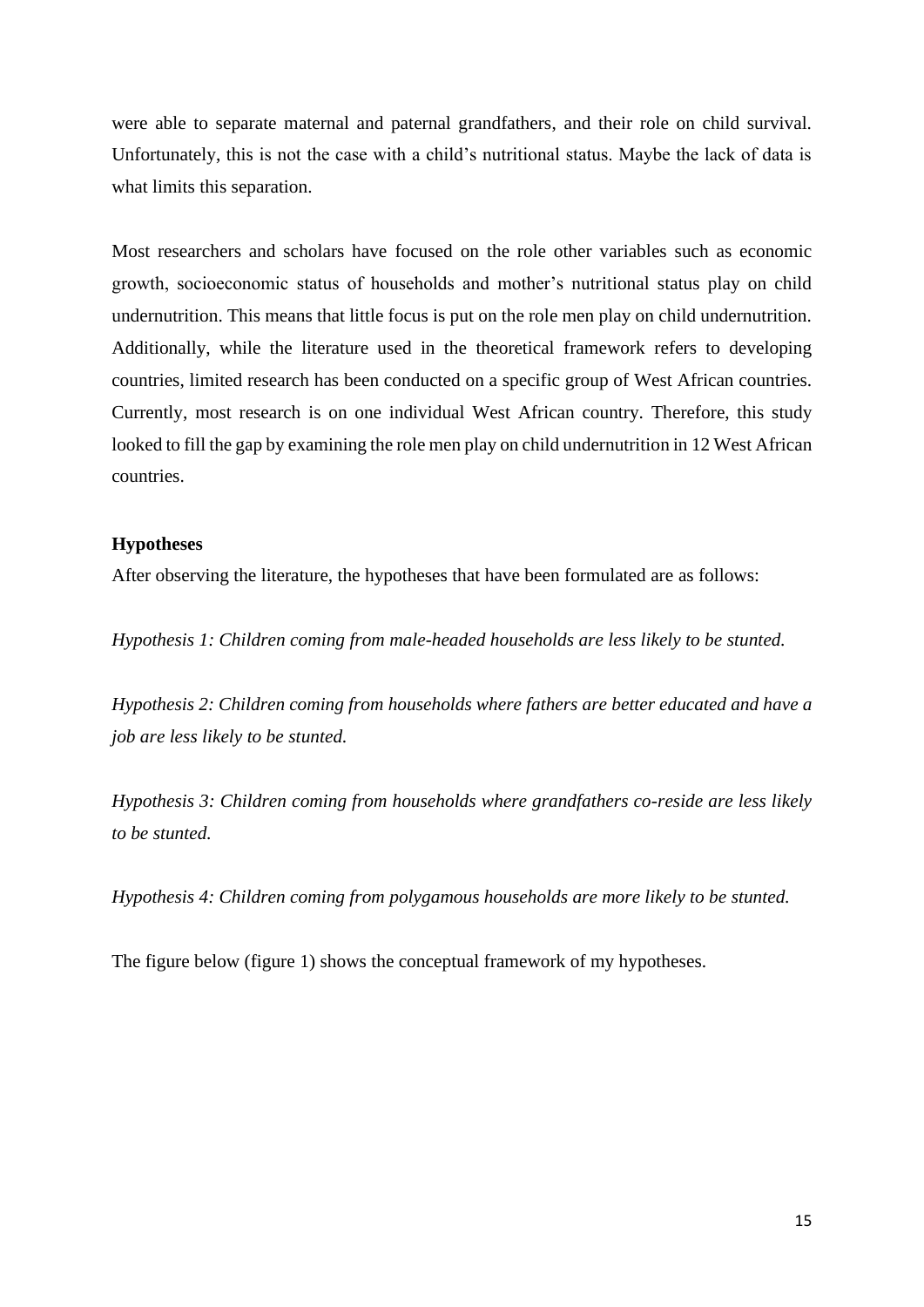were able to separate maternal and paternal grandfathers, and their role on child survival. Unfortunately, this is not the case with a child's nutritional status. Maybe the lack of data is what limits this separation.

Most researchers and scholars have focused on the role other variables such as economic growth, socioeconomic status of households and mother's nutritional status play on child undernutrition. This means that little focus is put on the role men play on child undernutrition. Additionally, while the literature used in the theoretical framework refers to developing countries, limited research has been conducted on a specific group of West African countries. Currently, most research is on one individual West African country. Therefore, this study looked to fill the gap by examining the role men play on child undernutrition in 12 West African countries.

**Hypotheses**

After observing the literature, the hypotheses that have been formulated are as follows:

*Hypothesis 1: Children coming from male-headed households are less likely to be stunted.*

*Hypothesis 2: Children coming from households where fathers are better educated and have a job are less likely to be stunted.*

*Hypothesis 3: Children coming from households where grandfathers co-reside are less likely to be stunted.*

*Hypothesis 4: Children coming from polygamous households are more likely to be stunted.*

The figure below (figure 1) shows the conceptual framework of my hypotheses.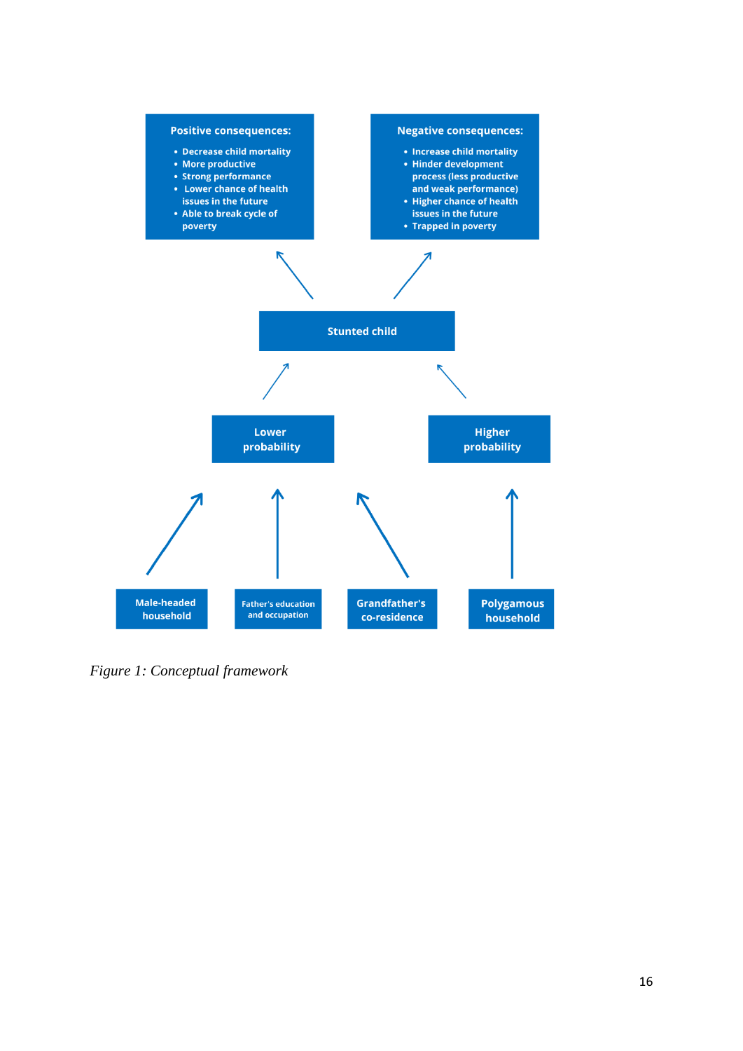**Positive consequences:**

- Decrease child mortality
- More productive
- Strong performance
- Lower chance of health issues in the future
- Able to break cycle of poverty

**Negative consequences:**

- Increase child mortality
- Hinder development process (less productive and weak performance)
- Higher chance of health issues in the future
- Trapped in poverty

**Stunted child**

**Lower probability**

**Higher probability**

**Male-headed household**

**Father's education and occupation**

**Grandfather's co-residence**

**Polygamous household**

*Figure 1: Conceptual framework*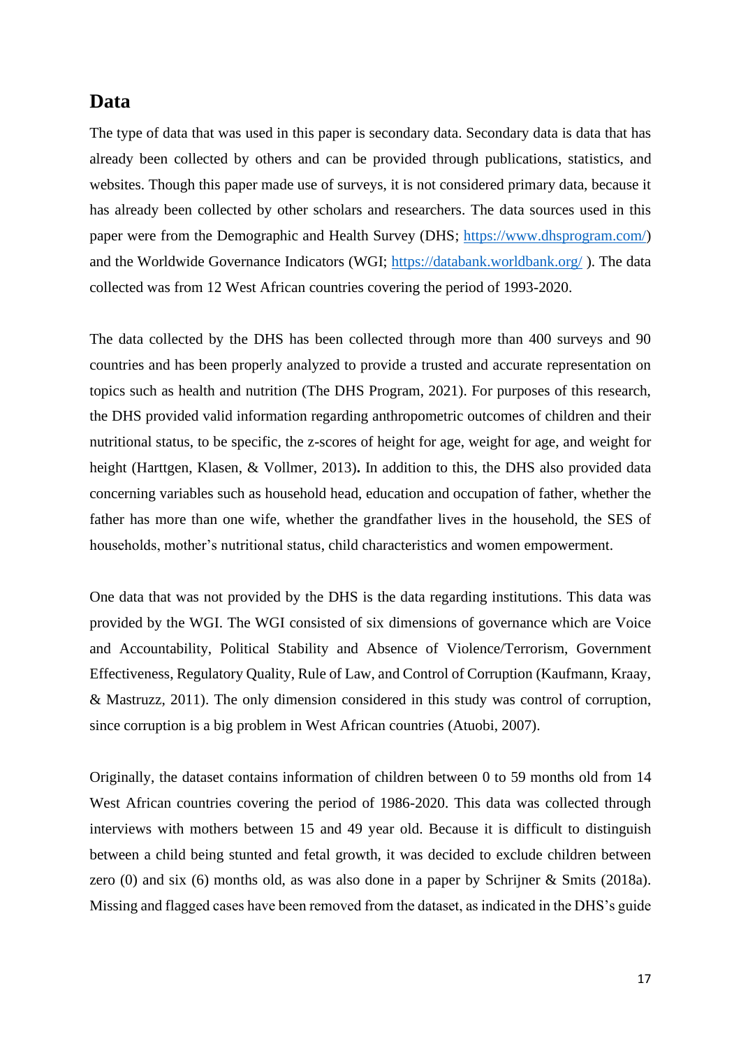## Data

The type of data that was used in this paper is secondary data. Secondary data is data that has already been collected by others and can be provided through publications, statistics, and websites. Though this paper made use of surveys, it is not considered primary data, because it has already been collected by other scholars and researchers. The data sources used in this paper were from the Demographic and Health Survey (DHS; https://www.dhsprogram.com/) and the Worldwide Governance Indicators (WGI; https://databank.worldbank.org/ ). The data collected was from 12 West African countries covering the period of 1993-2020.

The data collected by the DHS has been collected through more than 400 surveys and 90 countries and has been properly analyzed to provide a trusted and accurate representation on topics such as health and nutrition (The DHS Program, 2021). For purposes of this research, the DHS provided valid information regarding anthropometric outcomes of children and their nutritional status, to be specific, the z-scores of height for age, weight for age, and weight for height (Harttgen, Klasen, & Vollmer, 2013). In addition to this, the DHS also provided data concerning variables such as household head, education and occupation of father, whether the father has more than one wife, whether the grandfather lives in the household, the SES of households, mother's nutritional status, child characteristics and women empowerment.

One data that was not provided by the DHS is the data regarding institutions. This data was provided by the WGI. The WGI consisted of six dimensions of governance which are Voice and Accountability, Political Stability and Absence of Violence/Terrorism, Government Effectiveness, Regulatory Quality, Rule of Law, and Control of Corruption (Kaufmann, Kraay, & Mastruzz, 2011). The only dimension considered in this study was control of corruption, since corruption is a big problem in West African countries (Atuobi, 2007).

Originally, the dataset contains information of children between 0 to 59 months old from 14 West African countries covering the period of 1986-2020. This data was collected through interviews with mothers between 15 and 49 year old. Because it is difficult to distinguish between a child being stunted and fetal growth, it was decided to exclude children between zero (0) and six (6) months old, as was also done in a paper by Schrijner & Smits (2018a). Missing and flagged cases have been removed from the dataset, as indicated in the DHS's guide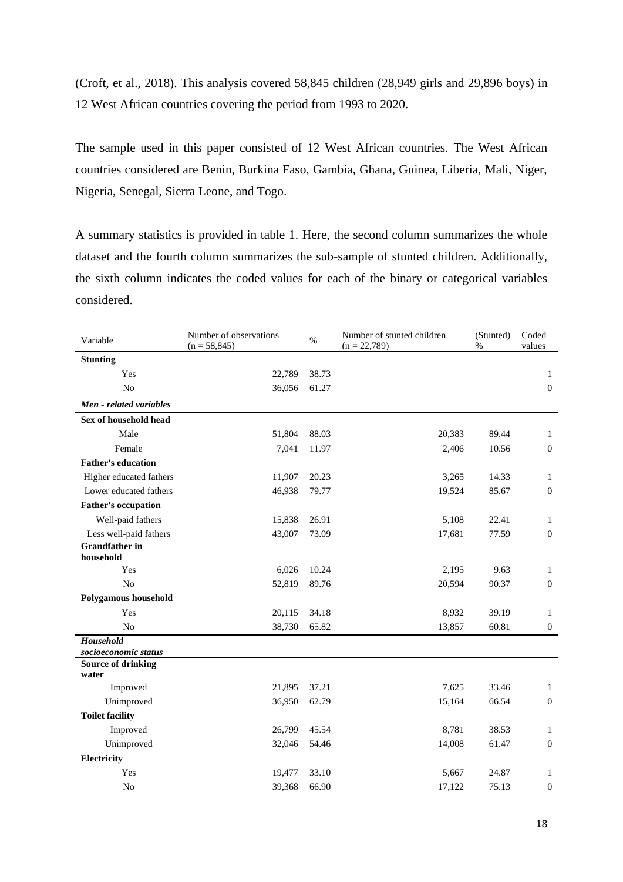(Croft, et al., 2018). This analysis covered 58,845 children (28,949 girls and 29,896 boys) in 12 West African countries covering the period from 1993 to 2020.

The sample used in this paper consisted of 12 West African countries. The West African countries considered are Benin, Burkina Faso, Gambia, Ghana, Guinea, Liberia, Mali, Niger, Nigeria, Senegal, Sierra Leone, and Togo.

A summary statistics is provided in table 1. Here, the second column summarizes the whole dataset and the fourth column summarizes the sub-sample of stunted children. Additionally, the sixth column indicates the coded values for each of the binary or categorical variables considered.

| Variable | Number of observations (n = 58,845) | % | Number of stunted children (n = 22,789) | (Stunted) % | Coded values |
|---|---|---|---|---|---|
| **Stunting** | | | | | |
| Yes | 22,789 | 38.73 | | | 1 |
| No | 36,056 | 61.27 | | | 0 |
| ***Men - related variables*** | | | | | |
| **Sex of household head** | | | | | |
| Male | 51,804 | 88.03 | 20,383 | 89.44 | 1 |
| Female | 7,041 | 11.97 | 2,406 | 10.56 | 0 |
| **Father's education** | | | | | |
| Higher educated fathers | 11,907 | 20.23 | 3,265 | 14.33 | 1 |
| Lower educated fathers | 46,938 | 79.77 | 19,524 | 85.67 | 0 |
| **Father's occupation** | | | | | |
| Well-paid fathers | 15,838 | 26.91 | 5,108 | 22.41 | 1 |
| Less well-paid fathers | 43,007 | 73.09 | 17,681 | 77.59 | 0 |
| **Grandfather in household** | | | | | |
| Yes | 6,026 | 10.24 | 2,195 | 9.63 | 1 |
| No | 52,819 | 89.76 | 20,594 | 90.37 | 0 |
| **Polygamous household** | | | | | |
| Yes | 20,115 | 34.18 | 8,932 | 39.19 | 1 |
| No | 38,730 | 65.82 | 13,857 | 60.81 | 0 |
| ***Household socioeconomic status*** | | | | | |
| **Source of drinking water** | | | | | |
| Improved | 21,895 | 37.21 | 7,625 | 33.46 | 1 |
| Unimproved | 36,950 | 62.79 | 15,164 | 66.54 | 0 |
| **Toilet facility** | | | | | |
| Improved | 26,799 | 45.54 | 8,781 | 38.53 | 1 |
| Unimproved | 32,046 | 54.46 | 14,008 | 61.47 | 0 |
| **Electricity** | | | | | |
| Yes | 19,477 | 33.10 | 5,667 | 24.87 | 1 |
| No | 39,368 | 66.90 | 17,122 | 75.13 | 0 |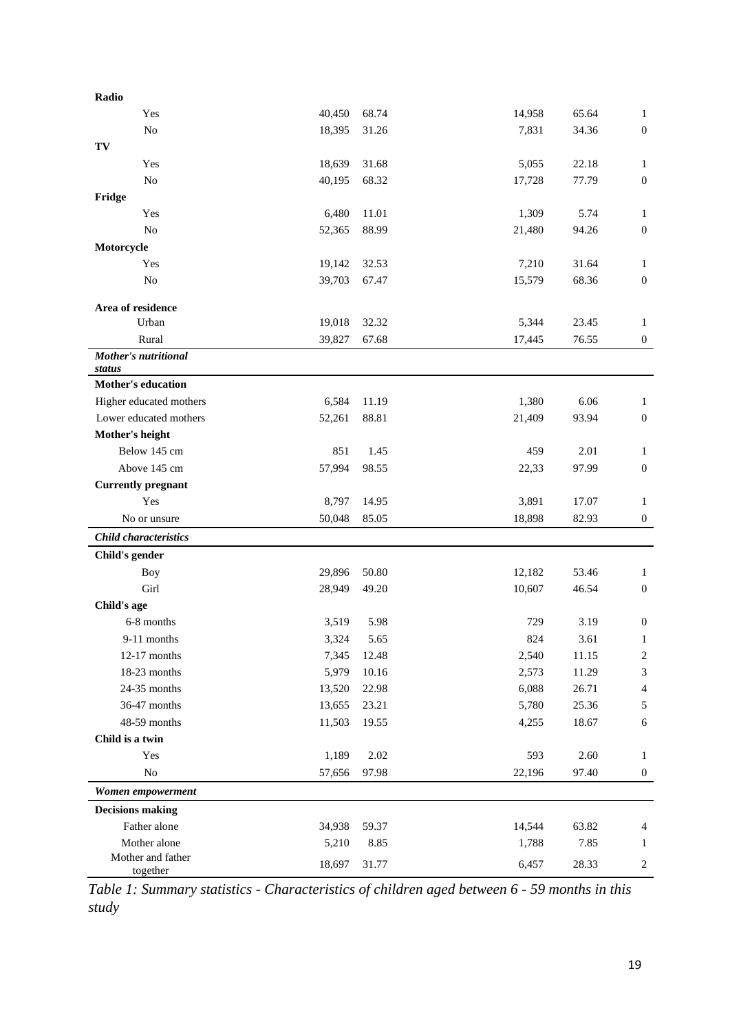| | | | | | |
|---|---|---|---|---|---|
| **Radio** | | | | | |
| Yes | 40,450 | 68.74 | 14,958 | 65.64 | 1 |
| No | 18,395 | 31.26 | 7,831 | 34.36 | 0 |
| **TV** | | | | | |
| Yes | 18,639 | 31.68 | 5,055 | 22.18 | 1 |
| No | 40,195 | 68.32 | 17,728 | 77.79 | 0 |
| **Fridge** | | | | | |
| Yes | 6,480 | 11.01 | 1,309 | 5.74 | 1 |
| No | 52,365 | 88.99 | 21,480 | 94.26 | 0 |
| **Motorcycle** | | | | | |
| Yes | 19,142 | 32.53 | 7,210 | 31.64 | 1 |
| No | 39,703 | 67.47 | 15,579 | 68.36 | 0 |
| **Area of residence** | | | | | |
| Urban | 19,018 | 32.32 | 5,344 | 23.45 | 1 |
| Rural | 39,827 | 67.68 | 17,445 | 76.55 | 0 |
| ***Mother's nutritional status*** | | | | | |
| **Mother's education** | | | | | |
| Higher educated mothers | 6,584 | 11.19 | 1,380 | 6.06 | 1 |
| Lower educated mothers | 52,261 | 88.81 | 21,409 | 93.94 | 0 |
| **Mother's height** | | | | | |
| Below 145 cm | 851 | 1.45 | 459 | 2.01 | 1 |
| Above 145 cm | 57,994 | 98.55 | 22,33 | 97.99 | 0 |
| **Currently pregnant** | | | | | |
| Yes | 8,797 | 14.95 | 3,891 | 17.07 | 1 |
| No or unsure | 50,048 | 85.05 | 18,898 | 82.93 | 0 |
| ***Child characteristics*** | | | | | |
| **Child's gender** | | | | | |
| Boy | 29,896 | 50.80 | 12,182 | 53.46 | 1 |
| Girl | 28,949 | 49.20 | 10,607 | 46.54 | 0 |
| **Child's age** | | | | | |
| 6-8 months | 3,519 | 5.98 | 729 | 3.19 | 0 |
| 9-11 months | 3,324 | 5.65 | 824 | 3.61 | 1 |
| 12-17 months | 7,345 | 12.48 | 2,540 | 11.15 | 2 |
| 18-23 months | 5,979 | 10.16 | 2,573 | 11.29 | 3 |
| 24-35 months | 13,520 | 22.98 | 6,088 | 26.71 | 4 |
| 36-47 months | 13,655 | 23.21 | 5,780 | 25.36 | 5 |
| 48-59 months | 11,503 | 19.55 | 4,255 | 18.67 | 6 |
| **Child is a twin** | | | | | |
| Yes | 1,189 | 2.02 | 593 | 2.60 | 1 |
| No | 57,656 | 97.98 | 22,196 | 97.40 | 0 |
| ***Women empowerment*** | | | | | |
| **Decisions making** | | | | | |
| Father alone | 34,938 | 59.37 | 14,544 | 63.82 | 4 |
| Mother alone | 5,210 | 8.85 | 1,788 | 7.85 | 1 |
| Mother and father together | 18,697 | 31.77 | 6,457 | 28.33 | 2 |

*Table 1: Summary statistics - Characteristics of children aged between 6 - 59 months in this study*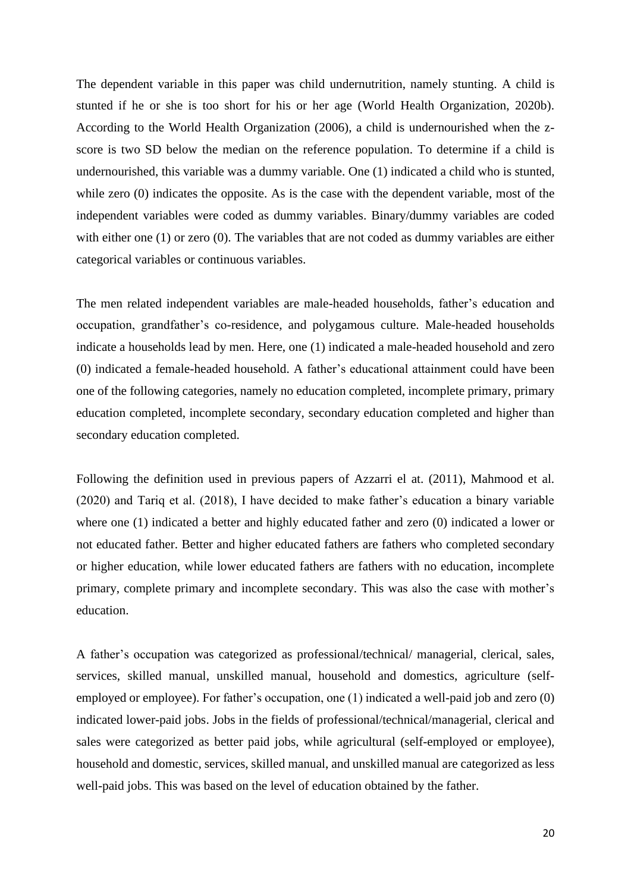The dependent variable in this paper was child undernutrition, namely stunting. A child is stunted if he or she is too short for his or her age (World Health Organization, 2020b). According to the World Health Organization (2006), a child is undernourished when the z-score is two SD below the median on the reference population. To determine if a child is undernourished, this variable was a dummy variable. One (1) indicated a child who is stunted, while zero (0) indicates the opposite. As is the case with the dependent variable, most of the independent variables were coded as dummy variables. Binary/dummy variables are coded with either one (1) or zero (0). The variables that are not coded as dummy variables are either categorical variables or continuous variables.

The men related independent variables are male-headed households, father's education and occupation, grandfather's co-residence, and polygamous culture. Male-headed households indicate a households lead by men. Here, one (1) indicated a male-headed household and zero (0) indicated a female-headed household. A father's educational attainment could have been one of the following categories, namely no education completed, incomplete primary, primary education completed, incomplete secondary, secondary education completed and higher than secondary education completed.

Following the definition used in previous papers of Azzarri el at. (2011), Mahmood et al. (2020) and Tariq et al. (2018), I have decided to make father's education a binary variable where one (1) indicated a better and highly educated father and zero (0) indicated a lower or not educated father. Better and higher educated fathers are fathers who completed secondary or higher education, while lower educated fathers are fathers with no education, incomplete primary, complete primary and incomplete secondary. This was also the case with mother's education.

A father's occupation was categorized as professional/technical/ managerial, clerical, sales, services, skilled manual, unskilled manual, household and domestics, agriculture (self-employed or employee). For father's occupation, one (1) indicated a well-paid job and zero (0) indicated lower-paid jobs. Jobs in the fields of professional/technical/managerial, clerical and sales were categorized as better paid jobs, while agricultural (self-employed or employee), household and domestic, services, skilled manual, and unskilled manual are categorized as less well-paid jobs. This was based on the level of education obtained by the father.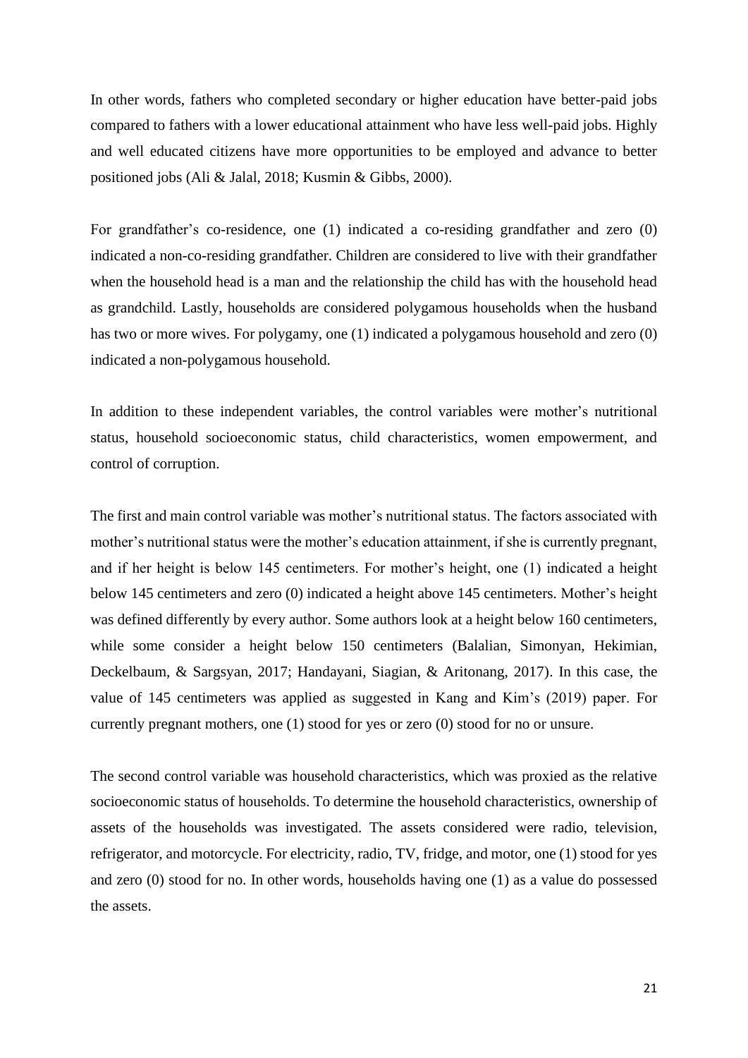In other words, fathers who completed secondary or higher education have better-paid jobs compared to fathers with a lower educational attainment who have less well-paid jobs. Highly and well educated citizens have more opportunities to be employed and advance to better positioned jobs (Ali & Jalal, 2018; Kusmin & Gibbs, 2000).

For grandfather's co-residence, one (1) indicated a co-residing grandfather and zero (0) indicated a non-co-residing grandfather. Children are considered to live with their grandfather when the household head is a man and the relationship the child has with the household head as grandchild. Lastly, households are considered polygamous households when the husband has two or more wives. For polygamy, one (1) indicated a polygamous household and zero (0) indicated a non-polygamous household.

In addition to these independent variables, the control variables were mother's nutritional status, household socioeconomic status, child characteristics, women empowerment, and control of corruption.

The first and main control variable was mother's nutritional status. The factors associated with mother's nutritional status were the mother's education attainment, if she is currently pregnant, and if her height is below 145 centimeters. For mother's height, one (1) indicated a height below 145 centimeters and zero (0) indicated a height above 145 centimeters. Mother's height was defined differently by every author. Some authors look at a height below 160 centimeters, while some consider a height below 150 centimeters (Balalian, Simonyan, Hekimian, Deckelbaum, & Sargsyan, 2017; Handayani, Siagian, & Aritonang, 2017). In this case, the value of 145 centimeters was applied as suggested in Kang and Kim's (2019) paper. For currently pregnant mothers, one (1) stood for yes or zero (0) stood for no or unsure.

The second control variable was household characteristics, which was proxied as the relative socioeconomic status of households. To determine the household characteristics, ownership of assets of the households was investigated. The assets considered were radio, television, refrigerator, and motorcycle. For electricity, radio, TV, fridge, and motor, one (1) stood for yes and zero (0) stood for no. In other words, households having one (1) as a value do possessed the assets.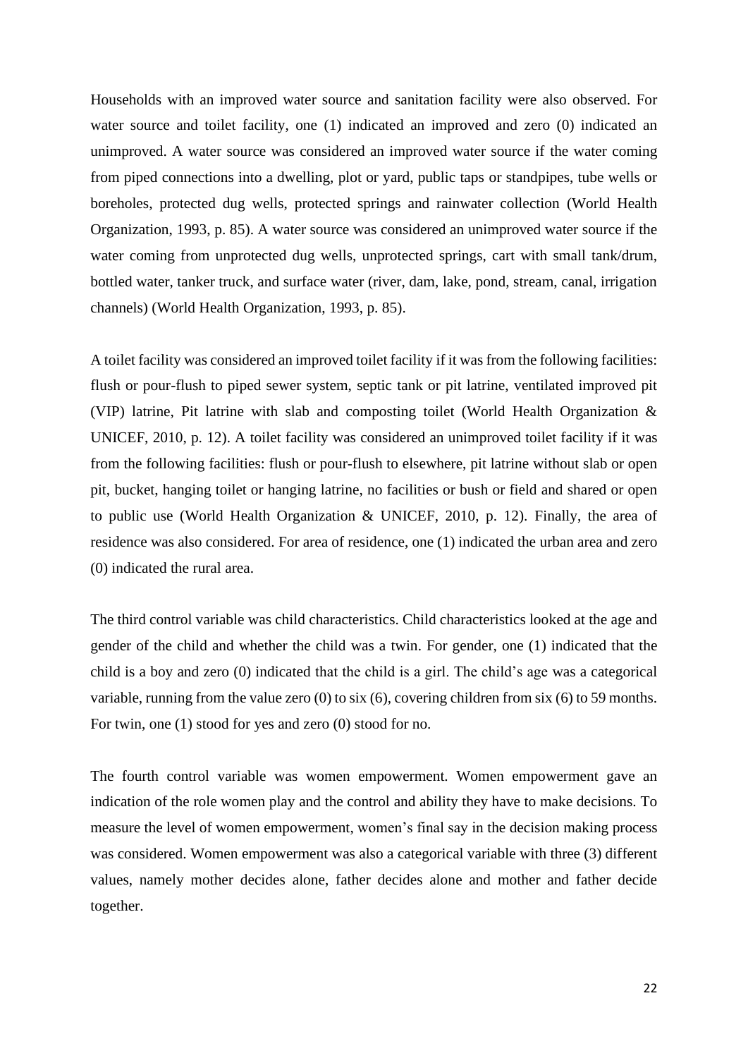Households with an improved water source and sanitation facility were also observed. For water source and toilet facility, one (1) indicated an improved and zero (0) indicated an unimproved. A water source was considered an improved water source if the water coming from piped connections into a dwelling, plot or yard, public taps or standpipes, tube wells or boreholes, protected dug wells, protected springs and rainwater collection (World Health Organization, 1993, p. 85). A water source was considered an unimproved water source if the water coming from unprotected dug wells, unprotected springs, cart with small tank/drum, bottled water, tanker truck, and surface water (river, dam, lake, pond, stream, canal, irrigation channels) (World Health Organization, 1993, p. 85).

A toilet facility was considered an improved toilet facility if it was from the following facilities: flush or pour-flush to piped sewer system, septic tank or pit latrine, ventilated improved pit (VIP) latrine, Pit latrine with slab and composting toilet (World Health Organization & UNICEF, 2010, p. 12). A toilet facility was considered an unimproved toilet facility if it was from the following facilities: flush or pour-flush to elsewhere, pit latrine without slab or open pit, bucket, hanging toilet or hanging latrine, no facilities or bush or field and shared or open to public use (World Health Organization & UNICEF, 2010, p. 12). Finally, the area of residence was also considered. For area of residence, one (1) indicated the urban area and zero (0) indicated the rural area.

The third control variable was child characteristics. Child characteristics looked at the age and gender of the child and whether the child was a twin. For gender, one (1) indicated that the child is a boy and zero (0) indicated that the child is a girl. The child's age was a categorical variable, running from the value zero (0) to six (6), covering children from six (6) to 59 months. For twin, one (1) stood for yes and zero (0) stood for no.

The fourth control variable was women empowerment. Women empowerment gave an indication of the role women play and the control and ability they have to make decisions. To measure the level of women empowerment, women's final say in the decision making process was considered. Women empowerment was also a categorical variable with three (3) different values, namely mother decides alone, father decides alone and mother and father decide together.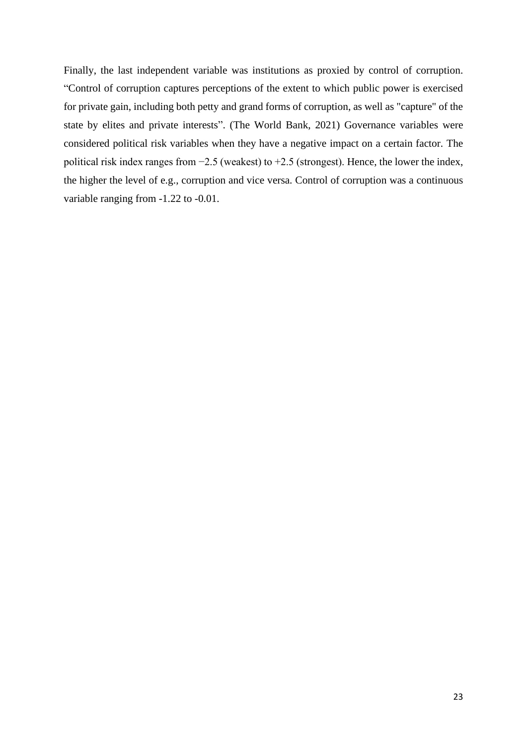Finally, the last independent variable was institutions as proxied by control of corruption. “Control of corruption captures perceptions of the extent to which public power is exercised for private gain, including both petty and grand forms of corruption, as well as "capture" of the state by elites and private interests”. (The World Bank, 2021) Governance variables were considered political risk variables when they have a negative impact on a certain factor. The political risk index ranges from −2.5 (weakest) to +2.5 (strongest). Hence, the lower the index, the higher the level of e.g., corruption and vice versa. Control of corruption was a continuous variable ranging from -1.22 to -0.01.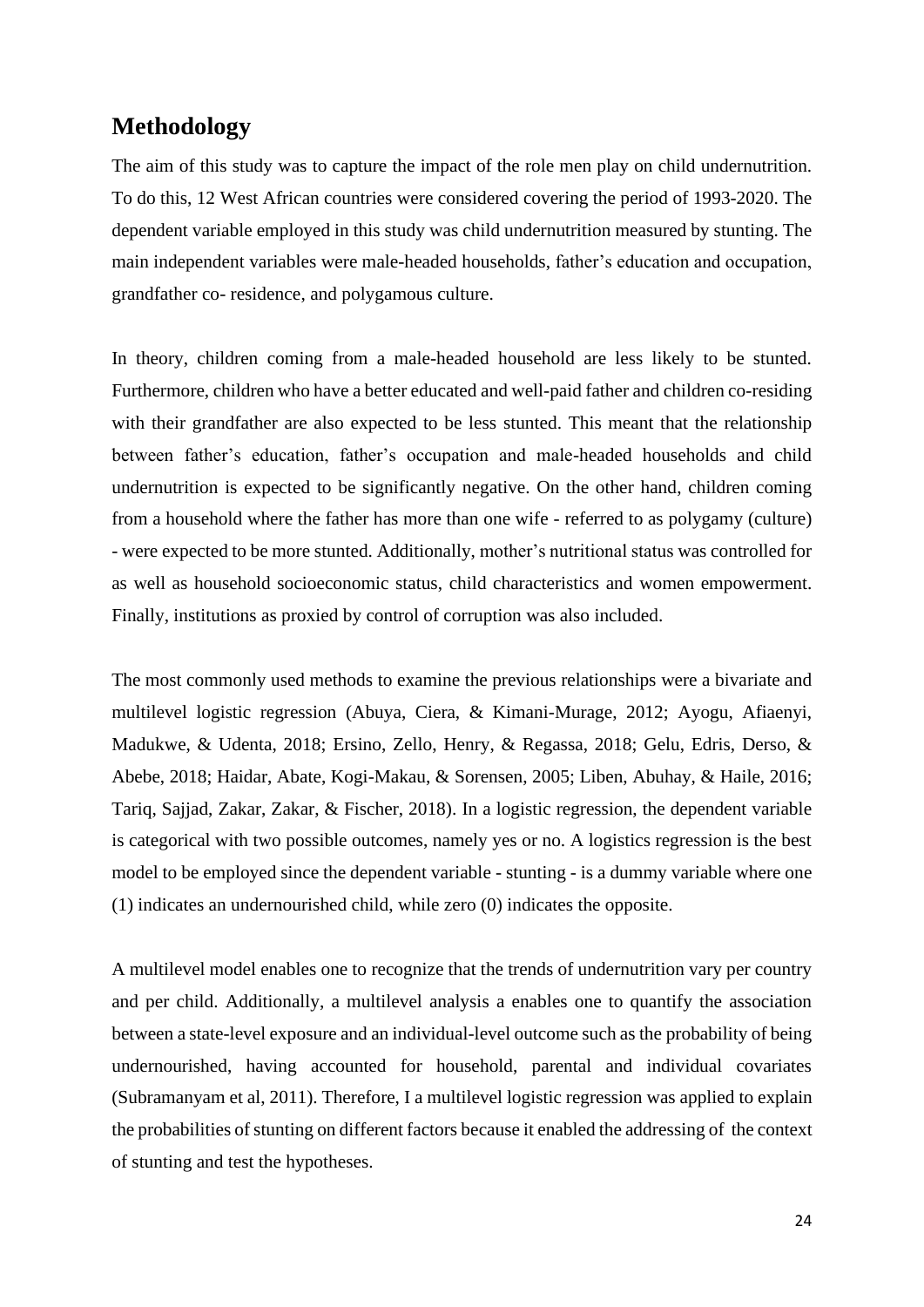## Methodology

The aim of this study was to capture the impact of the role men play on child undernutrition. To do this, 12 West African countries were considered covering the period of 1993-2020. The dependent variable employed in this study was child undernutrition measured by stunting. The main independent variables were male-headed households, father's education and occupation, grandfather co- residence, and polygamous culture.

In theory, children coming from a male-headed household are less likely to be stunted. Furthermore, children who have a better educated and well-paid father and children co-residing with their grandfather are also expected to be less stunted. This meant that the relationship between father's education, father's occupation and male-headed households and child undernutrition is expected to be significantly negative. On the other hand, children coming from a household where the father has more than one wife - referred to as polygamy (culture) - were expected to be more stunted. Additionally, mother's nutritional status was controlled for as well as household socioeconomic status, child characteristics and women empowerment. Finally, institutions as proxied by control of corruption was also included.

The most commonly used methods to examine the previous relationships were a bivariate and multilevel logistic regression (Abuya, Ciera, & Kimani-Murage, 2012; Ayogu, Afiaenyi, Madukwe, & Udenta, 2018; Ersino, Zello, Henry, & Regassa, 2018; Gelu, Edris, Derso, & Abebe, 2018; Haidar, Abate, Kogi-Makau, & Sorensen, 2005; Liben, Abuhay, & Haile, 2016; Tariq, Sajjad, Zakar, Zakar, & Fischer, 2018). In a logistic regression, the dependent variable is categorical with two possible outcomes, namely yes or no. A logistics regression is the best model to be employed since the dependent variable - stunting - is a dummy variable where one (1) indicates an undernourished child, while zero (0) indicates the opposite.

A multilevel model enables one to recognize that the trends of undernutrition vary per country and per child. Additionally, a multilevel analysis a enables one to quantify the association between a state-level exposure and an individual-level outcome such as the probability of being undernourished, having accounted for household, parental and individual covariates (Subramanyam et al, 2011). Therefore, I a multilevel logistic regression was applied to explain the probabilities of stunting on different factors because it enabled the addressing of the context of stunting and test the hypotheses.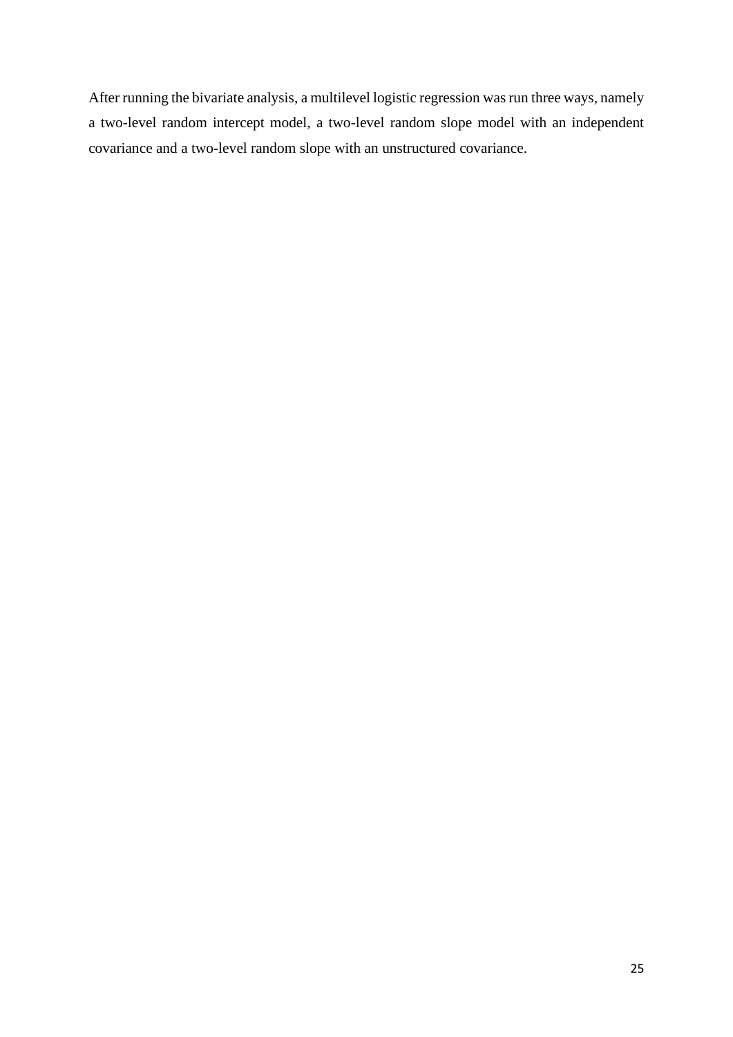After running the bivariate analysis, a multilevel logistic regression was run three ways, namely a two-level random intercept model, a two-level random slope model with an independent covariance and a two-level random slope with an unstructured covariance.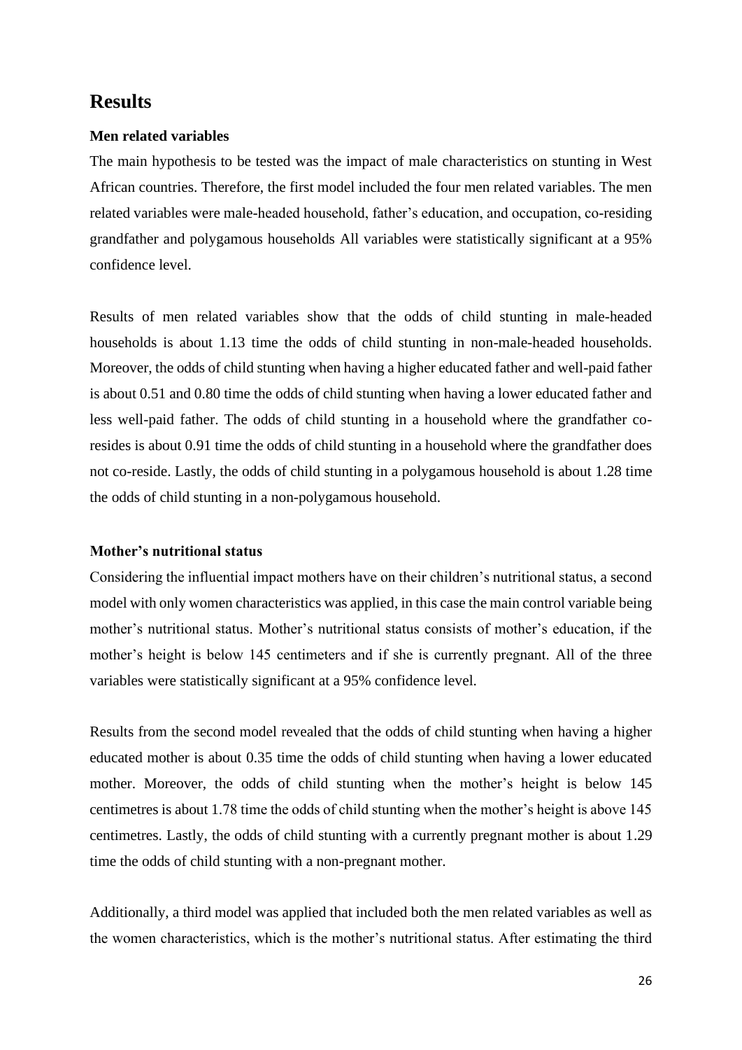## Results

### Men related variables

The main hypothesis to be tested was the impact of male characteristics on stunting in West African countries. Therefore, the first model included the four men related variables. The men related variables were male-headed household, father's education, and occupation, co-residing grandfather and polygamous households All variables were statistically significant at a 95% confidence level.

Results of men related variables show that the odds of child stunting in male-headed households is about 1.13 time the odds of child stunting in non-male-headed households. Moreover, the odds of child stunting when having a higher educated father and well-paid father is about 0.51 and 0.80 time the odds of child stunting when having a lower educated father and less well-paid father. The odds of child stunting in a household where the grandfather co-resides is about 0.91 time the odds of child stunting in a household where the grandfather does not co-reside. Lastly, the odds of child stunting in a polygamous household is about 1.28 time the odds of child stunting in a non-polygamous household.

### Mother's nutritional status

Considering the influential impact mothers have on their children's nutritional status, a second model with only women characteristics was applied, in this case the main control variable being mother's nutritional status. Mother's nutritional status consists of mother's education, if the mother's height is below 145 centimeters and if she is currently pregnant. All of the three variables were statistically significant at a 95% confidence level.

Results from the second model revealed that the odds of child stunting when having a higher educated mother is about 0.35 time the odds of child stunting when having a lower educated mother. Moreover, the odds of child stunting when the mother's height is below 145 centimetres is about 1.78 time the odds of child stunting when the mother's height is above 145 centimetres. Lastly, the odds of child stunting with a currently pregnant mother is about 1.29 time the odds of child stunting with a non-pregnant mother.

Additionally, a third model was applied that included both the men related variables as well as the women characteristics, which is the mother's nutritional status. After estimating the third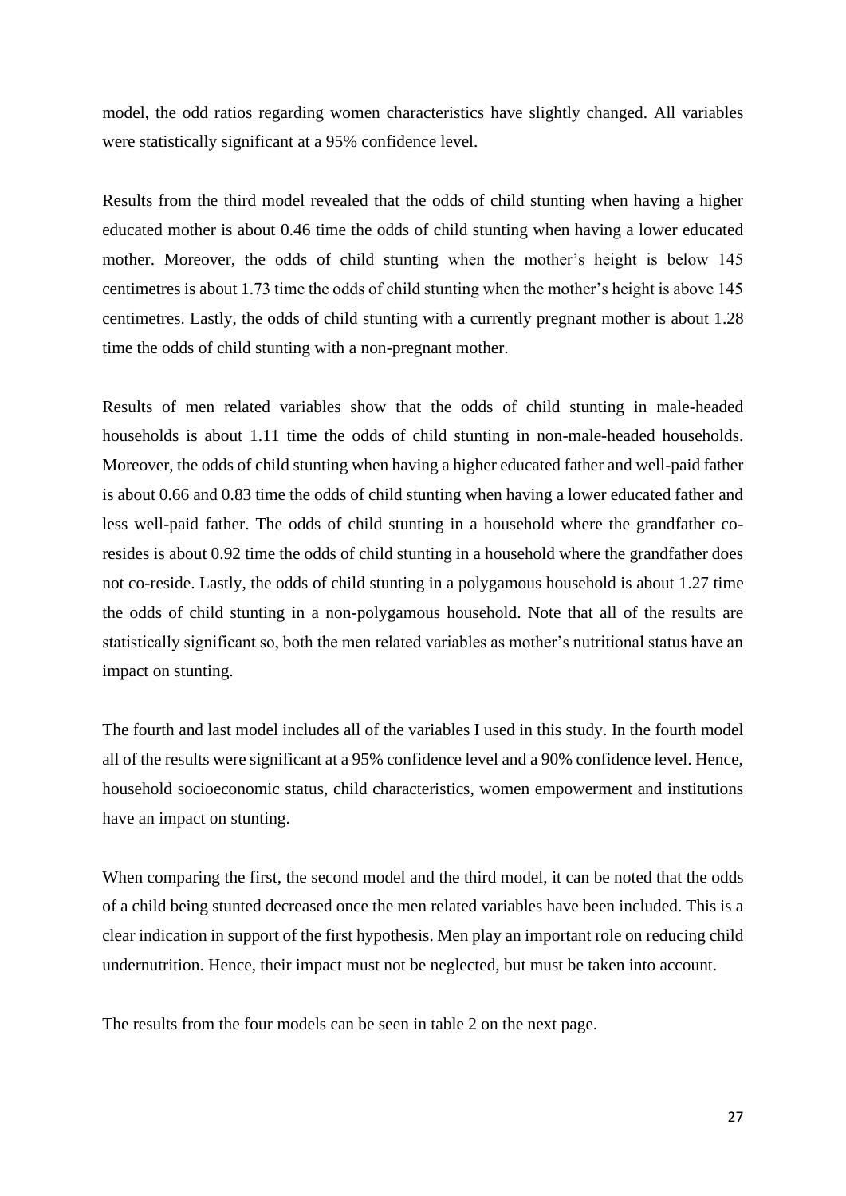model, the odd ratios regarding women characteristics have slightly changed. All variables were statistically significant at a 95% confidence level.

Results from the third model revealed that the odds of child stunting when having a higher educated mother is about 0.46 time the odds of child stunting when having a lower educated mother. Moreover, the odds of child stunting when the mother's height is below 145 centimetres is about 1.73 time the odds of child stunting when the mother's height is above 145 centimetres. Lastly, the odds of child stunting with a currently pregnant mother is about 1.28 time the odds of child stunting with a non-pregnant mother.

Results of men related variables show that the odds of child stunting in male-headed households is about 1.11 time the odds of child stunting in non-male-headed households. Moreover, the odds of child stunting when having a higher educated father and well-paid father is about 0.66 and 0.83 time the odds of child stunting when having a lower educated father and less well-paid father. The odds of child stunting in a household where the grandfather co-resides is about 0.92 time the odds of child stunting in a household where the grandfather does not co-reside. Lastly, the odds of child stunting in a polygamous household is about 1.27 time the odds of child stunting in a non-polygamous household. Note that all of the results are statistically significant so, both the men related variables as mother's nutritional status have an impact on stunting.

The fourth and last model includes all of the variables I used in this study. In the fourth model all of the results were significant at a 95% confidence level and a 90% confidence level. Hence, household socioeconomic status, child characteristics, women empowerment and institutions have an impact on stunting.

When comparing the first, the second model and the third model, it can be noted that the odds of a child being stunted decreased once the men related variables have been included. This is a clear indication in support of the first hypothesis. Men play an important role on reducing child undernutrition. Hence, their impact must not be neglected, but must be taken into account.

The results from the four models can be seen in table 2 on the next page.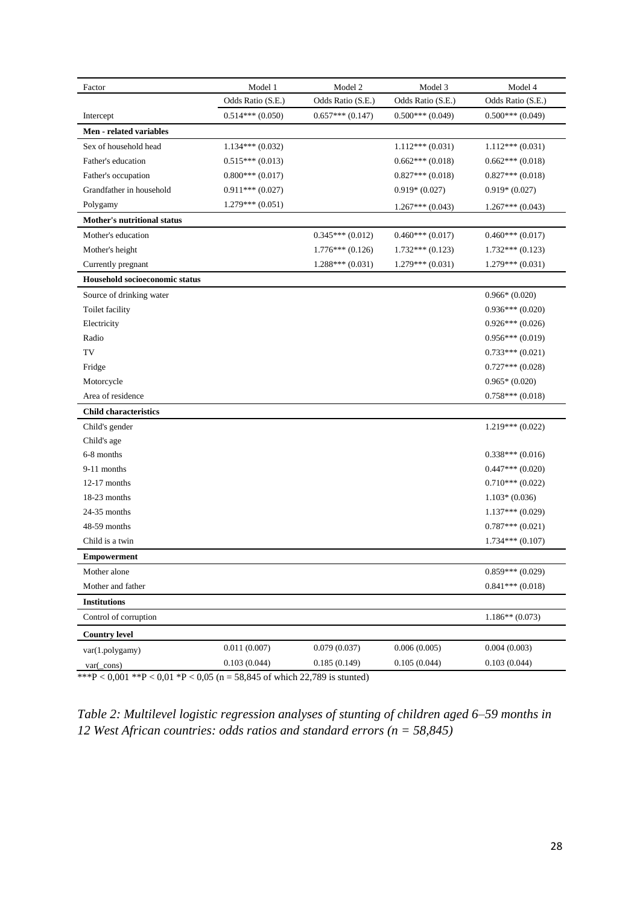| Factor | Model 1 | Model 2 | Model 3 | Model 4 |
|---|---|---|---|---|
| | Odds Ratio (S.E.) | Odds Ratio (S.E.) | Odds Ratio (S.E.) | Odds Ratio (S.E.) |
| Intercept | 0.514*** (0.050) | 0.657*** (0.147) | 0.500*** (0.049) | 0.500*** (0.049) |
| **Men - related variables** | | | | |
| Sex of household head | 1.134*** (0.032) | | 1.112*** (0.031) | 1.112*** (0.031) |
| Father's education | 0.515*** (0.013) | | 0.662*** (0.018) | 0.662*** (0.018) |
| Father's occupation | 0.800*** (0.017) | | 0.827*** (0.018) | 0.827*** (0.018) |
| Grandfather in household | 0.911*** (0.027) | | 0.919* (0.027) | 0.919* (0.027) |
| Polygamy | 1.279*** (0.051) | | 1.267*** (0.043) | 1.267*** (0.043) |
| **Mother's nutritional status** | | | | |
| Mother's education | | 0.345*** (0.012) | 0.460*** (0.017) | 0.460*** (0.017) |
| Mother's height | | 1.776*** (0.126) | 1.732*** (0.123) | 1.732*** (0.123) |
| Currently pregnant | | 1.288*** (0.031) | 1.279*** (0.031) | 1.279*** (0.031) |
| **Household socioeconomic status** | | | | |
| Source of drinking water | | | | 0.966* (0.020) |
| Toilet facility | | | | 0.936*** (0.020) |
| Electricity | | | | 0.926*** (0.026) |
| Radio | | | | 0.956*** (0.019) |
| TV | | | | 0.733*** (0.021) |
| Fridge | | | | 0.727*** (0.028) |
| Motorcycle | | | | 0.965* (0.020) |
| Area of residence | | | | 0.758*** (0.018) |
| **Child characteristics** | | | | |
| Child's gender | | | | 1.219*** (0.022) |
| Child's age | | | | |
| 6-8 months | | | | 0.338*** (0.016) |
| 9-11 months | | | | 0.447*** (0.020) |
| 12-17 months | | | | 0.710*** (0.022) |
| 18-23 months | | | | 1.103* (0.036) |
| 24-35 months | | | | 1.137*** (0.029) |
| 48-59 months | | | | 0.787*** (0.021) |
| Child is a twin | | | | 1.734*** (0.107) |
| **Empowerment** | | | | |
| Mother alone | | | | 0.859*** (0.029) |
| Mother and father | | | | 0.841*** (0.018) |
| **Institutions** | | | | |
| Control of corruption | | | | 1.186** (0.073) |
| **Country level** | | | | |
| var(1.polygamy) | 0.011 (0.007) | 0.079 (0.037) | 0.006 (0.005) | 0.004 (0.003) |
| var(_cons) | 0.103 (0.044) | 0.185 (0.149) | 0.105 (0.044) | 0.103 (0.044) |

***P < 0,001 **P < 0,01 *P < 0,05 (n = 58,845 of which 22,789 is stunted)

*Table 2: Multilevel logistic regression analyses of stunting of children aged 6–59 months in 12 West African countries: odds ratios and standard errors (n = 58,845)*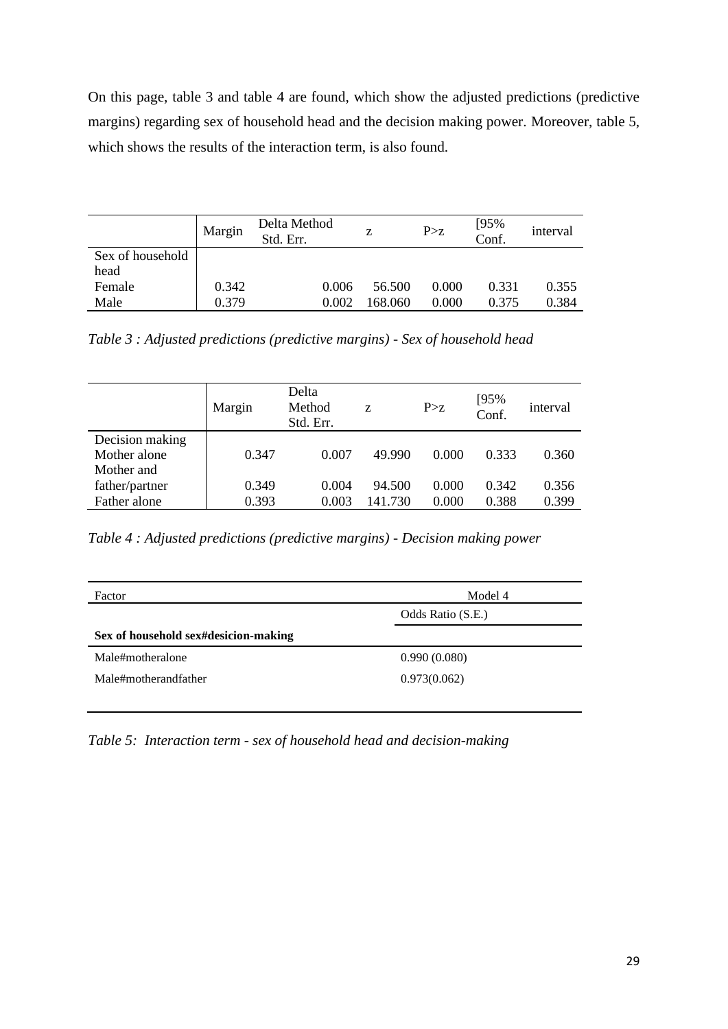On this page, table 3 and table 4 are found, which show the adjusted predictions (predictive margins) regarding sex of household head and the decision making power. Moreover, table 5, which shows the results of the interaction term, is also found.

| | Margin | Delta Method Std. Err. | z | P>z | [95% Conf. | interval |
|---|---|---|---|---|---|---|
| Sex of household head | | | | | | |
| Female | 0.342 | 0.006 | 56.500 | 0.000 | 0.331 | 0.355 |
| Male | 0.379 | 0.002 | 168.060 | 0.000 | 0.375 | 0.384 |

*Table 3 : Adjusted predictions (predictive margins) - Sex of household head*

| | Margin | Delta Method Std. Err. | z | P>z | [95% Conf. | interval |
|---|---|---|---|---|---|---|
| Decision making | | | | | | |
| Mother alone | 0.347 | 0.007 | 49.990 | 0.000 | 0.333 | 0.360 |
| Mother and father/partner | 0.349 | 0.004 | 94.500 | 0.000 | 0.342 | 0.356 |
| Father alone | 0.393 | 0.003 | 141.730 | 0.000 | 0.388 | 0.399 |

*Table 4 : Adjusted predictions (predictive margins) - Decision making power*

| Factor | Model 4 |
|---|---|
| | Odds Ratio (S.E.) |
| **Sex of household sex#desicion-making** | |
| Male#motheralone | 0.990 (0.080) |
| Male#motherandfather | 0.973(0.062) |

*Table 5: Interaction term - sex of household head and decision-making*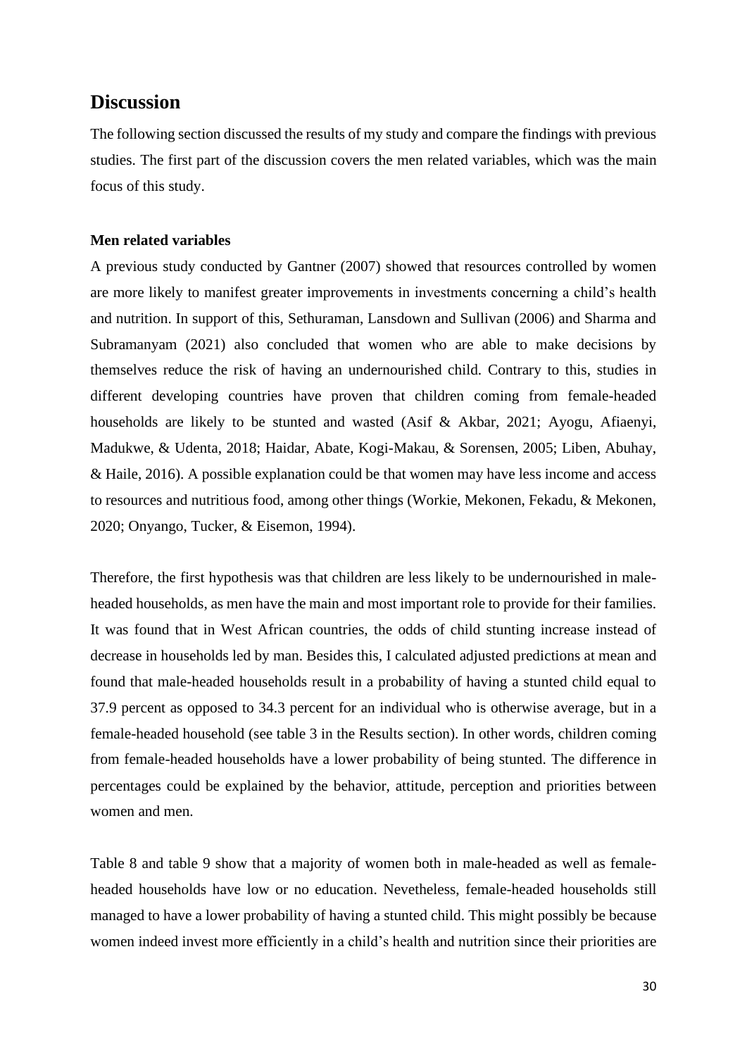## Discussion

The following section discussed the results of my study and compare the findings with previous studies. The first part of the discussion covers the men related variables, which was the main focus of this study.

**Men related variables**

A previous study conducted by Gantner (2007) showed that resources controlled by women are more likely to manifest greater improvements in investments concerning a child's health and nutrition. In support of this, Sethuraman, Lansdown and Sullivan (2006) and Sharma and Subramanyam (2021) also concluded that women who are able to make decisions by themselves reduce the risk of having an undernourished child. Contrary to this, studies in different developing countries have proven that children coming from female-headed households are likely to be stunted and wasted (Asif & Akbar, 2021; Ayogu, Afiaenyi, Madukwe, & Udenta, 2018; Haidar, Abate, Kogi-Makau, & Sorensen, 2005; Liben, Abuhay, & Haile, 2016). A possible explanation could be that women may have less income and access to resources and nutritious food, among other things (Workie, Mekonen, Fekadu, & Mekonen, 2020; Onyango, Tucker, & Eisemon, 1994).

Therefore, the first hypothesis was that children are less likely to be undernourished in male-headed households, as men have the main and most important role to provide for their families. It was found that in West African countries, the odds of child stunting increase instead of decrease in households led by man. Besides this, I calculated adjusted predictions at mean and found that male-headed households result in a probability of having a stunted child equal to 37.9 percent as opposed to 34.3 percent for an individual who is otherwise average, but in a female-headed household (see table 3 in the Results section). In other words, children coming from female-headed households have a lower probability of being stunted. The difference in percentages could be explained by the behavior, attitude, perception and priorities between women and men.

Table 8 and table 9 show that a majority of women both in male-headed as well as female-headed households have low or no education. Nevetheless, female-headed households still managed to have a lower probability of having a stunted child. This might possibly be because women indeed invest more efficiently in a child's health and nutrition since their priorities are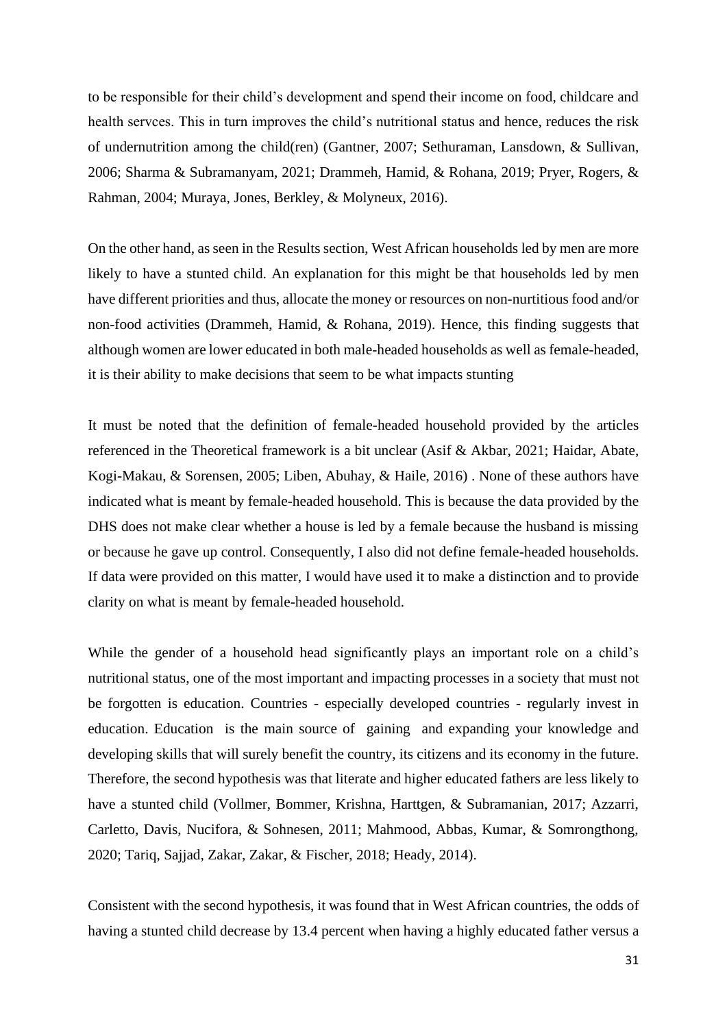to be responsible for their child's development and spend their income on food, childcare and health servces. This in turn improves the child's nutritional status and hence, reduces the risk of undernutrition among the child(ren) (Gantner, 2007; Sethuraman, Lansdown, & Sullivan, 2006; Sharma & Subramanyam, 2021; Drammeh, Hamid, & Rohana, 2019; Pryer, Rogers, & Rahman, 2004; Muraya, Jones, Berkley, & Molyneux, 2016).

On the other hand, as seen in the Results section, West African households led by men are more likely to have a stunted child. An explanation for this might be that households led by men have different priorities and thus, allocate the money or resources on non-nurtitious food and/or non-food activities (Drammeh, Hamid, & Rohana, 2019). Hence, this finding suggests that although women are lower educated in both male-headed households as well as female-headed, it is their ability to make decisions that seem to be what impacts stunting

It must be noted that the definition of female-headed household provided by the articles referenced in the Theoretical framework is a bit unclear (Asif & Akbar, 2021; Haidar, Abate, Kogi-Makau, & Sorensen, 2005; Liben, Abuhay, & Haile, 2016) . None of these authors have indicated what is meant by female-headed household. This is because the data provided by the DHS does not make clear whether a house is led by a female because the husband is missing or because he gave up control. Consequently, I also did not define female-headed households. If data were provided on this matter, I would have used it to make a distinction and to provide clarity on what is meant by female-headed household.

While the gender of a household head significantly plays an important role on a child's nutritional status, one of the most important and impacting processes in a society that must not be forgotten is education. Countries - especially developed countries - regularly invest in education. Education is the main source of gaining and expanding your knowledge and developing skills that will surely benefit the country, its citizens and its economy in the future. Therefore, the second hypothesis was that literate and higher educated fathers are less likely to have a stunted child (Vollmer, Bommer, Krishna, Harttgen, & Subramanian, 2017; Azzarri, Carletto, Davis, Nucifora, & Sohnesen, 2011; Mahmood, Abbas, Kumar, & Somrongthong, 2020; Tariq, Sajjad, Zakar, Zakar, & Fischer, 2018; Heady, 2014).

Consistent with the second hypothesis, it was found that in West African countries, the odds of having a stunted child decrease by 13.4 percent when having a highly educated father versus a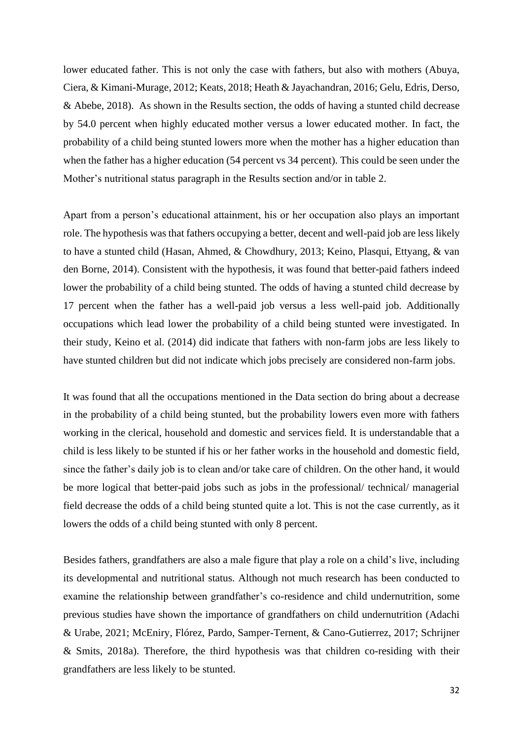lower educated father. This is not only the case with fathers, but also with mothers (Abuya, Ciera, & Kimani-Murage, 2012; Keats, 2018; Heath & Jayachandran, 2016; Gelu, Edris, Derso, & Abebe, 2018). As shown in the Results section, the odds of having a stunted child decrease by 54.0 percent when highly educated mother versus a lower educated mother. In fact, the probability of a child being stunted lowers more when the mother has a higher education than when the father has a higher education (54 percent vs 34 percent). This could be seen under the Mother's nutritional status paragraph in the Results section and/or in table 2.

Apart from a person's educational attainment, his or her occupation also plays an important role. The hypothesis was that fathers occupying a better, decent and well-paid job are less likely to have a stunted child (Hasan, Ahmed, & Chowdhury, 2013; Keino, Plasqui, Ettyang, & van den Borne, 2014). Consistent with the hypothesis, it was found that better-paid fathers indeed lower the probability of a child being stunted. The odds of having a stunted child decrease by 17 percent when the father has a well-paid job versus a less well-paid job. Additionally occupations which lead lower the probability of a child being stunted were investigated. In their study, Keino et al. (2014) did indicate that fathers with non-farm jobs are less likely to have stunted children but did not indicate which jobs precisely are considered non-farm jobs.

It was found that all the occupations mentioned in the Data section do bring about a decrease in the probability of a child being stunted, but the probability lowers even more with fathers working in the clerical, household and domestic and services field. It is understandable that a child is less likely to be stunted if his or her father works in the household and domestic field, since the father's daily job is to clean and/or take care of children. On the other hand, it would be more logical that better-paid jobs such as jobs in the professional/ technical/ managerial field decrease the odds of a child being stunted quite a lot. This is not the case currently, as it lowers the odds of a child being stunted with only 8 percent.

Besides fathers, grandfathers are also a male figure that play a role on a child's live, including its developmental and nutritional status. Although not much research has been conducted to examine the relationship between grandfather's co-residence and child undernutrition, some previous studies have shown the importance of grandfathers on child undernutrition (Adachi & Urabe, 2021; McEniry, Flórez, Pardo, Samper-Ternent, & Cano-Gutierrez, 2017; Schrijner & Smits, 2018a). Therefore, the third hypothesis was that children co-residing with their grandfathers are less likely to be stunted.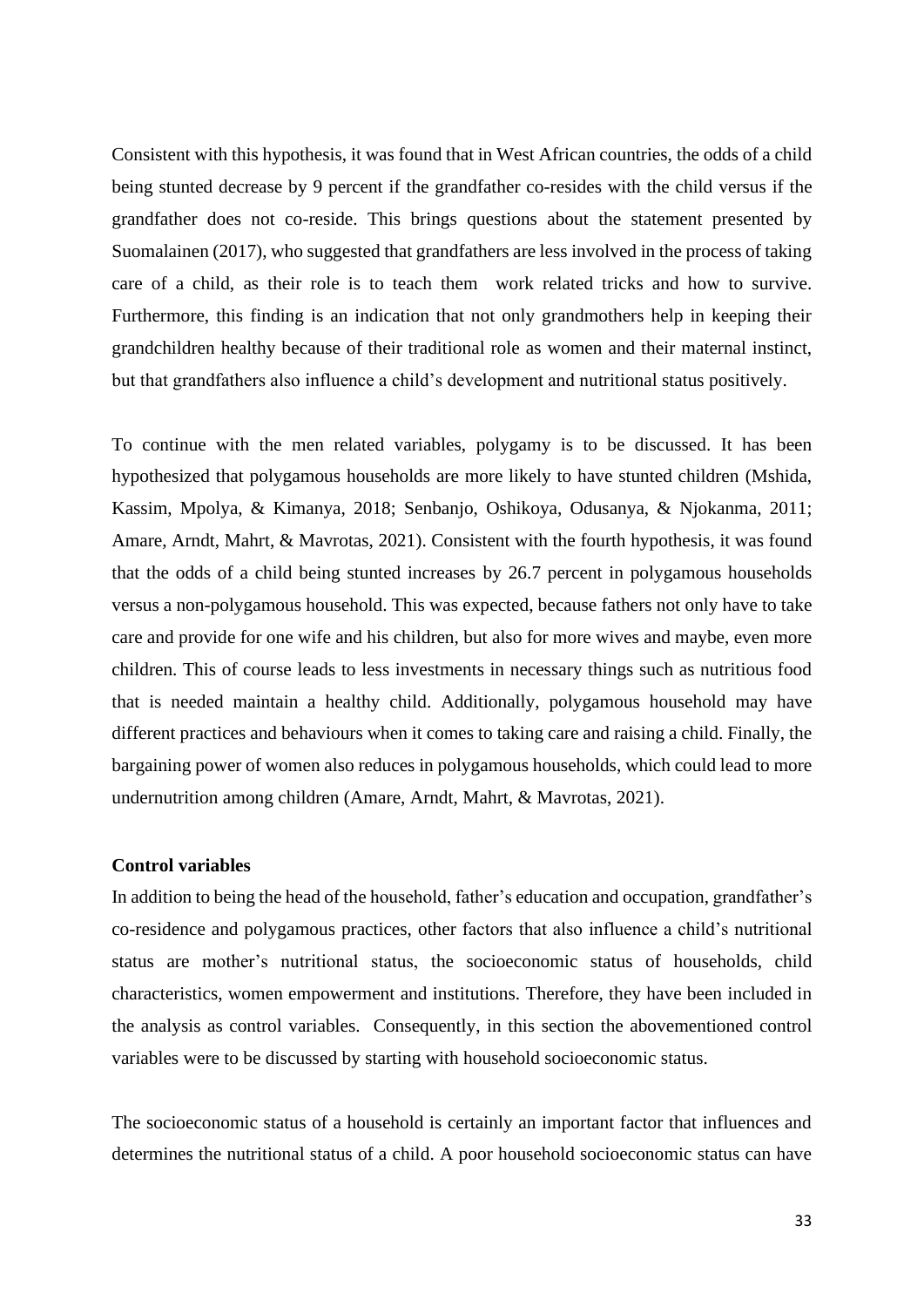Consistent with this hypothesis, it was found that in West African countries, the odds of a child being stunted decrease by 9 percent if the grandfather co-resides with the child versus if the grandfather does not co-reside. This brings questions about the statement presented by Suomalainen (2017), who suggested that grandfathers are less involved in the process of taking care of a child, as their role is to teach them  work related tricks and how to survive. Furthermore, this finding is an indication that not only grandmothers help in keeping their grandchildren healthy because of their traditional role as women and their maternal instinct, but that grandfathers also influence a child's development and nutritional status positively.

To continue with the men related variables, polygamy is to be discussed. It has been hypothesized that polygamous households are more likely to have stunted children (Mshida, Kassim, Mpolya, & Kimanya, 2018; Senbanjo, Oshikoya, Odusanya, & Njokanma, 2011; Amare, Arndt, Mahrt, & Mavrotas, 2021). Consistent with the fourth hypothesis, it was found that the odds of a child being stunted increases by 26.7 percent in polygamous households versus a non-polygamous household. This was expected, because fathers not only have to take care and provide for one wife and his children, but also for more wives and maybe, even more children. This of course leads to less investments in necessary things such as nutritious food that is needed maintain a healthy child. Additionally, polygamous household may have different practices and behaviours when it comes to taking care and raising a child. Finally, the bargaining power of women also reduces in polygamous households, which could lead to more undernutrition among children (Amare, Arndt, Mahrt, & Mavrotas, 2021).

**Control variables**

In addition to being the head of the household, father's education and occupation, grandfather's co-residence and polygamous practices, other factors that also influence a child's nutritional status are mother's nutritional status, the socioeconomic status of households, child characteristics, women empowerment and institutions. Therefore, they have been included in the analysis as control variables.  Consequently, in this section the abovementioned control variables were to be discussed by starting with household socioeconomic status.

The socioeconomic status of a household is certainly an important factor that influences and determines the nutritional status of a child. A poor household socioeconomic status can have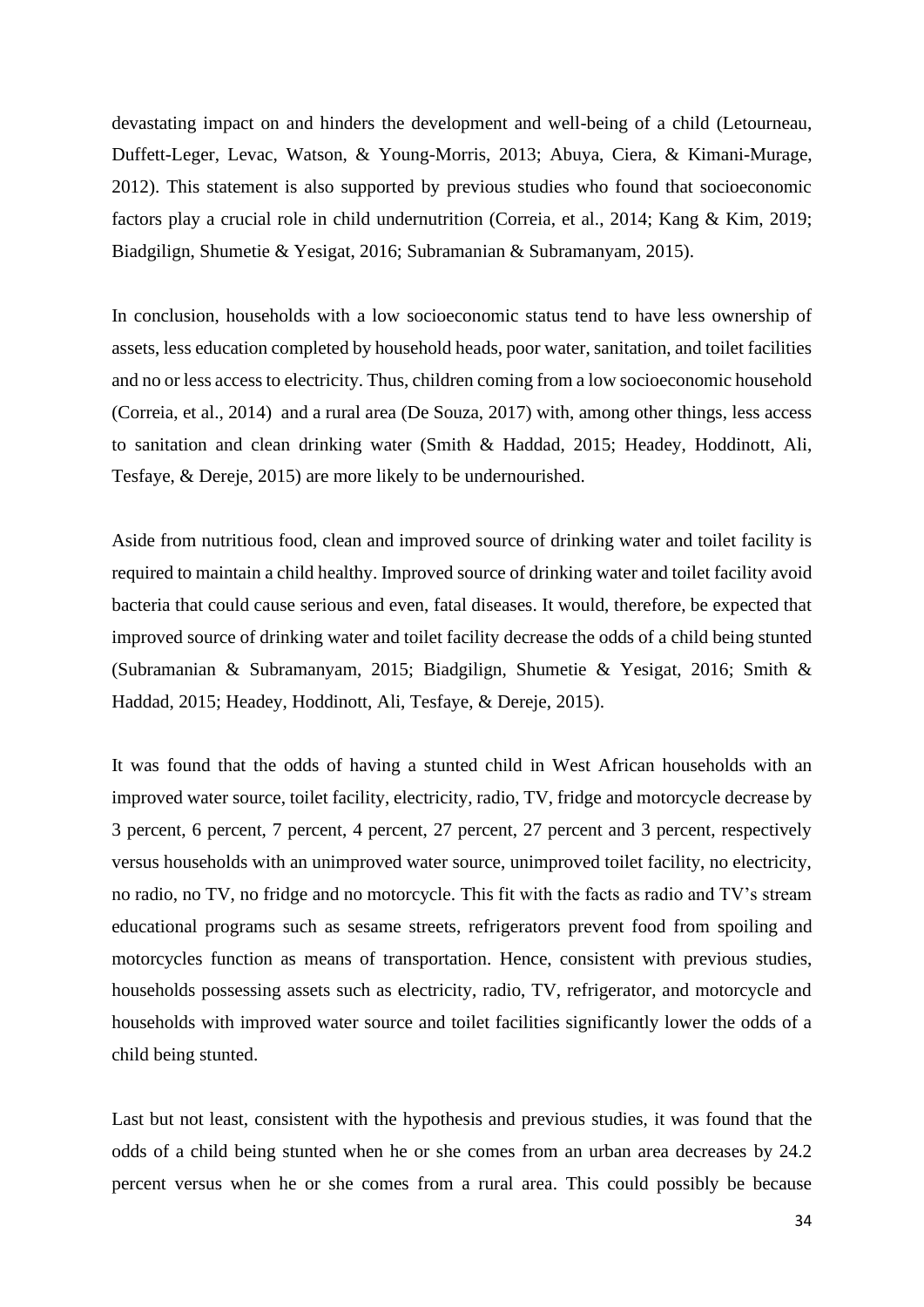devastating impact on and hinders the development and well-being of a child (Letourneau, Duffett-Leger, Levac, Watson, & Young-Morris, 2013; Abuya, Ciera, & Kimani-Murage, 2012). This statement is also supported by previous studies who found that socioeconomic factors play a crucial role in child undernutrition (Correia, et al., 2014; Kang & Kim, 2019; Biadgilign, Shumetie & Yesigat, 2016; Subramanian & Subramanyam, 2015).

In conclusion, households with a low socioeconomic status tend to have less ownership of assets, less education completed by household heads, poor water, sanitation, and toilet facilities and no or less access to electricity. Thus, children coming from a low socioeconomic household (Correia, et al., 2014) and a rural area (De Souza, 2017) with, among other things, less access to sanitation and clean drinking water (Smith & Haddad, 2015; Headey, Hoddinott, Ali, Tesfaye, & Dereje, 2015) are more likely to be undernourished.

Aside from nutritious food, clean and improved source of drinking water and toilet facility is required to maintain a child healthy. Improved source of drinking water and toilet facility avoid bacteria that could cause serious and even, fatal diseases. It would, therefore, be expected that improved source of drinking water and toilet facility decrease the odds of a child being stunted (Subramanian & Subramanyam, 2015; Biadgilign, Shumetie & Yesigat, 2016; Smith & Haddad, 2015; Headey, Hoddinott, Ali, Tesfaye, & Dereje, 2015).

It was found that the odds of having a stunted child in West African households with an improved water source, toilet facility, electricity, radio, TV, fridge and motorcycle decrease by 3 percent, 6 percent, 7 percent, 4 percent, 27 percent, 27 percent and 3 percent, respectively versus households with an unimproved water source, unimproved toilet facility, no electricity, no radio, no TV, no fridge and no motorcycle. This fit with the facts as radio and TV's stream educational programs such as sesame streets, refrigerators prevent food from spoiling and motorcycles function as means of transportation. Hence, consistent with previous studies, households possessing assets such as electricity, radio, TV, refrigerator, and motorcycle and households with improved water source and toilet facilities significantly lower the odds of a child being stunted.

Last but not least, consistent with the hypothesis and previous studies, it was found that the odds of a child being stunted when he or she comes from an urban area decreases by 24.2 percent versus when he or she comes from a rural area. This could possibly be because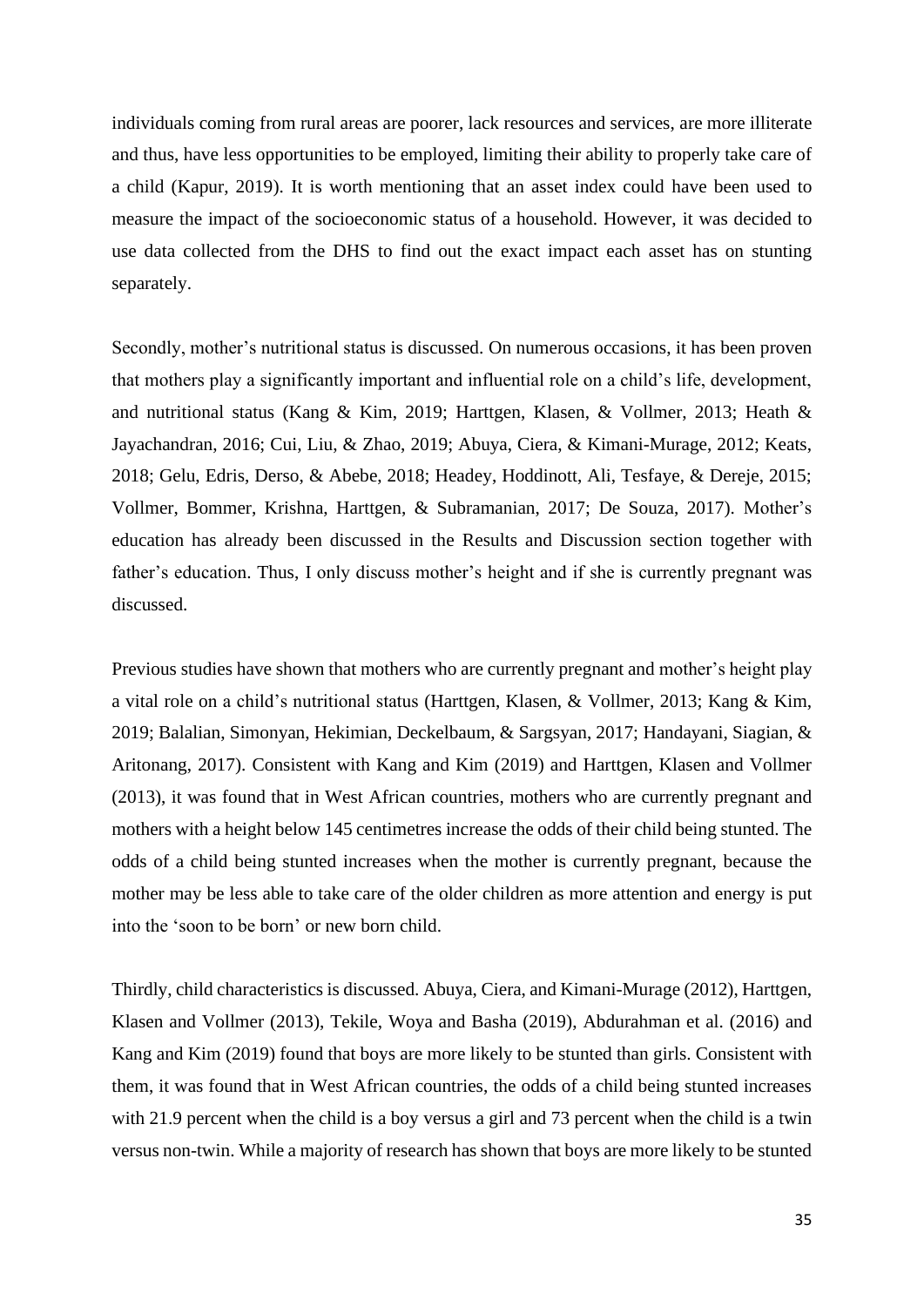individuals coming from rural areas are poorer, lack resources and services, are more illiterate and thus, have less opportunities to be employed, limiting their ability to properly take care of a child (Kapur, 2019). It is worth mentioning that an asset index could have been used to measure the impact of the socioeconomic status of a household. However, it was decided to use data collected from the DHS to find out the exact impact each asset has on stunting separately.

Secondly, mother's nutritional status is discussed. On numerous occasions, it has been proven that mothers play a significantly important and influential role on a child's life, development, and nutritional status (Kang & Kim, 2019; Harttgen, Klasen, & Vollmer, 2013; Heath & Jayachandran, 2016; Cui, Liu, & Zhao, 2019; Abuya, Ciera, & Kimani-Murage, 2012; Keats, 2018; Gelu, Edris, Derso, & Abebe, 2018; Headey, Hoddinott, Ali, Tesfaye, & Dereje, 2015; Vollmer, Bommer, Krishna, Harttgen, & Subramanian, 2017; De Souza, 2017). Mother's education has already been discussed in the Results and Discussion section together with father's education. Thus, I only discuss mother's height and if she is currently pregnant was discussed.

Previous studies have shown that mothers who are currently pregnant and mother's height play a vital role on a child's nutritional status (Harttgen, Klasen, & Vollmer, 2013; Kang & Kim, 2019; Balalian, Simonyan, Hekimian, Deckelbaum, & Sargsyan, 2017; Handayani, Siagian, & Aritonang, 2017). Consistent with Kang and Kim (2019) and Harttgen, Klasen and Vollmer (2013), it was found that in West African countries, mothers who are currently pregnant and mothers with a height below 145 centimetres increase the odds of their child being stunted. The odds of a child being stunted increases when the mother is currently pregnant, because the mother may be less able to take care of the older children as more attention and energy is put into the 'soon to be born' or new born child.

Thirdly, child characteristics is discussed. Abuya, Ciera, and Kimani-Murage (2012), Harttgen, Klasen and Vollmer (2013), Tekile, Woya and Basha (2019), Abdurahman et al. (2016) and Kang and Kim (2019) found that boys are more likely to be stunted than girls. Consistent with them, it was found that in West African countries, the odds of a child being stunted increases with 21.9 percent when the child is a boy versus a girl and 73 percent when the child is a twin versus non-twin. While a majority of research has shown that boys are more likely to be stunted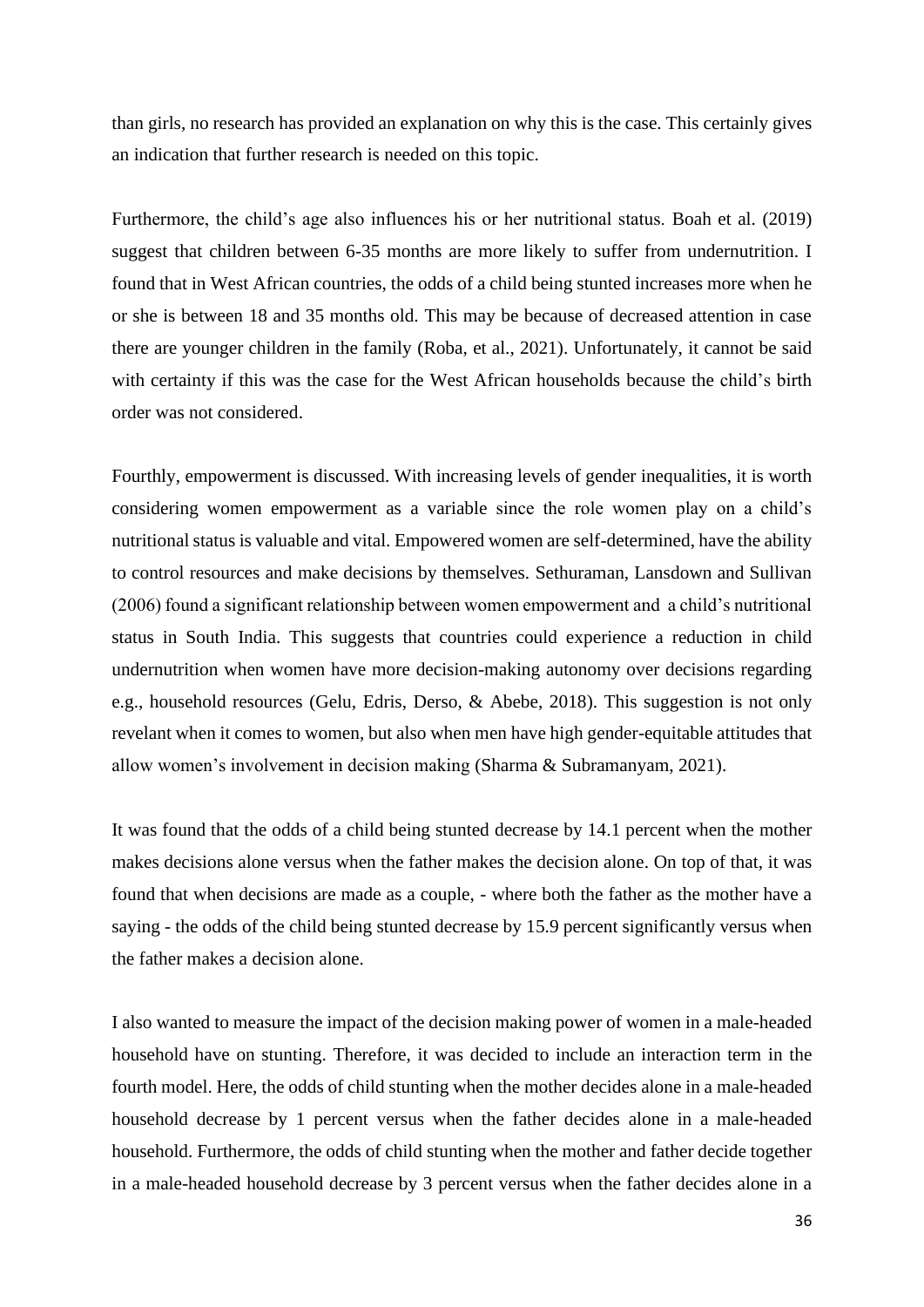than girls, no research has provided an explanation on why this is the case. This certainly gives an indication that further research is needed on this topic.

Furthermore, the child's age also influences his or her nutritional status. Boah et al. (2019) suggest that children between 6-35 months are more likely to suffer from undernutrition. I found that in West African countries, the odds of a child being stunted increases more when he or she is between 18 and 35 months old. This may be because of decreased attention in case there are younger children in the family (Roba, et al., 2021). Unfortunately, it cannot be said with certainty if this was the case for the West African households because the child's birth order was not considered.

Fourthly, empowerment is discussed. With increasing levels of gender inequalities, it is worth considering women empowerment as a variable since the role women play on a child's nutritional status is valuable and vital. Empowered women are self-determined, have the ability to control resources and make decisions by themselves. Sethuraman, Lansdown and Sullivan (2006) found a significant relationship between women empowerment and a child's nutritional status in South India. This suggests that countries could experience a reduction in child undernutrition when women have more decision-making autonomy over decisions regarding e.g., household resources (Gelu, Edris, Derso, & Abebe, 2018). This suggestion is not only revelant when it comes to women, but also when men have high gender-equitable attitudes that allow women's involvement in decision making (Sharma & Subramanyam, 2021).

It was found that the odds of a child being stunted decrease by 14.1 percent when the mother makes decisions alone versus when the father makes the decision alone. On top of that, it was found that when decisions are made as a couple, - where both the father as the mother have a saying - the odds of the child being stunted decrease by 15.9 percent significantly versus when the father makes a decision alone.

I also wanted to measure the impact of the decision making power of women in a male-headed household have on stunting. Therefore, it was decided to include an interaction term in the fourth model. Here, the odds of child stunting when the mother decides alone in a male-headed household decrease by 1 percent versus when the father decides alone in a male-headed household. Furthermore, the odds of child stunting when the mother and father decide together in a male-headed household decrease by 3 percent versus when the father decides alone in a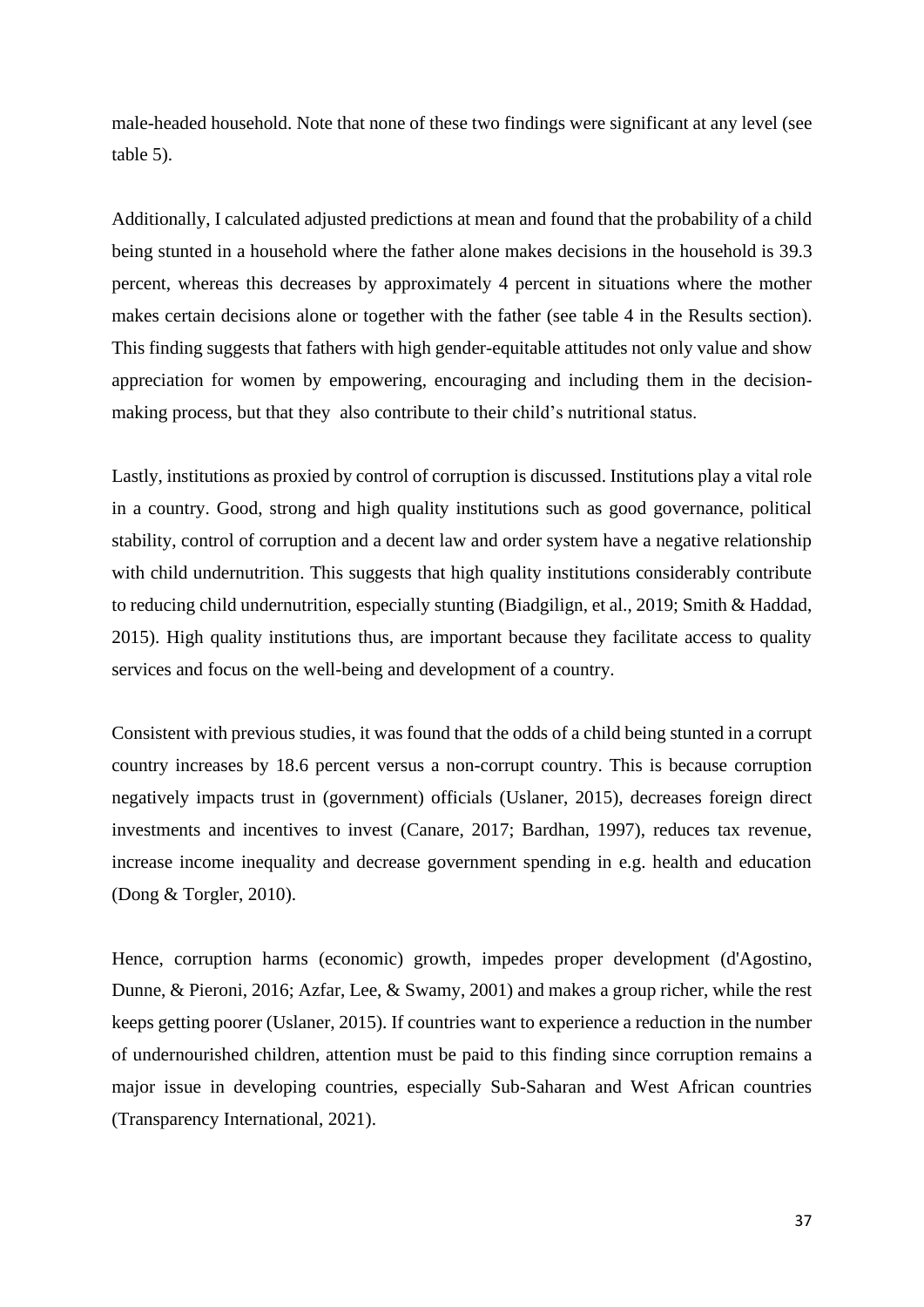male-headed household. Note that none of these two findings were significant at any level (see table 5).

Additionally, I calculated adjusted predictions at mean and found that the probability of a child being stunted in a household where the father alone makes decisions in the household is 39.3 percent, whereas this decreases by approximately 4 percent in situations where the mother makes certain decisions alone or together with the father (see table 4 in the Results section). This finding suggests that fathers with high gender-equitable attitudes not only value and show appreciation for women by empowering, encouraging and including them in the decision-making process, but that they also contribute to their child's nutritional status.

Lastly, institutions as proxied by control of corruption is discussed. Institutions play a vital role in a country. Good, strong and high quality institutions such as good governance, political stability, control of corruption and a decent law and order system have a negative relationship with child undernutrition. This suggests that high quality institutions considerably contribute to reducing child undernutrition, especially stunting (Biadgilign, et al., 2019; Smith & Haddad, 2015). High quality institutions thus, are important because they facilitate access to quality services and focus on the well-being and development of a country.

Consistent with previous studies, it was found that the odds of a child being stunted in a corrupt country increases by 18.6 percent versus a non-corrupt country. This is because corruption negatively impacts trust in (government) officials (Uslaner, 2015), decreases foreign direct investments and incentives to invest (Canare, 2017; Bardhan, 1997), reduces tax revenue, increase income inequality and decrease government spending in e.g. health and education (Dong & Torgler, 2010).

Hence, corruption harms (economic) growth, impedes proper development (d'Agostino, Dunne, & Pieroni, 2016; Azfar, Lee, & Swamy, 2001) and makes a group richer, while the rest keeps getting poorer (Uslaner, 2015). If countries want to experience a reduction in the number of undernourished children, attention must be paid to this finding since corruption remains a major issue in developing countries, especially Sub-Saharan and West African countries (Transparency International, 2021).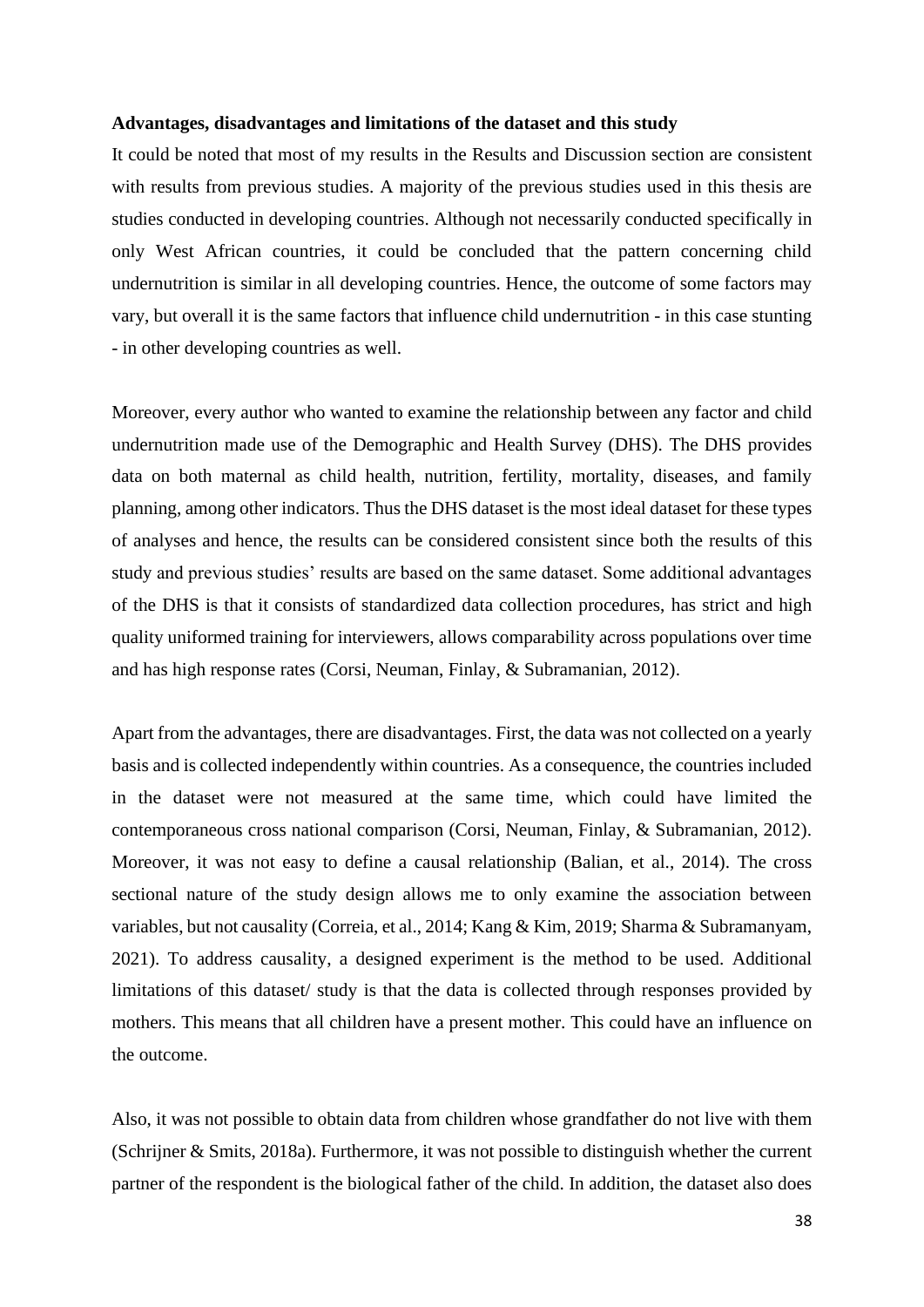**Advantages, disadvantages and limitations of the dataset and this study**

It could be noted that most of my results in the Results and Discussion section are consistent with results from previous studies. A majority of the previous studies used in this thesis are studies conducted in developing countries. Although not necessarily conducted specifically in only West African countries, it could be concluded that the pattern concerning child undernutrition is similar in all developing countries. Hence, the outcome of some factors may vary, but overall it is the same factors that influence child undernutrition - in this case stunting - in other developing countries as well.

Moreover, every author who wanted to examine the relationship between any factor and child undernutrition made use of the Demographic and Health Survey (DHS). The DHS provides data on both maternal as child health, nutrition, fertility, mortality, diseases, and family planning, among other indicators. Thus the DHS dataset is the most ideal dataset for these types of analyses and hence, the results can be considered consistent since both the results of this study and previous studies' results are based on the same dataset. Some additional advantages of the DHS is that it consists of standardized data collection procedures, has strict and high quality uniformed training for interviewers, allows comparability across populations over time and has high response rates (Corsi, Neuman, Finlay, & Subramanian, 2012).

Apart from the advantages, there are disadvantages. First, the data was not collected on a yearly basis and is collected independently within countries. As a consequence, the countries included in the dataset were not measured at the same time, which could have limited the contemporaneous cross national comparison (Corsi, Neuman, Finlay, & Subramanian, 2012). Moreover, it was not easy to define a causal relationship (Balian, et al., 2014). The cross sectional nature of the study design allows me to only examine the association between variables, but not causality (Correia, et al., 2014; Kang & Kim, 2019; Sharma & Subramanyam, 2021). To address causality, a designed experiment is the method to be used. Additional limitations of this dataset/ study is that the data is collected through responses provided by mothers. This means that all children have a present mother. This could have an influence on the outcome.

Also, it was not possible to obtain data from children whose grandfather do not live with them (Schrijner & Smits, 2018a). Furthermore, it was not possible to distinguish whether the current partner of the respondent is the biological father of the child. In addition, the dataset also does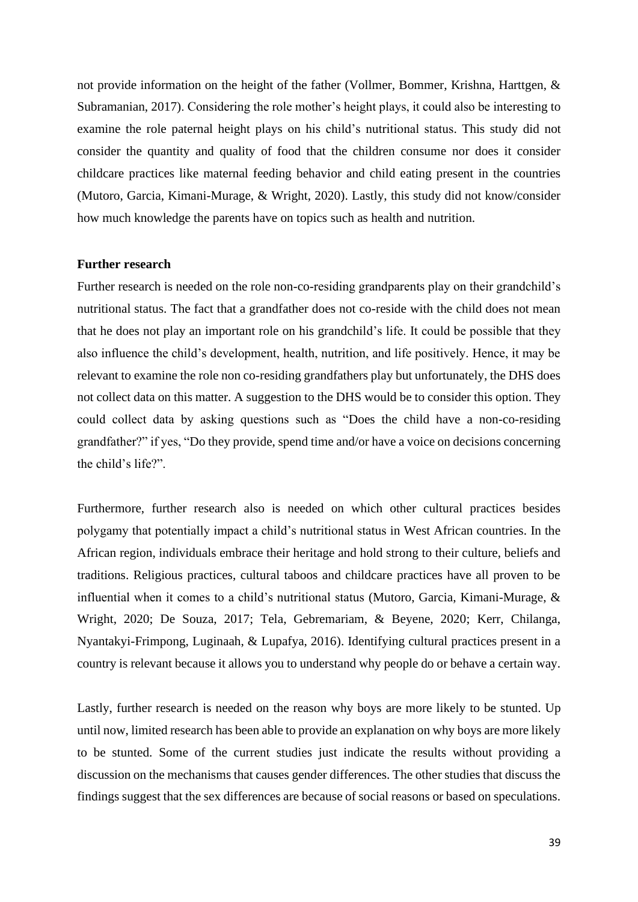not provide information on the height of the father (Vollmer, Bommer, Krishna, Harttgen, & Subramanian, 2017). Considering the role mother's height plays, it could also be interesting to examine the role paternal height plays on his child's nutritional status. This study did not consider the quantity and quality of food that the children consume nor does it consider childcare practices like maternal feeding behavior and child eating present in the countries (Mutoro, Garcia, Kimani-Murage, & Wright, 2020). Lastly, this study did not know/consider how much knowledge the parents have on topics such as health and nutrition.

**Further research**

Further research is needed on the role non-co-residing grandparents play on their grandchild's nutritional status. The fact that a grandfather does not co-reside with the child does not mean that he does not play an important role on his grandchild's life. It could be possible that they also influence the child's development, health, nutrition, and life positively. Hence, it may be relevant to examine the role non co-residing grandfathers play but unfortunately, the DHS does not collect data on this matter. A suggestion to the DHS would be to consider this option. They could collect data by asking questions such as "Does the child have a non-co-residing grandfather?" if yes, "Do they provide, spend time and/or have a voice on decisions concerning the child's life?".

Furthermore, further research also is needed on which other cultural practices besides polygamy that potentially impact a child's nutritional status in West African countries. In the African region, individuals embrace their heritage and hold strong to their culture, beliefs and traditions. Religious practices, cultural taboos and childcare practices have all proven to be influential when it comes to a child's nutritional status (Mutoro, Garcia, Kimani-Murage, & Wright, 2020; De Souza, 2017; Tela, Gebremariam, & Beyene, 2020; Kerr, Chilanga, Nyantakyi-Frimpong, Luginaah, & Lupafya, 2016). Identifying cultural practices present in a country is relevant because it allows you to understand why people do or behave a certain way.

Lastly, further research is needed on the reason why boys are more likely to be stunted. Up until now, limited research has been able to provide an explanation on why boys are more likely to be stunted. Some of the current studies just indicate the results without providing a discussion on the mechanisms that causes gender differences. The other studies that discuss the findings suggest that the sex differences are because of social reasons or based on speculations.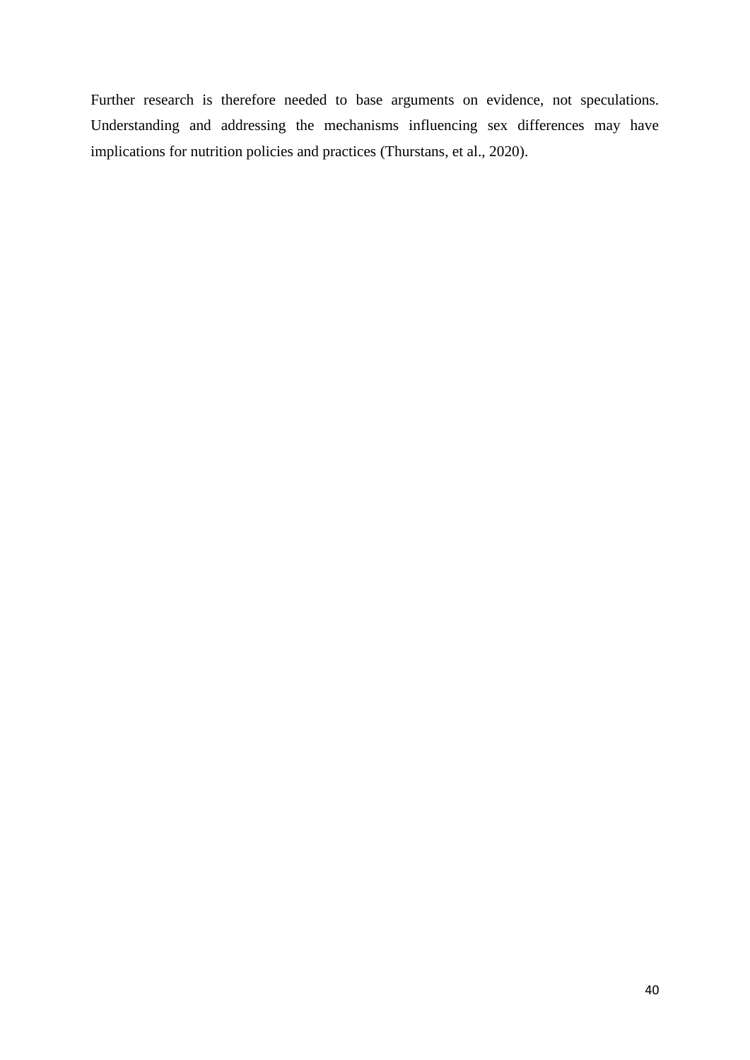Further research is therefore needed to base arguments on evidence, not speculations. Understanding and addressing the mechanisms influencing sex differences may have implications for nutrition policies and practices (Thurstans, et al., 2020).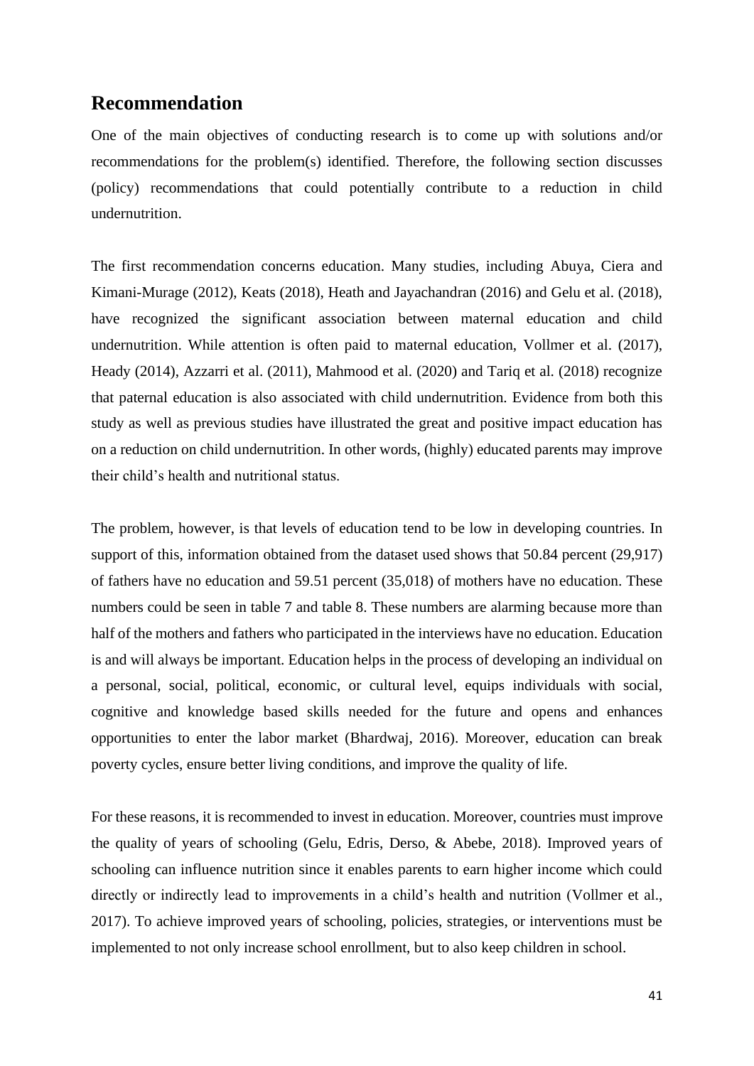## Recommendation

One of the main objectives of conducting research is to come up with solutions and/or recommendations for the problem(s) identified. Therefore, the following section discusses (policy) recommendations that could potentially contribute to a reduction in child undernutrition.

The first recommendation concerns education. Many studies, including Abuya, Ciera and Kimani-Murage (2012), Keats (2018), Heath and Jayachandran (2016) and Gelu et al. (2018), have recognized the significant association between maternal education and child undernutrition. While attention is often paid to maternal education, Vollmer et al. (2017), Heady (2014), Azzarri et al. (2011), Mahmood et al. (2020) and Tariq et al. (2018) recognize that paternal education is also associated with child undernutrition. Evidence from both this study as well as previous studies have illustrated the great and positive impact education has on a reduction on child undernutrition. In other words, (highly) educated parents may improve their child's health and nutritional status.

The problem, however, is that levels of education tend to be low in developing countries. In support of this, information obtained from the dataset used shows that 50.84 percent (29,917) of fathers have no education and 59.51 percent (35,018) of mothers have no education. These numbers could be seen in table 7 and table 8. These numbers are alarming because more than half of the mothers and fathers who participated in the interviews have no education. Education is and will always be important. Education helps in the process of developing an individual on a personal, social, political, economic, or cultural level, equips individuals with social, cognitive and knowledge based skills needed for the future and opens and enhances opportunities to enter the labor market (Bhardwaj, 2016). Moreover, education can break poverty cycles, ensure better living conditions, and improve the quality of life.

For these reasons, it is recommended to invest in education. Moreover, countries must improve the quality of years of schooling (Gelu, Edris, Derso, & Abebe, 2018). Improved years of schooling can influence nutrition since it enables parents to earn higher income which could directly or indirectly lead to improvements in a child's health and nutrition (Vollmer et al., 2017). To achieve improved years of schooling, policies, strategies, or interventions must be implemented to not only increase school enrollment, but to also keep children in school.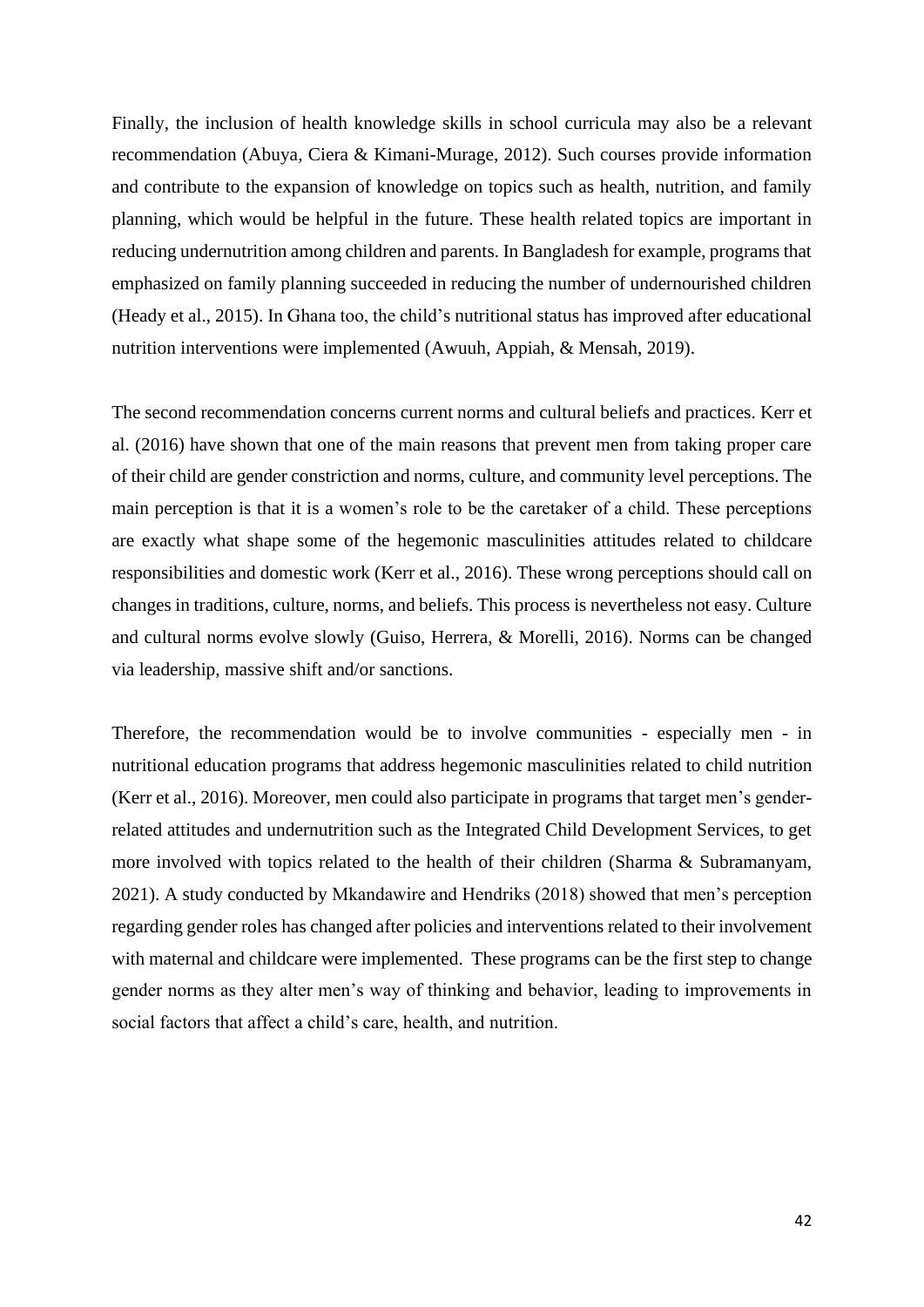Finally, the inclusion of health knowledge skills in school curricula may also be a relevant recommendation (Abuya, Ciera & Kimani-Murage, 2012). Such courses provide information and contribute to the expansion of knowledge on topics such as health, nutrition, and family planning, which would be helpful in the future. These health related topics are important in reducing undernutrition among children and parents. In Bangladesh for example, programs that emphasized on family planning succeeded in reducing the number of undernourished children (Heady et al., 2015). In Ghana too, the child's nutritional status has improved after educational nutrition interventions were implemented (Awuuh, Appiah, & Mensah, 2019).

The second recommendation concerns current norms and cultural beliefs and practices. Kerr et al. (2016) have shown that one of the main reasons that prevent men from taking proper care of their child are gender constriction and norms, culture, and community level perceptions. The main perception is that it is a women's role to be the caretaker of a child. These perceptions are exactly what shape some of the hegemonic masculinities attitudes related to childcare responsibilities and domestic work (Kerr et al., 2016). These wrong perceptions should call on changes in traditions, culture, norms, and beliefs. This process is nevertheless not easy. Culture and cultural norms evolve slowly (Guiso, Herrera, & Morelli, 2016). Norms can be changed via leadership, massive shift and/or sanctions.

Therefore, the recommendation would be to involve communities - especially men - in nutritional education programs that address hegemonic masculinities related to child nutrition (Kerr et al., 2016). Moreover, men could also participate in programs that target men's gender-related attitudes and undernutrition such as the Integrated Child Development Services, to get more involved with topics related to the health of their children (Sharma & Subramanyam, 2021). A study conducted by Mkandawire and Hendriks (2018) showed that men's perception regarding gender roles has changed after policies and interventions related to their involvement with maternal and childcare were implemented. These programs can be the first step to change gender norms as they alter men's way of thinking and behavior, leading to improvements in social factors that affect a child's care, health, and nutrition.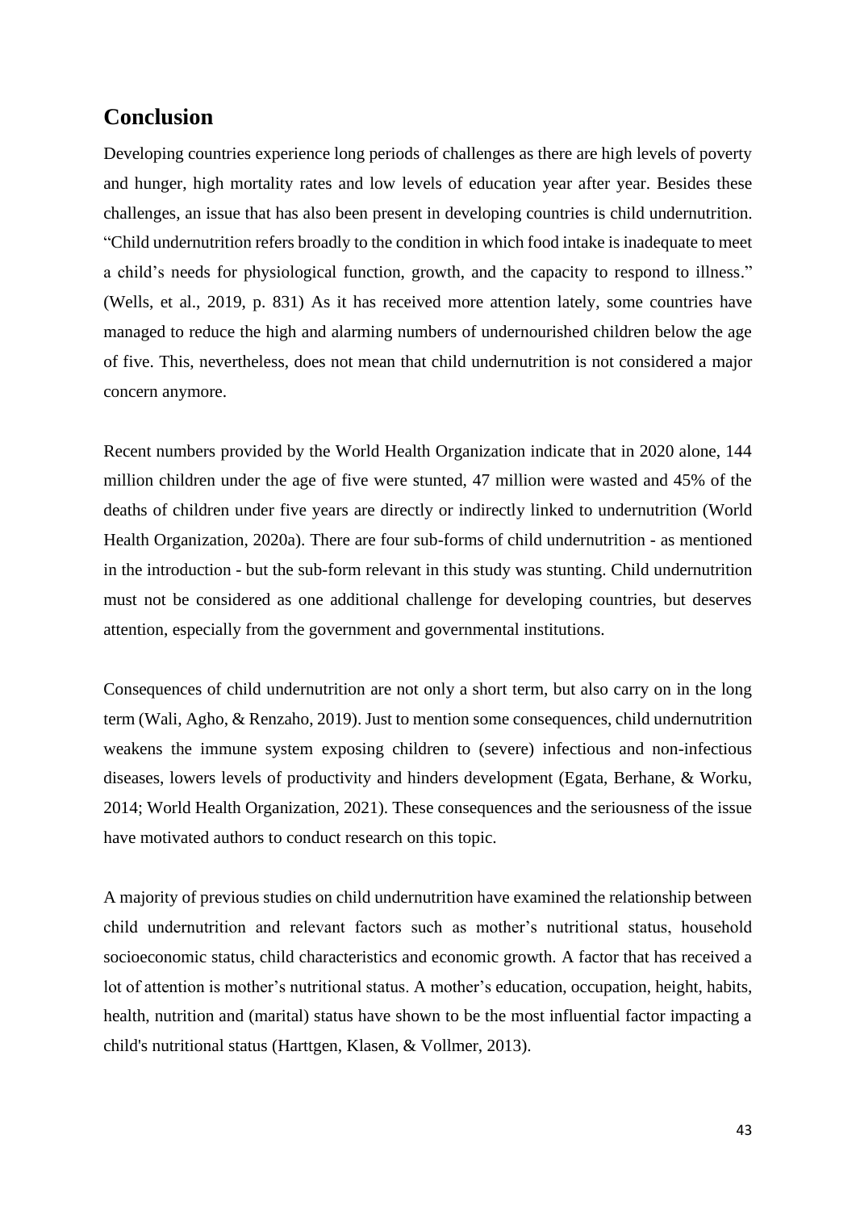## Conclusion

Developing countries experience long periods of challenges as there are high levels of poverty and hunger, high mortality rates and low levels of education year after year. Besides these challenges, an issue that has also been present in developing countries is child undernutrition. "Child undernutrition refers broadly to the condition in which food intake is inadequate to meet a child's needs for physiological function, growth, and the capacity to respond to illness." (Wells, et al., 2019, p. 831) As it has received more attention lately, some countries have managed to reduce the high and alarming numbers of undernourished children below the age of five. This, nevertheless, does not mean that child undernutrition is not considered a major concern anymore.

Recent numbers provided by the World Health Organization indicate that in 2020 alone, 144 million children under the age of five were stunted, 47 million were wasted and 45% of the deaths of children under five years are directly or indirectly linked to undernutrition (World Health Organization, 2020a). There are four sub-forms of child undernutrition - as mentioned in the introduction - but the sub-form relevant in this study was stunting. Child undernutrition must not be considered as one additional challenge for developing countries, but deserves attention, especially from the government and governmental institutions.

Consequences of child undernutrition are not only a short term, but also carry on in the long term (Wali, Agho, & Renzaho, 2019). Just to mention some consequences, child undernutrition weakens the immune system exposing children to (severe) infectious and non-infectious diseases, lowers levels of productivity and hinders development (Egata, Berhane, & Worku, 2014; World Health Organization, 2021). These consequences and the seriousness of the issue have motivated authors to conduct research on this topic.

A majority of previous studies on child undernutrition have examined the relationship between child undernutrition and relevant factors such as mother's nutritional status, household socioeconomic status, child characteristics and economic growth. A factor that has received a lot of attention is mother's nutritional status. A mother's education, occupation, height, habits, health, nutrition and (marital) status have shown to be the most influential factor impacting a child's nutritional status (Harttgen, Klasen, & Vollmer, 2013).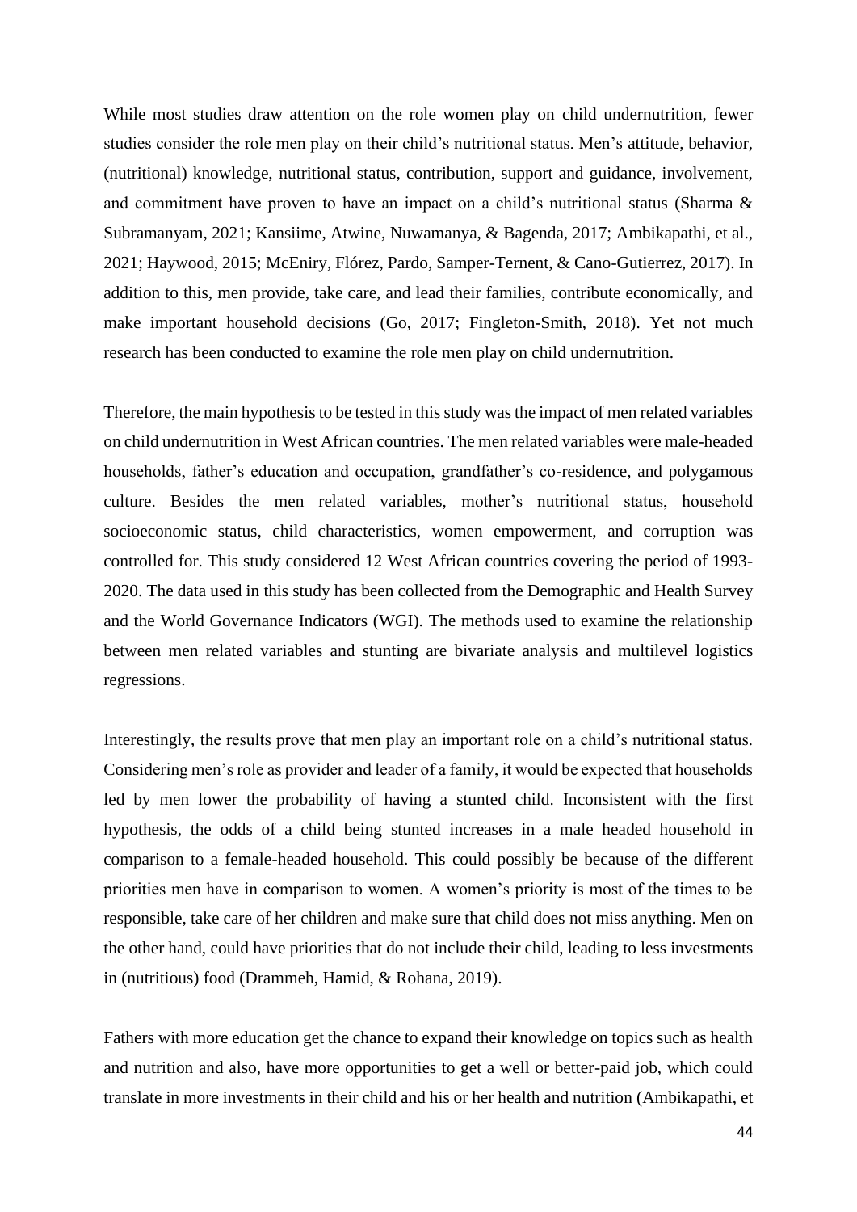While most studies draw attention on the role women play on child undernutrition, fewer studies consider the role men play on their child's nutritional status. Men's attitude, behavior, (nutritional) knowledge, nutritional status, contribution, support and guidance, involvement, and commitment have proven to have an impact on a child's nutritional status (Sharma & Subramanyam, 2021; Kansiime, Atwine, Nuwamanya, & Bagenda, 2017; Ambikapathi, et al., 2021; Haywood, 2015; McEniry, Flórez, Pardo, Samper-Ternent, & Cano-Gutierrez, 2017). In addition to this, men provide, take care, and lead their families, contribute economically, and make important household decisions (Go, 2017; Fingleton-Smith, 2018). Yet not much research has been conducted to examine the role men play on child undernutrition.

Therefore, the main hypothesis to be tested in this study was the impact of men related variables on child undernutrition in West African countries. The men related variables were male-headed households, father's education and occupation, grandfather's co-residence, and polygamous culture. Besides the men related variables, mother's nutritional status, household socioeconomic status, child characteristics, women empowerment, and corruption was controlled for. This study considered 12 West African countries covering the period of 1993-2020. The data used in this study has been collected from the Demographic and Health Survey and the World Governance Indicators (WGI). The methods used to examine the relationship between men related variables and stunting are bivariate analysis and multilevel logistics regressions.

Interestingly, the results prove that men play an important role on a child's nutritional status. Considering men's role as provider and leader of a family, it would be expected that households led by men lower the probability of having a stunted child. Inconsistent with the first hypothesis, the odds of a child being stunted increases in a male headed household in comparison to a female-headed household. This could possibly be because of the different priorities men have in comparison to women. A women's priority is most of the times to be responsible, take care of her children and make sure that child does not miss anything. Men on the other hand, could have priorities that do not include their child, leading to less investments in (nutritious) food (Drammeh, Hamid, & Rohana, 2019).

Fathers with more education get the chance to expand their knowledge on topics such as health and nutrition and also, have more opportunities to get a well or better-paid job, which could translate in more investments in their child and his or her health and nutrition (Ambikapathi, et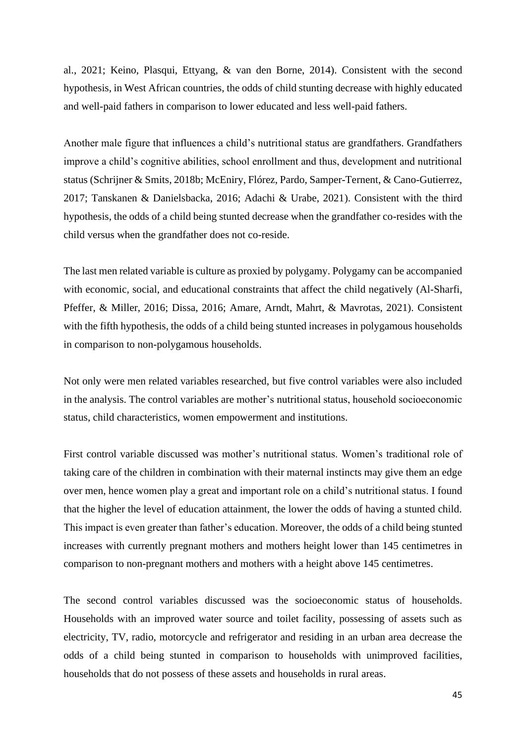al., 2021; Keino, Plasqui, Ettyang, & van den Borne, 2014). Consistent with the second hypothesis, in West African countries, the odds of child stunting decrease with highly educated and well-paid fathers in comparison to lower educated and less well-paid fathers.

Another male figure that influences a child's nutritional status are grandfathers. Grandfathers improve a child's cognitive abilities, school enrollment and thus, development and nutritional status (Schrijner & Smits, 2018b; McEniry, Flórez, Pardo, Samper-Ternent, & Cano-Gutierrez, 2017; Tanskanen & Danielsbacka, 2016; Adachi & Urabe, 2021). Consistent with the third hypothesis, the odds of a child being stunted decrease when the grandfather co-resides with the child versus when the grandfather does not co-reside.

The last men related variable is culture as proxied by polygamy. Polygamy can be accompanied with economic, social, and educational constraints that affect the child negatively (Al-Sharfi, Pfeffer, & Miller, 2016; Dissa, 2016; Amare, Arndt, Mahrt, & Mavrotas, 2021). Consistent with the fifth hypothesis, the odds of a child being stunted increases in polygamous households in comparison to non-polygamous households.

Not only were men related variables researched, but five control variables were also included in the analysis. The control variables are mother's nutritional status, household socioeconomic status, child characteristics, women empowerment and institutions.

First control variable discussed was mother's nutritional status. Women's traditional role of taking care of the children in combination with their maternal instincts may give them an edge over men, hence women play a great and important role on a child's nutritional status. I found that the higher the level of education attainment, the lower the odds of having a stunted child. This impact is even greater than father's education. Moreover, the odds of a child being stunted increases with currently pregnant mothers and mothers height lower than 145 centimetres in comparison to non-pregnant mothers and mothers with a height above 145 centimetres.

The second control variables discussed was the socioeconomic status of households. Households with an improved water source and toilet facility, possessing of assets such as electricity, TV, radio, motorcycle and refrigerator and residing in an urban area decrease the odds of a child being stunted in comparison to households with unimproved facilities, households that do not possess of these assets and households in rural areas.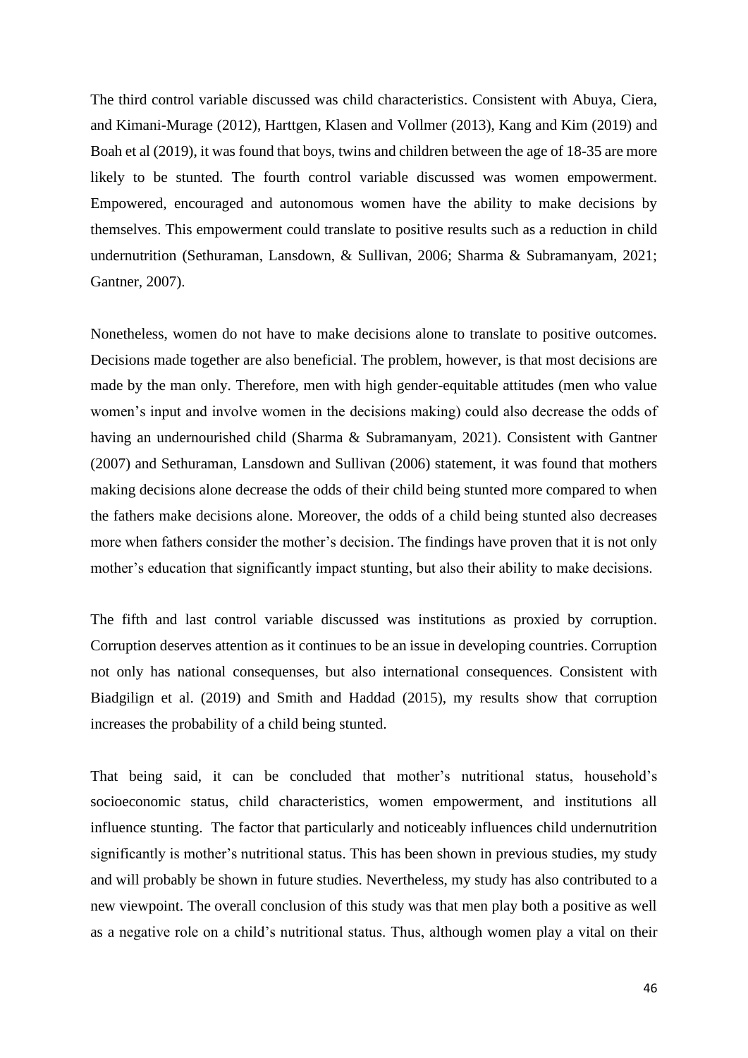The third control variable discussed was child characteristics. Consistent with Abuya, Ciera, and Kimani-Murage (2012), Harttgen, Klasen and Vollmer (2013), Kang and Kim (2019) and Boah et al (2019), it was found that boys, twins and children between the age of 18-35 are more likely to be stunted. The fourth control variable discussed was women empowerment. Empowered, encouraged and autonomous women have the ability to make decisions by themselves. This empowerment could translate to positive results such as a reduction in child undernutrition (Sethuraman, Lansdown, & Sullivan, 2006; Sharma & Subramanyam, 2021; Gantner, 2007).

Nonetheless, women do not have to make decisions alone to translate to positive outcomes. Decisions made together are also beneficial. The problem, however, is that most decisions are made by the man only. Therefore, men with high gender-equitable attitudes (men who value women's input and involve women in the decisions making) could also decrease the odds of having an undernourished child (Sharma & Subramanyam, 2021). Consistent with Gantner (2007) and Sethuraman, Lansdown and Sullivan (2006) statement, it was found that mothers making decisions alone decrease the odds of their child being stunted more compared to when the fathers make decisions alone. Moreover, the odds of a child being stunted also decreases more when fathers consider the mother's decision. The findings have proven that it is not only mother's education that significantly impact stunting, but also their ability to make decisions.

The fifth and last control variable discussed was institutions as proxied by corruption. Corruption deserves attention as it continues to be an issue in developing countries. Corruption not only has national consequenses, but also international consequences. Consistent with Biadgilign et al. (2019) and Smith and Haddad (2015), my results show that corruption increases the probability of a child being stunted.

That being said, it can be concluded that mother's nutritional status, household's socioeconomic status, child characteristics, women empowerment, and institutions all influence stunting. The factor that particularly and noticeably influences child undernutrition significantly is mother's nutritional status. This has been shown in previous studies, my study and will probably be shown in future studies. Nevertheless, my study has also contributed to a new viewpoint. The overall conclusion of this study was that men play both a positive as well as a negative role on a child's nutritional status. Thus, although women play a vital on their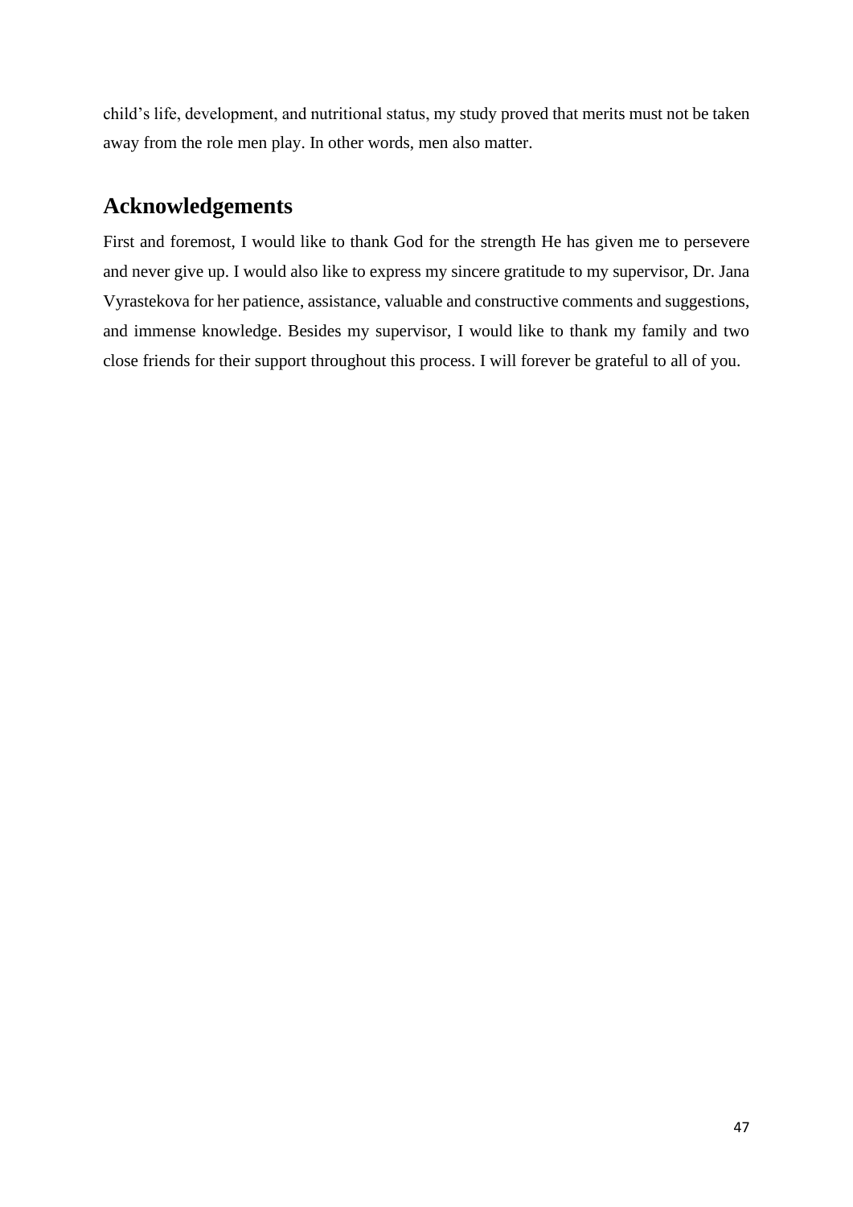child's life, development, and nutritional status, my study proved that merits must not be taken away from the role men play. In other words, men also matter.

## Acknowledgements

First and foremost, I would like to thank God for the strength He has given me to persevere and never give up. I would also like to express my sincere gratitude to my supervisor, Dr. Jana Vyrastekova for her patience, assistance, valuable and constructive comments and suggestions, and immense knowledge. Besides my supervisor, I would like to thank my family and two close friends for their support throughout this process. I will forever be grateful to all of you.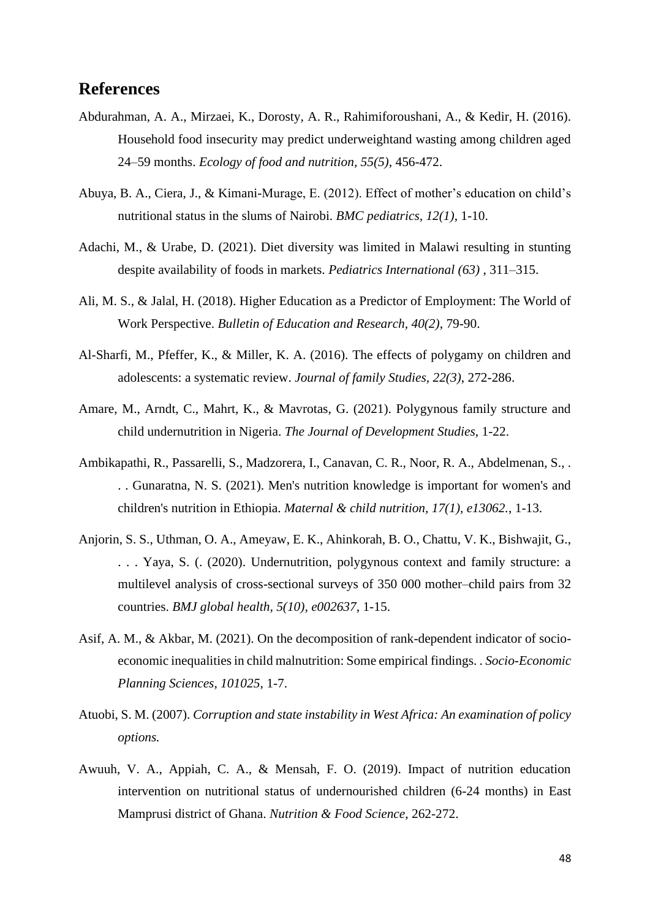## References

Abdurahman, A. A., Mirzaei, K., Dorosty, A. R., Rahimiforoushani, A., & Kedir, H. (2016). Household food insecurity may predict underweightand wasting among children aged 24–59 months. *Ecology of food and nutrition, 55(5)*, 456-472.

Abuya, B. A., Ciera, J., & Kimani-Murage, E. (2012). Effect of mother's education on child's nutritional status in the slums of Nairobi. *BMC pediatrics, 12(1)*, 1-10.

Adachi, M., & Urabe, D. (2021). Diet diversity was limited in Malawi resulting in stunting despite availability of foods in markets. *Pediatrics International (63)* , 311–315.

Ali, M. S., & Jalal, H. (2018). Higher Education as a Predictor of Employment: The World of Work Perspective. *Bulletin of Education and Research, 40(2)*, 79-90.

Al-Sharfi, M., Pfeffer, K., & Miller, K. A. (2016). The effects of polygamy on children and adolescents: a systematic review. *Journal of family Studies, 22(3)*, 272-286.

Amare, M., Arndt, C., Mahrt, K., & Mavrotas, G. (2021). Polygynous family structure and child undernutrition in Nigeria. *The Journal of Development Studies*, 1-22.

Ambikapathi, R., Passarelli, S., Madzorera, I., Canavan, C. R., Noor, R. A., Abdelmenan, S., . . . Gunaratna, N. S. (2021). Men's nutrition knowledge is important for women's and children's nutrition in Ethiopia. *Maternal & child nutrition, 17(1), e13062.*, 1-13.

Anjorin, S. S., Uthman, O. A., Ameyaw, E. K., Ahinkorah, B. O., Chattu, V. K., Bishwajit, G., . . . Yaya, S. (. (2020). Undernutrition, polygynous context and family structure: a multilevel analysis of cross-sectional surveys of 350 000 mother–child pairs from 32 countries. *BMJ global health, 5(10), e002637*, 1-15.

Asif, A. M., & Akbar, M. (2021). On the decomposition of rank-dependent indicator of socio-economic inequalities in child malnutrition: Some empirical findings. . *Socio-Economic Planning Sciences, 101025*, 1-7.

Atuobi, S. M. (2007). *Corruption and state instability in West Africa: An examination of policy options.*

Awuuh, V. A., Appiah, C. A., & Mensah, F. O. (2019). Impact of nutrition education intervention on nutritional status of undernourished children (6-24 months) in East Mamprusi district of Ghana. *Nutrition & Food Science*, 262-272.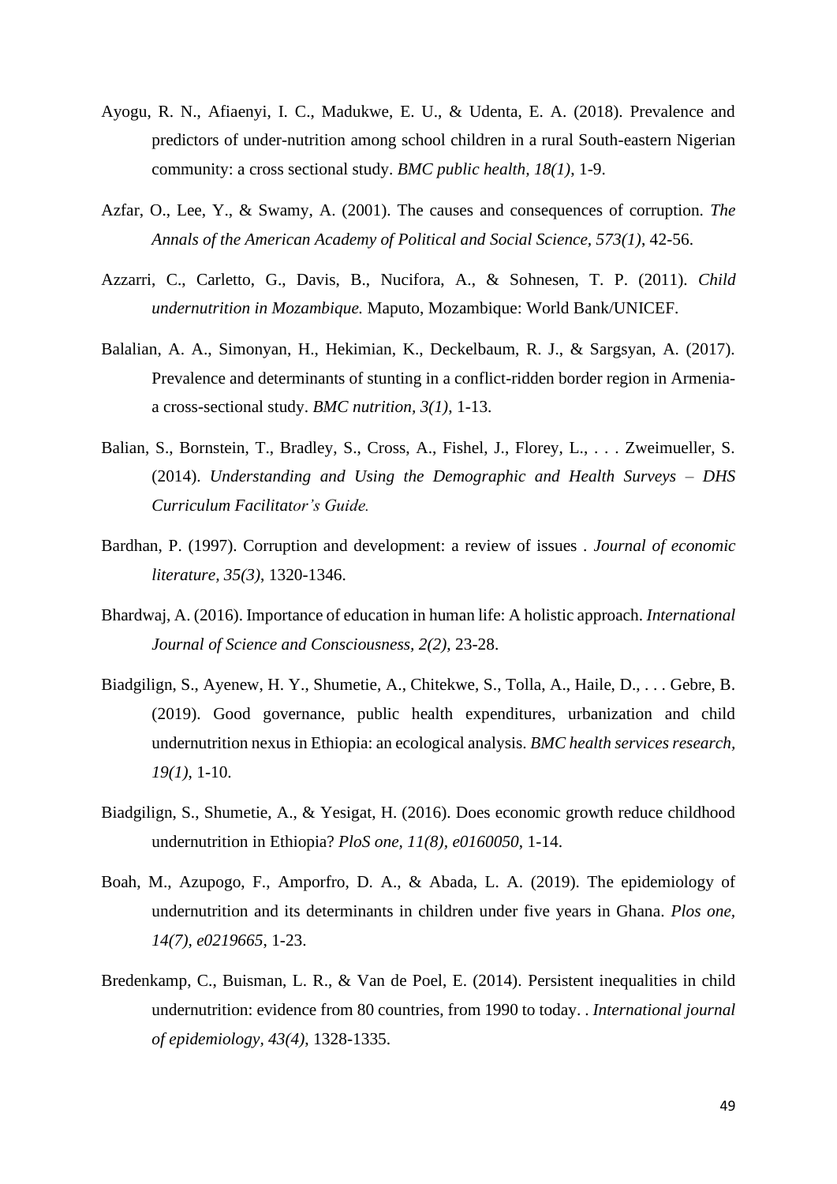Ayogu, R. N., Afiaenyi, I. C., Madukwe, E. U., & Udenta, E. A. (2018). Prevalence and predictors of under-nutrition among school children in a rural South-eastern Nigerian community: a cross sectional study. *BMC public health, 18(1)*, 1-9.

Azfar, O., Lee, Y., & Swamy, A. (2001). The causes and consequences of corruption. *The Annals of the American Academy of Political and Social Science, 573(1)*, 42-56.

Azzarri, C., Carletto, G., Davis, B., Nucifora, A., & Sohnesen, T. P. (2011). *Child undernutrition in Mozambique.* Maputo, Mozambique: World Bank/UNICEF.

Balalian, A. A., Simonyan, H., Hekimian, K., Deckelbaum, R. J., & Sargsyan, A. (2017). Prevalence and determinants of stunting in a conflict-ridden border region in Armenia-a cross-sectional study. *BMC nutrition, 3(1)*, 1-13.

Balian, S., Bornstein, T., Bradley, S., Cross, A., Fishel, J., Florey, L., . . . Zweimueller, S. (2014). *Understanding and Using the Demographic and Health Surveys – DHS Curriculum Facilitator's Guide.*

Bardhan, P. (1997). Corruption and development: a review of issues . *Journal of economic literature, 35(3)*, 1320-1346.

Bhardwaj, A. (2016). Importance of education in human life: A holistic approach. *International Journal of Science and Consciousness, 2(2)*, 23-28.

Biadgilign, S., Ayenew, H. Y., Shumetie, A., Chitekwe, S., Tolla, A., Haile, D., . . . Gebre, B. (2019). Good governance, public health expenditures, urbanization and child undernutrition nexus in Ethiopia: an ecological analysis. *BMC health services research, 19(1)*, 1-10.

Biadgilign, S., Shumetie, A., & Yesigat, H. (2016). Does economic growth reduce childhood undernutrition in Ethiopia? *PloS one, 11(8), e0160050*, 1-14.

Boah, M., Azupogo, F., Amporfro, D. A., & Abada, L. A. (2019). The epidemiology of undernutrition and its determinants in children under five years in Ghana. *Plos one, 14(7), e0219665*, 1-23.

Bredenkamp, C., Buisman, L. R., & Van de Poel, E. (2014). Persistent inequalities in child undernutrition: evidence from 80 countries, from 1990 to today. . *International journal of epidemiology, 43(4)*, 1328-1335.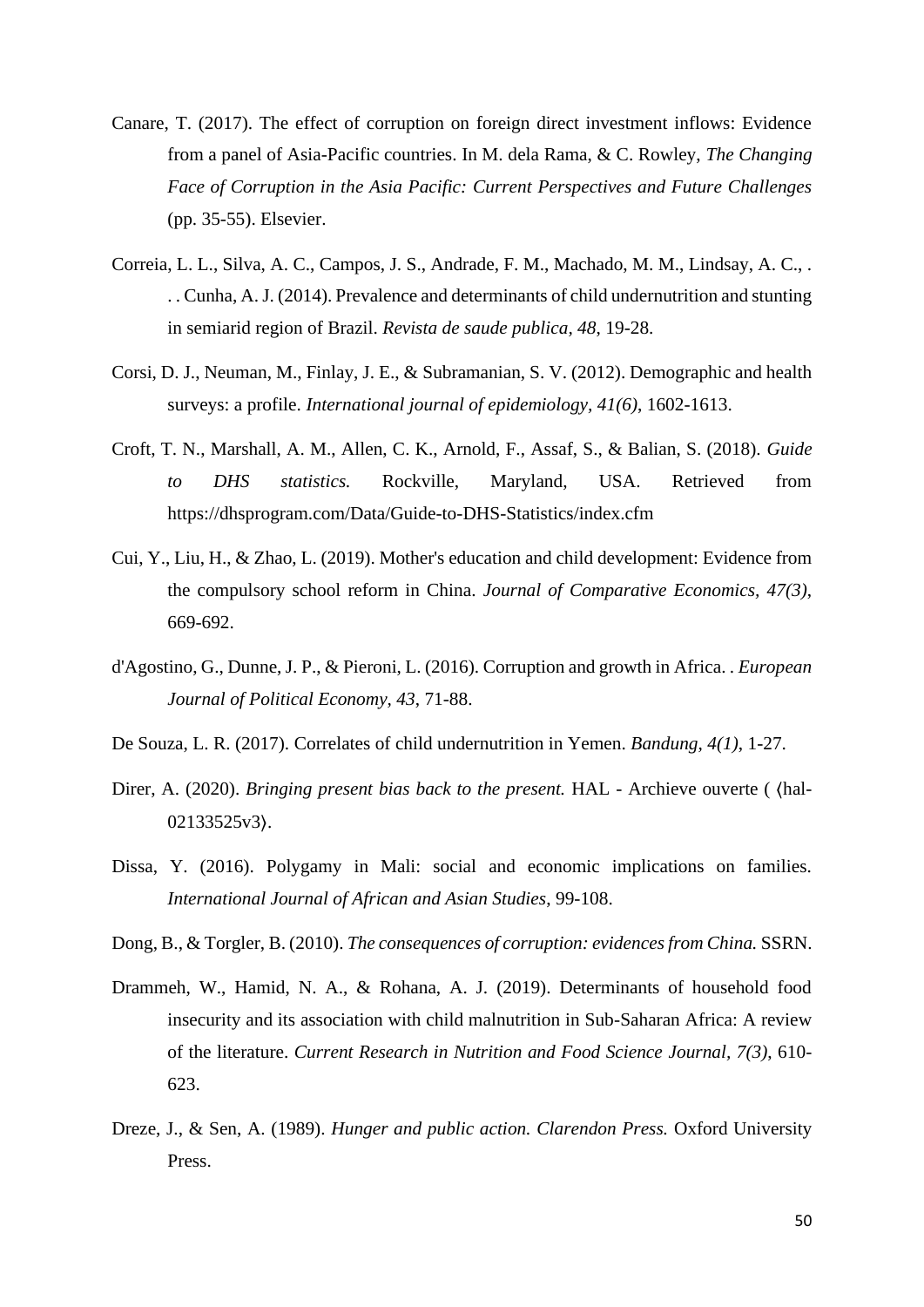Canare, T. (2017). The effect of corruption on foreign direct investment inflows: Evidence from a panel of Asia-Pacific countries. In M. dela Rama, & C. Rowley, *The Changing Face of Corruption in the Asia Pacific: Current Perspectives and Future Challenges* (pp. 35-55). Elsevier.

Correia, L. L., Silva, A. C., Campos, J. S., Andrade, F. M., Machado, M. M., Lindsay, A. C., . . . Cunha, A. J. (2014). Prevalence and determinants of child undernutrition and stunting in semiarid region of Brazil. *Revista de saude publica, 48*, 19-28.

Corsi, D. J., Neuman, M., Finlay, J. E., & Subramanian, S. V. (2012). Demographic and health surveys: a profile. *International journal of epidemiology, 41(6)*, 1602-1613.

Croft, T. N., Marshall, A. M., Allen, C. K., Arnold, F., Assaf, S., & Balian, S. (2018). *Guide to DHS statistics.* Rockville, Maryland, USA. Retrieved from https://dhsprogram.com/Data/Guide-to-DHS-Statistics/index.cfm

Cui, Y., Liu, H., & Zhao, L. (2019). Mother's education and child development: Evidence from the compulsory school reform in China. *Journal of Comparative Economics, 47(3)*, 669-692.

d'Agostino, G., Dunne, J. P., & Pieroni, L. (2016). Corruption and growth in Africa. . *European Journal of Political Economy, 43*, 71-88.

De Souza, L. R. (2017). Correlates of child undernutrition in Yemen. *Bandung, 4(1)*, 1-27.

Direr, A. (2020). *Bringing present bias back to the present.* HAL - Archieve ouverte ( ⟨hal-02133525v3⟩.

Dissa, Y. (2016). Polygamy in Mali: social and economic implications on families. *International Journal of African and Asian Studies*, 99-108.

Dong, B., & Torgler, B. (2010). *The consequences of corruption: evidences from China.* SSRN.

Drammeh, W., Hamid, N. A., & Rohana, A. J. (2019). Determinants of household food insecurity and its association with child malnutrition in Sub-Saharan Africa: A review of the literature. *Current Research in Nutrition and Food Science Journal, 7(3)*, 610-623.

Dreze, J., & Sen, A. (1989). *Hunger and public action. Clarendon Press.* Oxford University Press.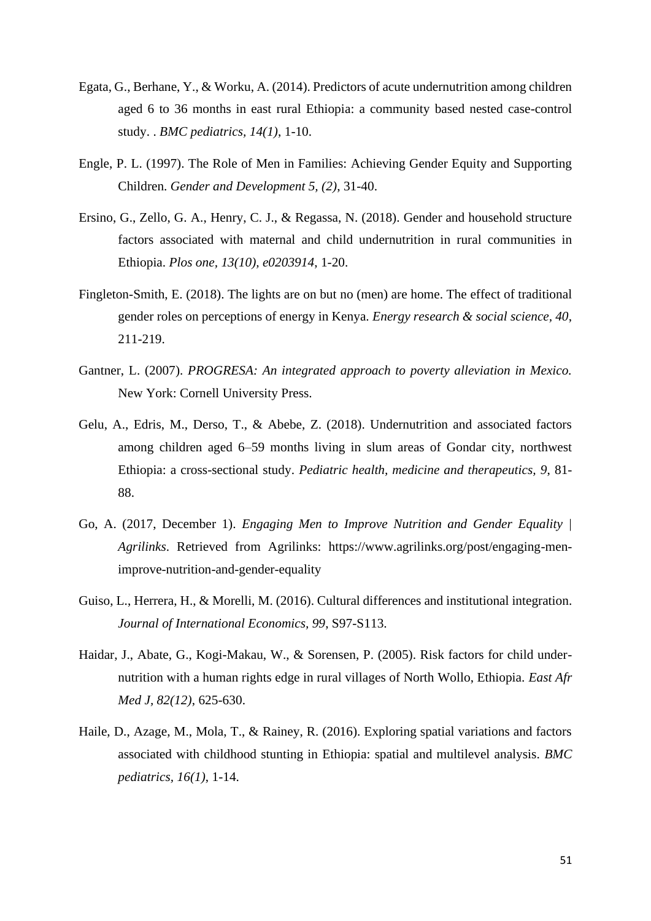Egata, G., Berhane, Y., & Worku, A. (2014). Predictors of acute undernutrition among children aged 6 to 36 months in east rural Ethiopia: a community based nested case-control study. . *BMC pediatrics, 14(1)*, 1-10.

Engle, P. L. (1997). The Role of Men in Families: Achieving Gender Equity and Supporting Children. *Gender and Development 5, (2)*, 31-40.

Ersino, G., Zello, G. A., Henry, C. J., & Regassa, N. (2018). Gender and household structure factors associated with maternal and child undernutrition in rural communities in Ethiopia. *Plos one, 13(10), e0203914*, 1-20.

Fingleton-Smith, E. (2018). The lights are on but no (men) are home. The effect of traditional gender roles on perceptions of energy in Kenya. *Energy research & social science, 40*, 211-219.

Gantner, L. (2007). *PROGRESA: An integrated approach to poverty alleviation in Mexico.* New York: Cornell University Press.

Gelu, A., Edris, M., Derso, T., & Abebe, Z. (2018). Undernutrition and associated factors among children aged 6–59 months living in slum areas of Gondar city, northwest Ethiopia: a cross-sectional study. *Pediatric health, medicine and therapeutics, 9*, 81-88.

Go, A. (2017, December 1). *Engaging Men to Improve Nutrition and Gender Equality | Agrilinks*. Retrieved from Agrilinks: https://www.agrilinks.org/post/engaging-men-improve-nutrition-and-gender-equality

Guiso, L., Herrera, H., & Morelli, M. (2016). Cultural differences and institutional integration. *Journal of International Economics, 99*, S97-S113.

Haidar, J., Abate, G., Kogi-Makau, W., & Sorensen, P. (2005). Risk factors for child under-nutrition with a human rights edge in rural villages of North Wollo, Ethiopia. *East Afr Med J, 82(12)*, 625-630.

Haile, D., Azage, M., Mola, T., & Rainey, R. (2016). Exploring spatial variations and factors associated with childhood stunting in Ethiopia: spatial and multilevel analysis. *BMC pediatrics, 16(1)*, 1-14.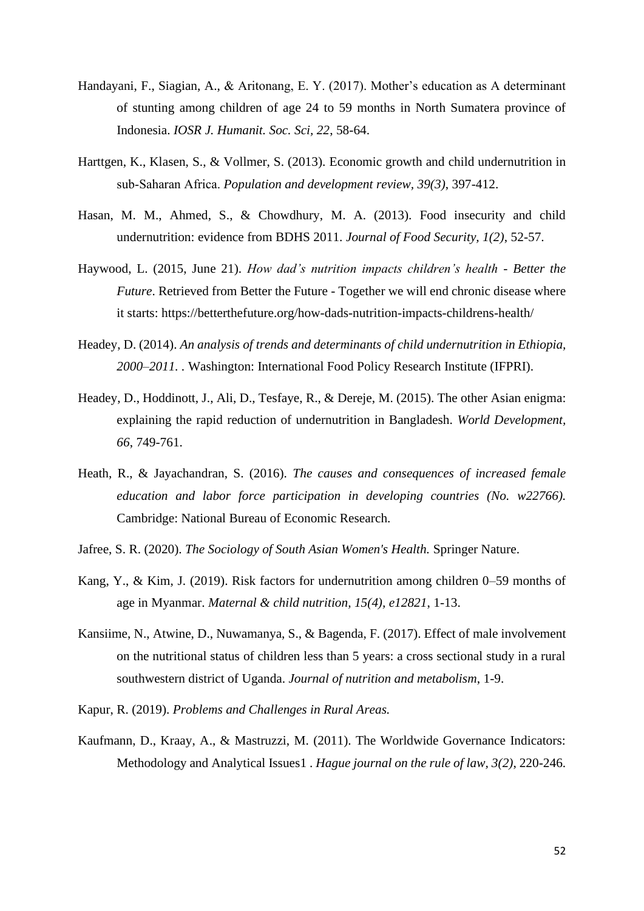Handayani, F., Siagian, A., & Aritonang, E. Y. (2017). Mother's education as A determinant of stunting among children of age 24 to 59 months in North Sumatera province of Indonesia. *IOSR J. Humanit. Soc. Sci, 22*, 58-64.

Harttgen, K., Klasen, S., & Vollmer, S. (2013). Economic growth and child undernutrition in sub-Saharan Africa. *Population and development review, 39(3)*, 397-412.

Hasan, M. M., Ahmed, S., & Chowdhury, M. A. (2013). Food insecurity and child undernutrition: evidence from BDHS 2011. *Journal of Food Security, 1(2)*, 52-57.

Haywood, L. (2015, June 21). *How dad's nutrition impacts children's health - Better the Future*. Retrieved from Better the Future - Together we will end chronic disease where it starts: https://betterthefuture.org/how-dads-nutrition-impacts-childrens-health/

Headey, D. (2014). *An analysis of trends and determinants of child undernutrition in Ethiopia, 2000–2011.* . Washington: International Food Policy Research Institute (IFPRI).

Headey, D., Hoddinott, J., Ali, D., Tesfaye, R., & Dereje, M. (2015). The other Asian enigma: explaining the rapid reduction of undernutrition in Bangladesh. *World Development, 66*, 749-761.

Heath, R., & Jayachandran, S. (2016). *The causes and consequences of increased female education and labor force participation in developing countries (No. w22766).* Cambridge: National Bureau of Economic Research.

Jafree, S. R. (2020). *The Sociology of South Asian Women's Health.* Springer Nature.

Kang, Y., & Kim, J. (2019). Risk factors for undernutrition among children 0–59 months of age in Myanmar. *Maternal & child nutrition, 15(4), e12821*, 1-13.

Kansiime, N., Atwine, D., Nuwamanya, S., & Bagenda, F. (2017). Effect of male involvement on the nutritional status of children less than 5 years: a cross sectional study in a rural southwestern district of Uganda. *Journal of nutrition and metabolism*, 1-9.

Kapur, R. (2019). *Problems and Challenges in Rural Areas.*

Kaufmann, D., Kraay, A., & Mastruzzi, M. (2011). The Worldwide Governance Indicators: Methodology and Analytical Issues1 . *Hague journal on the rule of law, 3(2)*, 220-246.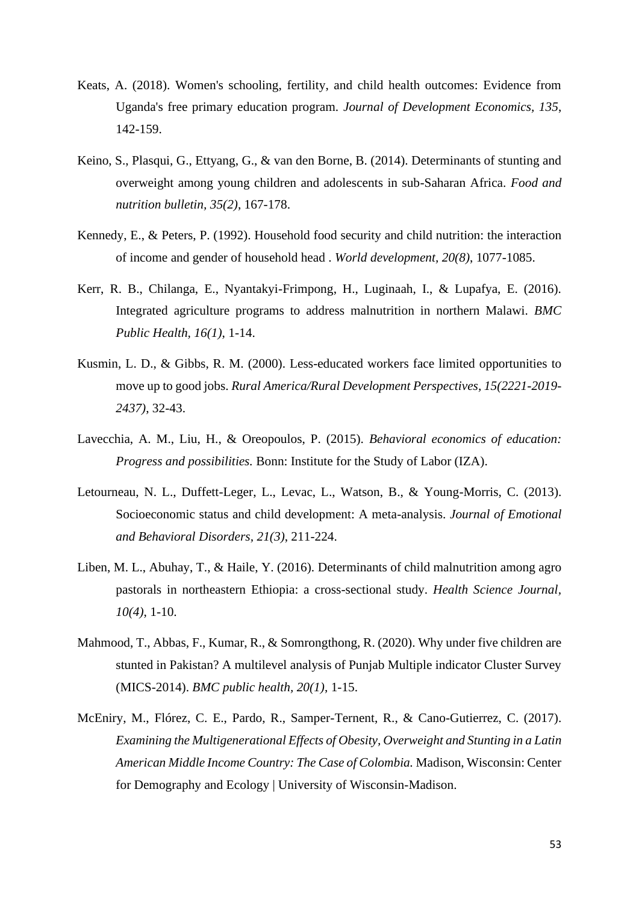Keats, A. (2018). Women's schooling, fertility, and child health outcomes: Evidence from Uganda's free primary education program. *Journal of Development Economics, 135*, 142-159.

Keino, S., Plasqui, G., Ettyang, G., & van den Borne, B. (2014). Determinants of stunting and overweight among young children and adolescents in sub-Saharan Africa. *Food and nutrition bulletin, 35(2)*, 167-178.

Kennedy, E., & Peters, P. (1992). Household food security and child nutrition: the interaction of income and gender of household head . *World development, 20(8)*, 1077-1085.

Kerr, R. B., Chilanga, E., Nyantakyi-Frimpong, H., Luginaah, I., & Lupafya, E. (2016). Integrated agriculture programs to address malnutrition in northern Malawi. *BMC Public Health, 16(1)*, 1-14.

Kusmin, L. D., & Gibbs, R. M. (2000). Less-educated workers face limited opportunities to move up to good jobs. *Rural America/Rural Development Perspectives, 15(2221-2019-2437)*, 32-43.

Lavecchia, A. M., Liu, H., & Oreopoulos, P. (2015). *Behavioral economics of education: Progress and possibilities.* Bonn: Institute for the Study of Labor (IZA).

Letourneau, N. L., Duffett-Leger, L., Levac, L., Watson, B., & Young-Morris, C. (2013). Socioeconomic status and child development: A meta-analysis. *Journal of Emotional and Behavioral Disorders, 21(3)*, 211-224.

Liben, M. L., Abuhay, T., & Haile, Y. (2016). Determinants of child malnutrition among agro pastorals in northeastern Ethiopia: a cross-sectional study. *Health Science Journal, 10(4)*, 1-10.

Mahmood, T., Abbas, F., Kumar, R., & Somrongthong, R. (2020). Why under five children are stunted in Pakistan? A multilevel analysis of Punjab Multiple indicator Cluster Survey (MICS-2014). *BMC public health, 20(1)*, 1-15.

McEniry, M., Flórez, C. E., Pardo, R., Samper-Ternent, R., & Cano-Gutierrez, C. (2017). *Examining the Multigenerational Effects of Obesity, Overweight and Stunting in a Latin American Middle Income Country: The Case of Colombia.* Madison, Wisconsin: Center for Demography and Ecology | University of Wisconsin-Madison.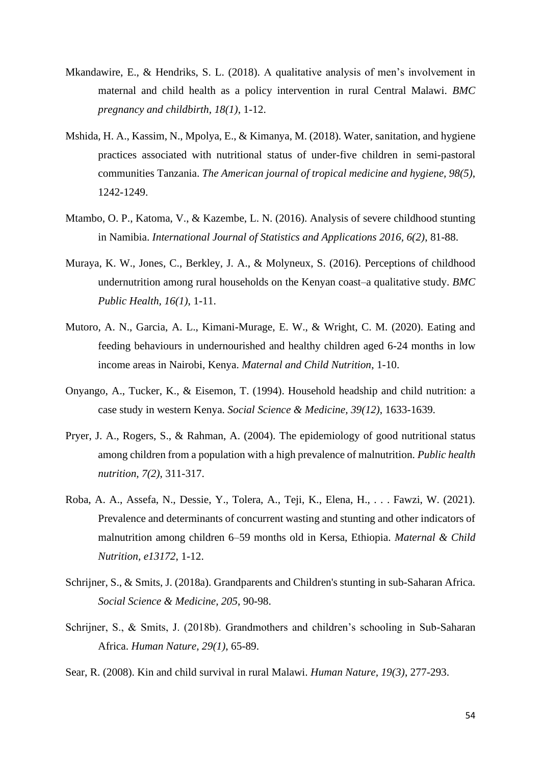Mkandawire, E., & Hendriks, S. L. (2018). A qualitative analysis of men's involvement in maternal and child health as a policy intervention in rural Central Malawi. *BMC pregnancy and childbirth, 18(1)*, 1-12.

Mshida, H. A., Kassim, N., Mpolya, E., & Kimanya, M. (2018). Water, sanitation, and hygiene practices associated with nutritional status of under-five children in semi-pastoral communities Tanzania. *The American journal of tropical medicine and hygiene, 98(5)*, 1242-1249.

Mtambo, O. P., Katoma, V., & Kazembe, L. N. (2016). Analysis of severe childhood stunting in Namibia. *International Journal of Statistics and Applications 2016, 6(2)*, 81-88.

Muraya, K. W., Jones, C., Berkley, J. A., & Molyneux, S. (2016). Perceptions of childhood undernutrition among rural households on the Kenyan coast–a qualitative study. *BMC Public Health, 16(1)*, 1-11.

Mutoro, A. N., Garcia, A. L., Kimani-Murage, E. W., & Wright, C. M. (2020). Eating and feeding behaviours in undernourished and healthy children aged 6-24 months in low income areas in Nairobi, Kenya. *Maternal and Child Nutrition*, 1-10.

Onyango, A., Tucker, K., & Eisemon, T. (1994). Household headship and child nutrition: a case study in western Kenya. *Social Science & Medicine, 39(12)*, 1633-1639.

Pryer, J. A., Rogers, S., & Rahman, A. (2004). The epidemiology of good nutritional status among children from a population with a high prevalence of malnutrition. *Public health nutrition, 7(2)*, 311-317.

Roba, A. A., Assefa, N., Dessie, Y., Tolera, A., Teji, K., Elena, H., . . . Fawzi, W. (2021). Prevalence and determinants of concurrent wasting and stunting and other indicators of malnutrition among children 6–59 months old in Kersa, Ethiopia. *Maternal & Child Nutrition, e13172*, 1-12.

Schrijner, S., & Smits, J. (2018a). Grandparents and Children's stunting in sub-Saharan Africa. *Social Science & Medicine, 205*, 90-98.

Schrijner, S., & Smits, J. (2018b). Grandmothers and children's schooling in Sub-Saharan Africa. *Human Nature, 29(1)*, 65-89.

Sear, R. (2008). Kin and child survival in rural Malawi. *Human Nature, 19(3)*, 277-293.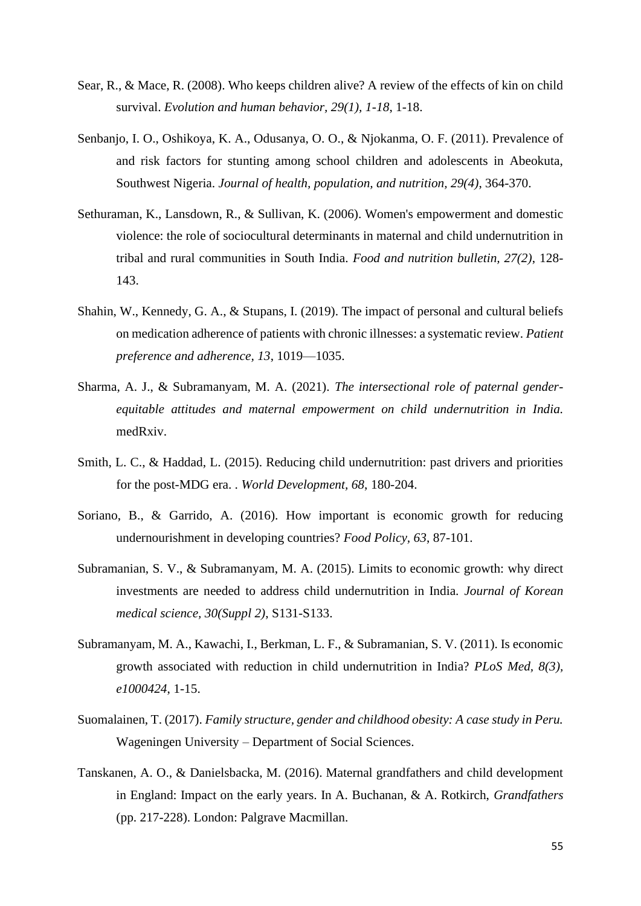Sear, R., & Mace, R. (2008). Who keeps children alive? A review of the effects of kin on child survival. *Evolution and human behavior, 29(1), 1-18*, 1-18.

Senbanjo, I. O., Oshikoya, K. A., Odusanya, O. O., & Njokanma, O. F. (2011). Prevalence of and risk factors for stunting among school children and adolescents in Abeokuta, Southwest Nigeria. *Journal of health, population, and nutrition, 29(4)*, 364-370.

Sethuraman, K., Lansdown, R., & Sullivan, K. (2006). Women's empowerment and domestic violence: the role of sociocultural determinants in maternal and child undernutrition in tribal and rural communities in South India. *Food and nutrition bulletin, 27(2)*, 128-143.

Shahin, W., Kennedy, G. A., & Stupans, I. (2019). The impact of personal and cultural beliefs on medication adherence of patients with chronic illnesses: a systematic review. *Patient preference and adherence, 13*, 1019—1035.

Sharma, A. J., & Subramanyam, M. A. (2021). *The intersectional role of paternal gender-equitable attitudes and maternal empowerment on child undernutrition in India.* medRxiv.

Smith, L. C., & Haddad, L. (2015). Reducing child undernutrition: past drivers and priorities for the post-MDG era. . *World Development, 68*, 180-204.

Soriano, B., & Garrido, A. (2016). How important is economic growth for reducing undernourishment in developing countries? *Food Policy, 63*, 87-101.

Subramanian, S. V., & Subramanyam, M. A. (2015). Limits to economic growth: why direct investments are needed to address child undernutrition in India. *Journal of Korean medical science, 30(Suppl 2)*, S131-S133.

Subramanyam, M. A., Kawachi, I., Berkman, L. F., & Subramanian, S. V. (2011). Is economic growth associated with reduction in child undernutrition in India? *PLoS Med, 8(3), e1000424*, 1-15.

Suomalainen, T. (2017). *Family structure, gender and childhood obesity: A case study in Peru.* Wageningen University – Department of Social Sciences.

Tanskanen, A. O., & Danielsbacka, M. (2016). Maternal grandfathers and child development in England: Impact on the early years. In A. Buchanan, & A. Rotkirch, *Grandfathers* (pp. 217-228). London: Palgrave Macmillan.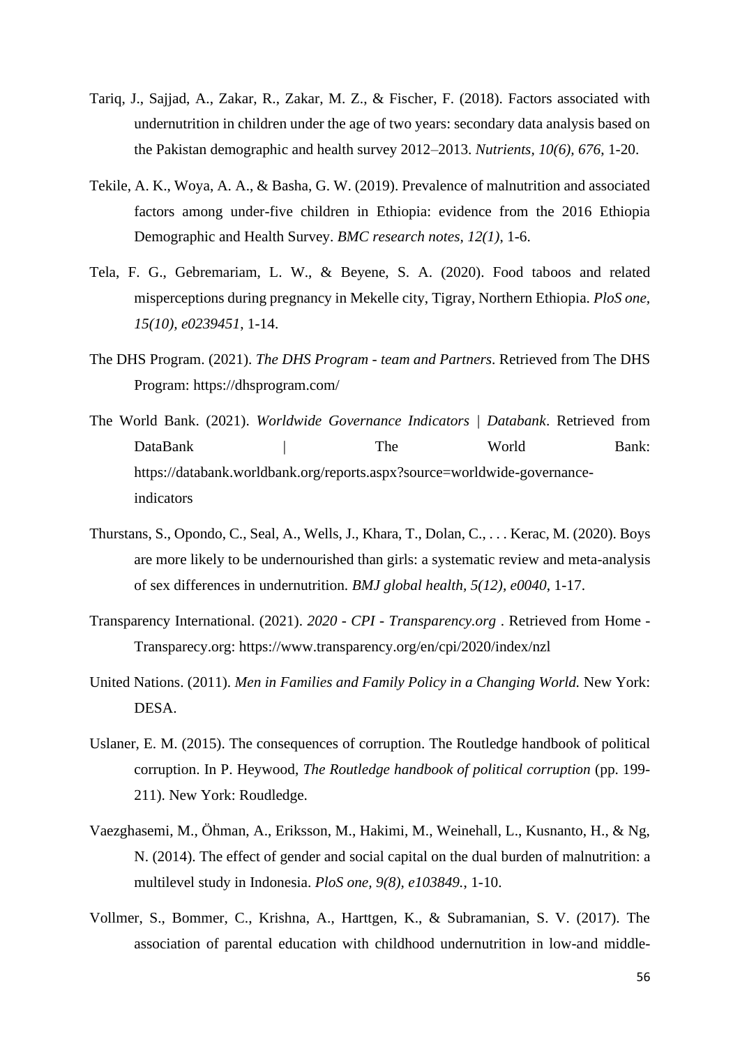Tariq, J., Sajjad, A., Zakar, R., Zakar, M. Z., & Fischer, F. (2018). Factors associated with undernutrition in children under the age of two years: secondary data analysis based on the Pakistan demographic and health survey 2012–2013. *Nutrients, 10(6), 676*, 1-20.

Tekile, A. K., Woya, A. A., & Basha, G. W. (2019). Prevalence of malnutrition and associated factors among under-five children in Ethiopia: evidence from the 2016 Ethiopia Demographic and Health Survey. *BMC research notes, 12(1)*, 1-6.

Tela, F. G., Gebremariam, L. W., & Beyene, S. A. (2020). Food taboos and related misperceptions during pregnancy in Mekelle city, Tigray, Northern Ethiopia. *PloS one, 15(10), e0239451*, 1-14.

The DHS Program. (2021). *The DHS Program - team and Partners*. Retrieved from The DHS Program: https://dhsprogram.com/

The World Bank. (2021). *Worldwide Governance Indicators | Databank*. Retrieved from DataBank | The World Bank: https://databank.worldbank.org/reports.aspx?source=worldwide-governance-indicators

Thurstans, S., Opondo, C., Seal, A., Wells, J., Khara, T., Dolan, C., . . . Kerac, M. (2020). Boys are more likely to be undernourished than girls: a systematic review and meta-analysis of sex differences in undernutrition. *BMJ global health, 5(12), e0040*, 1-17.

Transparency International. (2021). *2020 - CPI - Transparency.org* . Retrieved from Home - Transparecy.org: https://www.transparency.org/en/cpi/2020/index/nzl

United Nations. (2011). *Men in Families and Family Policy in a Changing World.* New York: DESA.

Uslaner, E. M. (2015). The consequences of corruption. The Routledge handbook of political corruption. In P. Heywood, *The Routledge handbook of political corruption* (pp. 199-211). New York: Roudledge.

Vaezghasemi, M., Öhman, A., Eriksson, M., Hakimi, M., Weinehall, L., Kusnanto, H., & Ng, N. (2014). The effect of gender and social capital on the dual burden of malnutrition: a multilevel study in Indonesia. *PloS one, 9(8), e103849.*, 1-10.

Vollmer, S., Bommer, C., Krishna, A., Harttgen, K., & Subramanian, S. V. (2017). The association of parental education with childhood undernutrition in low-and middle-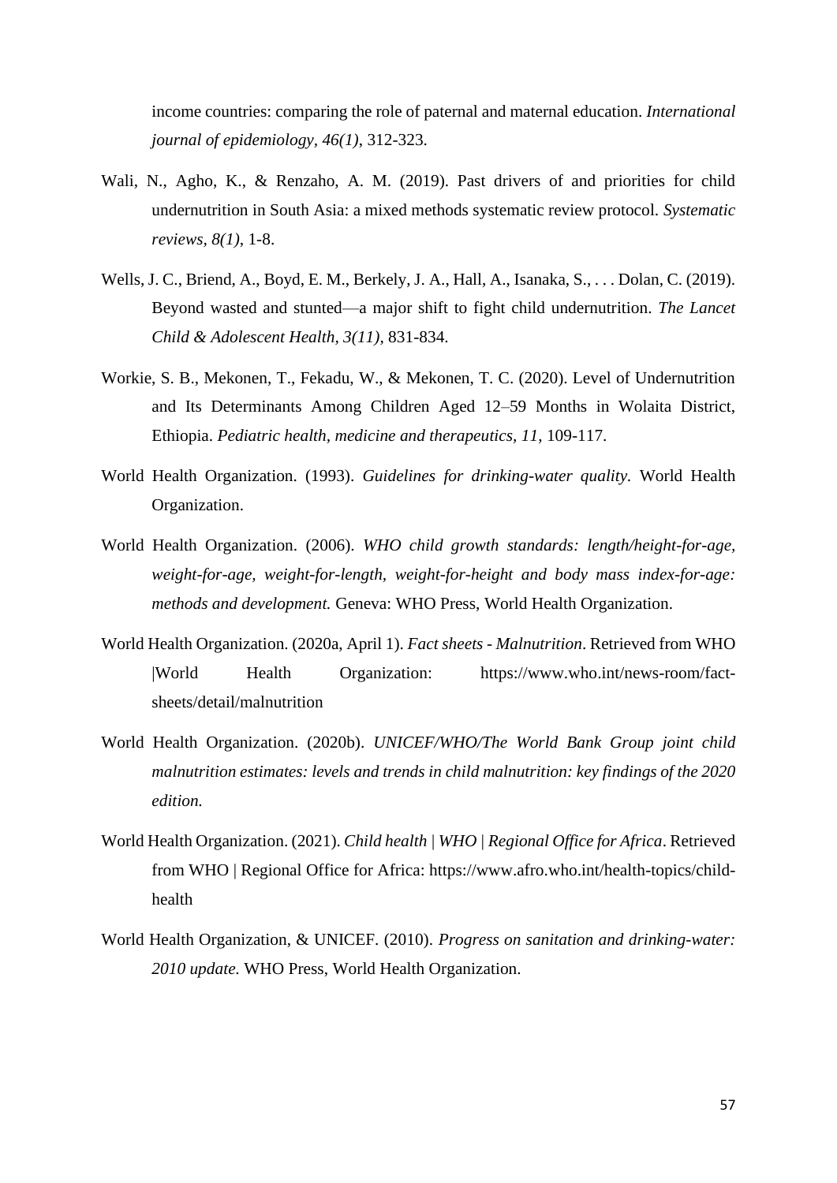income countries: comparing the role of paternal and maternal education. *International journal of epidemiology, 46(1)*, 312-323.

Wali, N., Agho, K., & Renzaho, A. M. (2019). Past drivers of and priorities for child undernutrition in South Asia: a mixed methods systematic review protocol. *Systematic reviews, 8(1)*, 1-8.

Wells, J. C., Briend, A., Boyd, E. M., Berkely, J. A., Hall, A., Isanaka, S., . . . Dolan, C. (2019). Beyond wasted and stunted—a major shift to fight child undernutrition. *The Lancet Child & Adolescent Health, 3(11)*, 831-834.

Workie, S. B., Mekonen, T., Fekadu, W., & Mekonen, T. C. (2020). Level of Undernutrition and Its Determinants Among Children Aged 12–59 Months in Wolaita District, Ethiopia. *Pediatric health, medicine and therapeutics, 11*, 109-117.

World Health Organization. (1993). *Guidelines for drinking-water quality.* World Health Organization.

World Health Organization. (2006). *WHO child growth standards: length/height-for-age, weight-for-age, weight-for-length, weight-for-height and body mass index-for-age: methods and development.* Geneva: WHO Press, World Health Organization.

World Health Organization. (2020a, April 1). *Fact sheets - Malnutrition*. Retrieved from WHO |World Health Organization: https://www.who.int/news-room/fact-sheets/detail/malnutrition

World Health Organization. (2020b). *UNICEF/WHO/The World Bank Group joint child malnutrition estimates: levels and trends in child malnutrition: key findings of the 2020 edition.*

World Health Organization. (2021). *Child health | WHO | Regional Office for Africa*. Retrieved from WHO | Regional Office for Africa: https://www.afro.who.int/health-topics/child-health

World Health Organization, & UNICEF. (2010). *Progress on sanitation and drinking-water: 2010 update.* WHO Press, World Health Organization.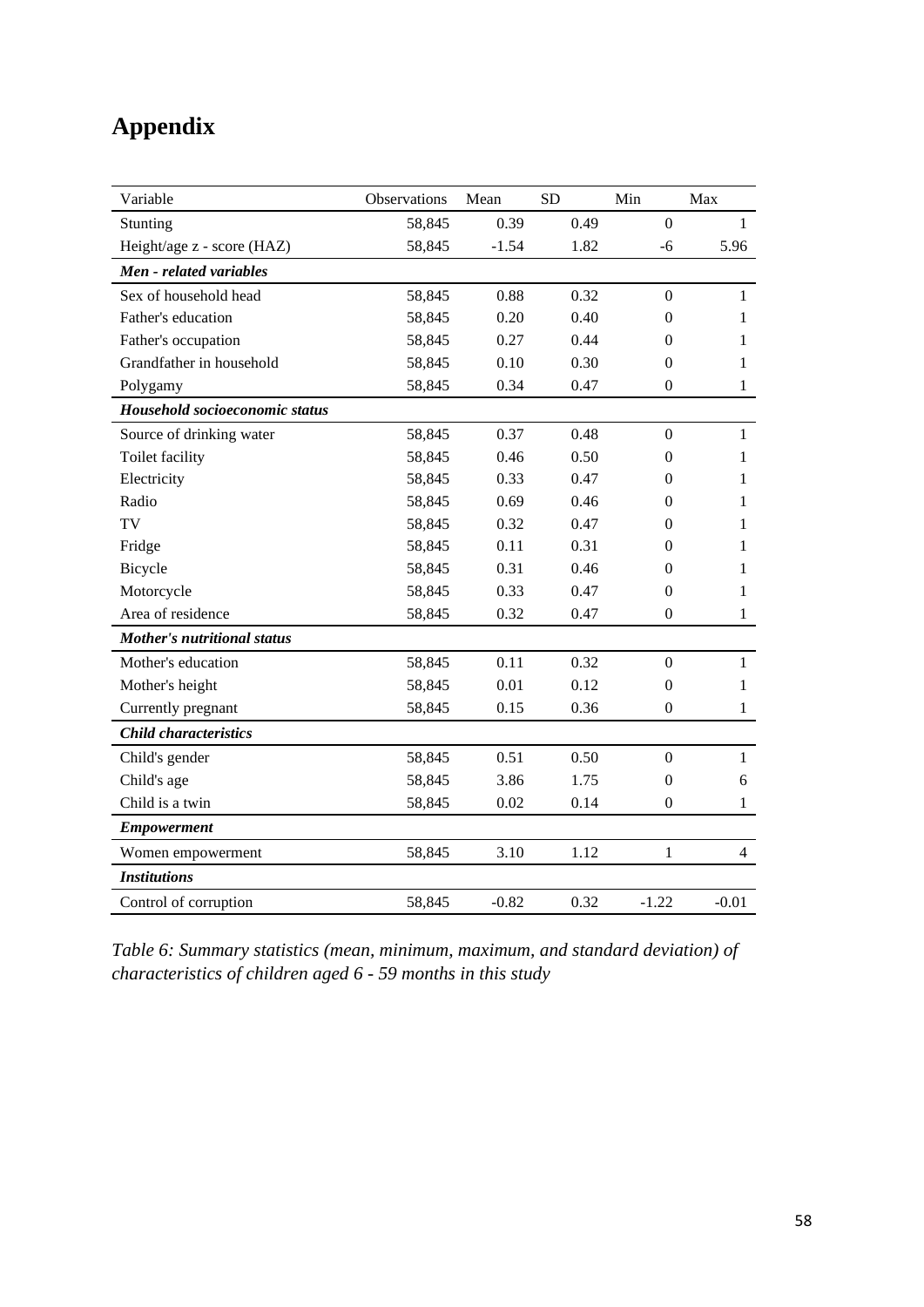# Appendix

| Variable | Observations | Mean | SD | Min | Max |
|---|---|---|---|---|---|
| Stunting | 58,845 | 0.39 | 0.49 | 0 | 1 |
| Height/age z - score (HAZ) | 58,845 | -1.54 | 1.82 | -6 | 5.96 |
| ***Men - related variables*** | | | | | |
| Sex of household head | 58,845 | 0.88 | 0.32 | 0 | 1 |
| Father's education | 58,845 | 0.20 | 0.40 | 0 | 1 |
| Father's occupation | 58,845 | 0.27 | 0.44 | 0 | 1 |
| Grandfather in household | 58,845 | 0.10 | 0.30 | 0 | 1 |
| Polygamy | 58,845 | 0.34 | 0.47 | 0 | 1 |
| ***Household socioeconomic status*** | | | | | |
| Source of drinking water | 58,845 | 0.37 | 0.48 | 0 | 1 |
| Toilet facility | 58,845 | 0.46 | 0.50 | 0 | 1 |
| Electricity | 58,845 | 0.33 | 0.47 | 0 | 1 |
| Radio | 58,845 | 0.69 | 0.46 | 0 | 1 |
| TV | 58,845 | 0.32 | 0.47 | 0 | 1 |
| Fridge | 58,845 | 0.11 | 0.31 | 0 | 1 |
| Bicycle | 58,845 | 0.31 | 0.46 | 0 | 1 |
| Motorcycle | 58,845 | 0.33 | 0.47 | 0 | 1 |
| Area of residence | 58,845 | 0.32 | 0.47 | 0 | 1 |
| ***Mother's nutritional status*** | | | | | |
| Mother's education | 58,845 | 0.11 | 0.32 | 0 | 1 |
| Mother's height | 58,845 | 0.01 | 0.12 | 0 | 1 |
| Currently pregnant | 58,845 | 0.15 | 0.36 | 0 | 1 |
| ***Child characteristics*** | | | | | |
| Child's gender | 58,845 | 0.51 | 0.50 | 0 | 1 |
| Child's age | 58,845 | 3.86 | 1.75 | 0 | 6 |
| Child is a twin | 58,845 | 0.02 | 0.14 | 0 | 1 |
| ***Empowerment*** | | | | | |
| Women empowerment | 58,845 | 3.10 | 1.12 | 1 | 4 |
| ***Institutions*** | | | | | |
| Control of corruption | 58,845 | -0.82 | 0.32 | -1.22 | -0.01 |

*Table 6: Summary statistics (mean, minimum, maximum, and standard deviation) of characteristics of children aged 6 - 59 months in this study*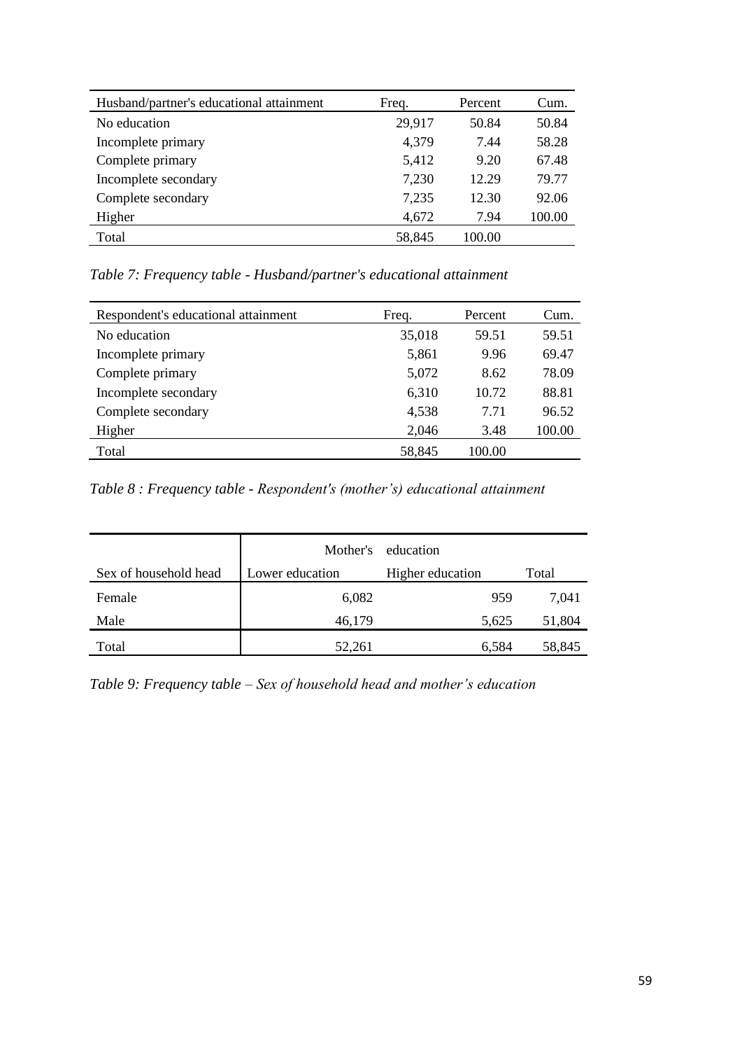| Husband/partner's educational attainment | Freq. | Percent | Cum. |
|---|---|---|---|
| No education | 29,917 | 50.84 | 50.84 |
| Incomplete primary | 4,379 | 7.44 | 58.28 |
| Complete primary | 5,412 | 9.20 | 67.48 |
| Incomplete secondary | 7,230 | 12.29 | 79.77 |
| Complete secondary | 7,235 | 12.30 | 92.06 |
| Higher | 4,672 | 7.94 | 100.00 |
| Total | 58,845 | 100.00 | |

*Table 7: Frequency table - Husband/partner's educational attainment*

| Respondent's educational attainment | Freq. | Percent | Cum. |
|---|---|---|---|
| No education | 35,018 | 59.51 | 59.51 |
| Incomplete primary | 5,861 | 9.96 | 69.47 |
| Complete primary | 5,072 | 8.62 | 78.09 |
| Incomplete secondary | 6,310 | 10.72 | 88.81 |
| Complete secondary | 4,538 | 7.71 | 96.52 |
| Higher | 2,046 | 3.48 | 100.00 |
| Total | 58,845 | 100.00 | |

*Table 8 : Frequency table - Respondent's (mother's) educational attainment*

| | Mother's education | | |
|---|---|---|---|
| Sex of household head | Lower education | Higher education | Total |
| Female | 6,082 | 959 | 7,041 |
| Male | 46,179 | 5,625 | 51,804 |
| Total | 52,261 | 6,584 | 58,845 |

*Table 9: Frequency table – Sex of household head and mother's education*